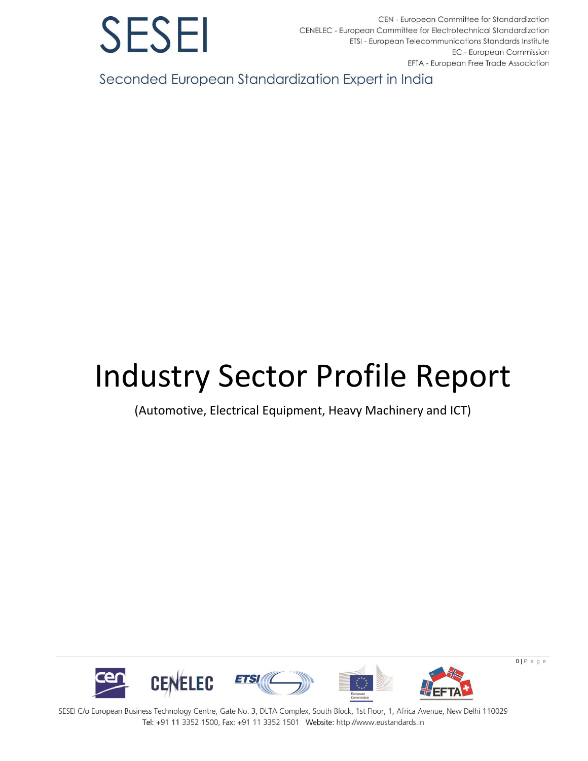SESEI

CEN - European Committee for Standardization
CENELEC - European Committee for Electrotechnical Standardization
ETSI - European Telecommunications Standards Institute
EC - European Commission
EFTA - European Free Trade Association

Seconded European Standardization Expert in India

# Industry Sector Profile Report

(Automotive, Electrical Equipment, Heavy Machinery and ICT)

SESEI C/o European Business Technology Centre, Gate No. 3, DLTA Complex, South Block, 1st Floor, 1, Africa Avenue, New Delhi 110029
Tel: +91 11 3352 1500, Fax: +91 11 3352 1501 Website: http://www.eustandards.in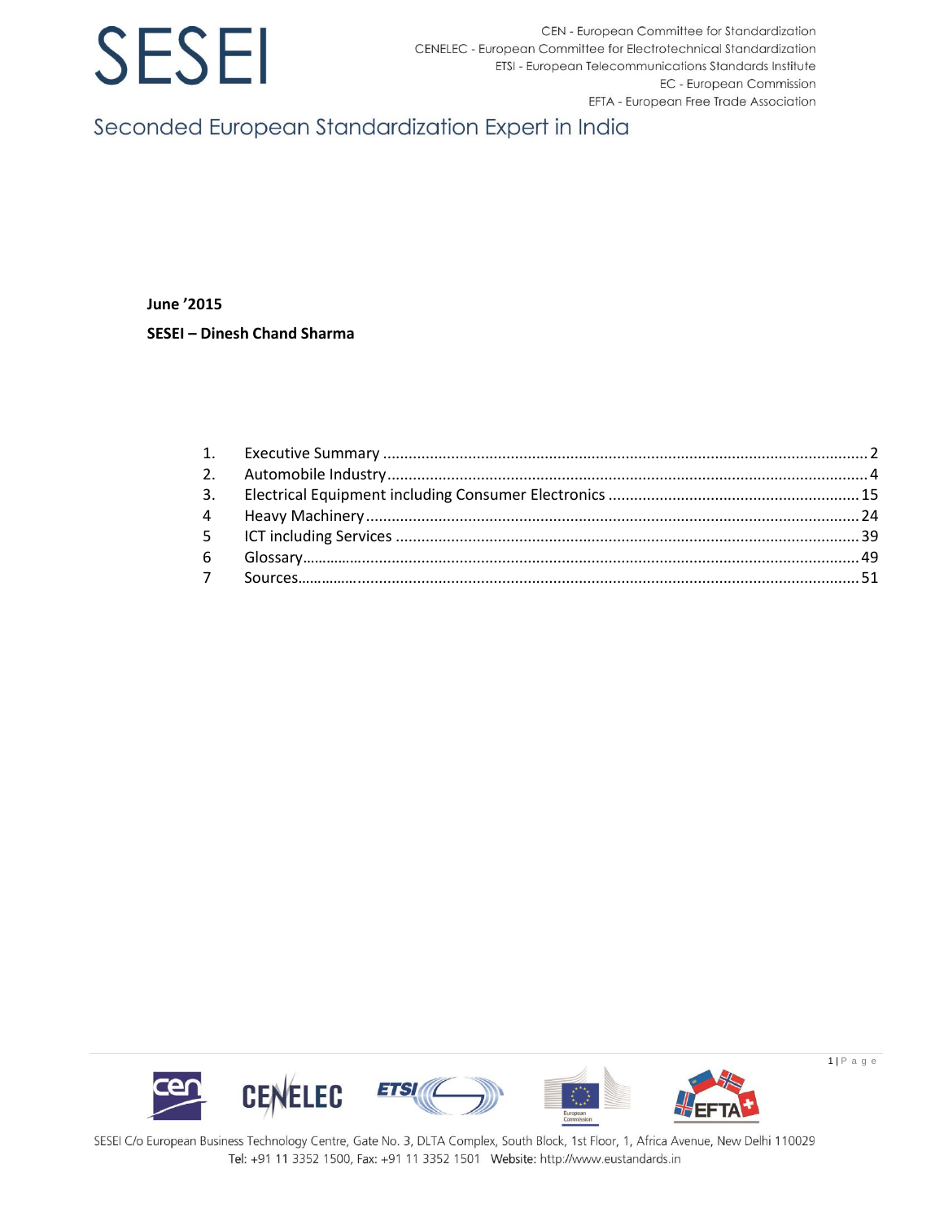# SESEI

CEN - European Committee for Standardization
CENELEC - European Committee for Electrotechnical Standardization
ETSI - European Telecommunications Standards Institute
EC - European Commission
EFTA - European Free Trade Association

## Seconded European Standardization Expert in India

**June '2015**

**SESEI – Dinesh Chand Sharma**

| | | |
|---|---|---|
| 1. | Executive Summary | 2 |
| 2. | Automobile Industry | 4 |
| 3. | Electrical Equipment including Consumer Electronics | 15 |
| 4 | Heavy Machinery | 24 |
| 5 | ICT including Services | 39 |
| 6 | Glossary | 49 |
| 7 | Sources | 51 |

SESEI C/o European Business Technology Centre, Gate No. 3, DLTA Complex, South Block, 1st Floor, 1, Africa Avenue, New Delhi 110029
Tel: +91 11 3352 1500, Fax: +91 11 3352 1501 Website: http://www.eustandards.in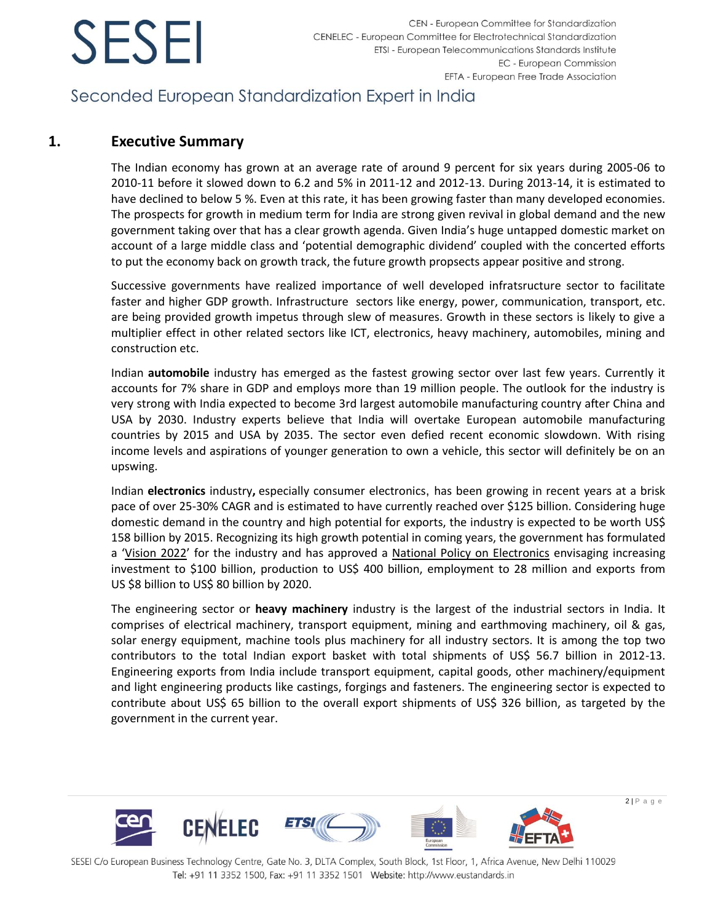# 1. Executive Summary

The Indian economy has grown at an average rate of around 9 percent for six years during 2005-06 to 2010-11 before it slowed down to 6.2 and 5% in 2011-12 and 2012-13. During 2013-14, it is estimated to have declined to below 5 %. Even at this rate, it has been growing faster than many developed economies. The prospects for growth in medium term for India are strong given revival in global demand and the new government taking over that has a clear growth agenda. Given India's huge untapped domestic market on account of a large middle class and 'potential demographic dividend' coupled with the concerted efforts to put the economy back on growth track, the future growth propsects appear positive and strong.

Successive governments have realized importance of well developed infratsructure sector to facilitate faster and higher GDP growth. Infrastructure sectors like energy, power, communication, transport, etc. are being provided growth impetus through slew of measures. Growth in these sectors is likely to give a multiplier effect in other related sectors like ICT, electronics, heavy machinery, automobiles, mining and construction etc.

Indian **automobile** industry has emerged as the fastest growing sector over last few years. Currently it accounts for 7% share in GDP and employs more than 19 million people. The outlook for the industry is very strong with India expected to become 3rd largest automobile manufacturing country after China and USA by 2030. Industry experts believe that India will overtake European automobile manufacturing countries by 2015 and USA by 2035. The sector even defied recent economic slowdown. With rising income levels and aspirations of younger generation to own a vehicle, this sector will definitely be on an upswing.

Indian **electronics** industry**,** especially consumer electronics, has been growing in recent years at a brisk pace of over 25-30% CAGR and is estimated to have currently reached over $125 billion. Considering huge domestic demand in the country and high potential for exports, the industry is expected to be worth US$ 158 billion by 2015. Recognizing its high growth potential in coming years, the government has formulated a 'Vision 2022' for the industry and has approved a National Policy on Electronics envisaging increasing investment to $100 billion, production to US$ 400 billion, employment to 28 million and exports from US $8 billion to US$ 80 billion by 2020.

The engineering sector or **heavy machinery** industry is the largest of the industrial sectors in India. It comprises of electrical machinery, transport equipment, mining and earthmoving machinery, oil & gas, solar energy equipment, machine tools plus machinery for all industry sectors. It is among the top two contributors to the total Indian export basket with total shipments of US$ 56.7 billion in 2012-13. Engineering exports from India include transport equipment, capital goods, other machinery/equipment and light engineering products like castings, forgings and fasteners. The engineering sector is expected to contribute about US$ 65 billion to the overall export shipments of US$ 326 billion, as targeted by the government in the current year.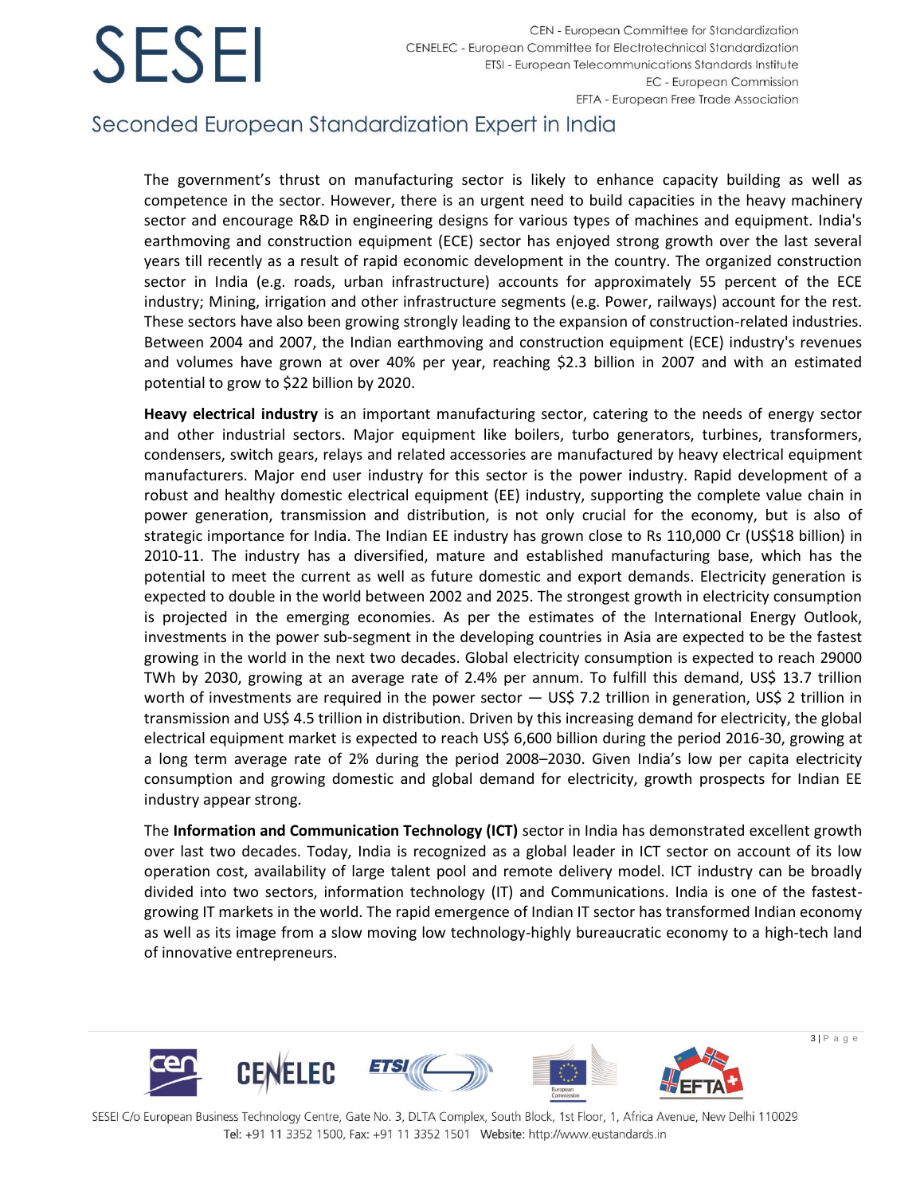The government's thrust on manufacturing sector is likely to enhance capacity building as well as competence in the sector. However, there is an urgent need to build capacities in the heavy machinery sector and encourage R&D in engineering designs for various types of machines and equipment. India's earthmoving and construction equipment (ECE) sector has enjoyed strong growth over the last several years till recently as a result of rapid economic development in the country. The organized construction sector in India (e.g. roads, urban infrastructure) accounts for approximately 55 percent of the ECE industry; Mining, irrigation and other infrastructure segments (e.g. Power, railways) account for the rest. These sectors have also been growing strongly leading to the expansion of construction-related industries. Between 2004 and 2007, the Indian earthmoving and construction equipment (ECE) industry's revenues and volumes have grown at over 40% per year, reaching $2.3 billion in 2007 and with an estimated potential to grow to $22 billion by 2020.

**Heavy electrical industry** is an important manufacturing sector, catering to the needs of energy sector and other industrial sectors. Major equipment like boilers, turbo generators, turbines, transformers, condensers, switch gears, relays and related accessories are manufactured by heavy electrical equipment manufacturers. Major end user industry for this sector is the power industry. Rapid development of a robust and healthy domestic electrical equipment (EE) industry, supporting the complete value chain in power generation, transmission and distribution, is not only crucial for the economy, but is also of strategic importance for India. The Indian EE industry has grown close to Rs 110,000 Cr (US$18 billion) in 2010-11. The industry has a diversified, mature and established manufacturing base, which has the potential to meet the current as well as future domestic and export demands. Electricity generation is expected to double in the world between 2002 and 2025. The strongest growth in electricity consumption is projected in the emerging economies. As per the estimates of the International Energy Outlook, investments in the power sub-segment in the developing countries in Asia are expected to be the fastest growing in the world in the next two decades. Global electricity consumption is expected to reach 29000 TWh by 2030, growing at an average rate of 2.4% per annum. To fulfill this demand, US$ 13.7 trillion worth of investments are required in the power sector — US$ 7.2 trillion in generation, US$ 2 trillion in transmission and US$ 4.5 trillion in distribution. Driven by this increasing demand for electricity, the global electrical equipment market is expected to reach US$ 6,600 billion during the period 2016-30, growing at a long term average rate of 2% during the period 2008–2030. Given India's low per capita electricity consumption and growing domestic and global demand for electricity, growth prospects for Indian EE industry appear strong.

The **Information and Communication Technology (ICT)** sector in India has demonstrated excellent growth over last two decades. Today, India is recognized as a global leader in ICT sector on account of its low operation cost, availability of large talent pool and remote delivery model. ICT industry can be broadly divided into two sectors, information technology (IT) and Communications. India is one of the fastest-growing IT markets in the world. The rapid emergence of Indian IT sector has transformed Indian economy as well as its image from a slow moving low technology-highly bureaucratic economy to a high-tech land of innovative entrepreneurs.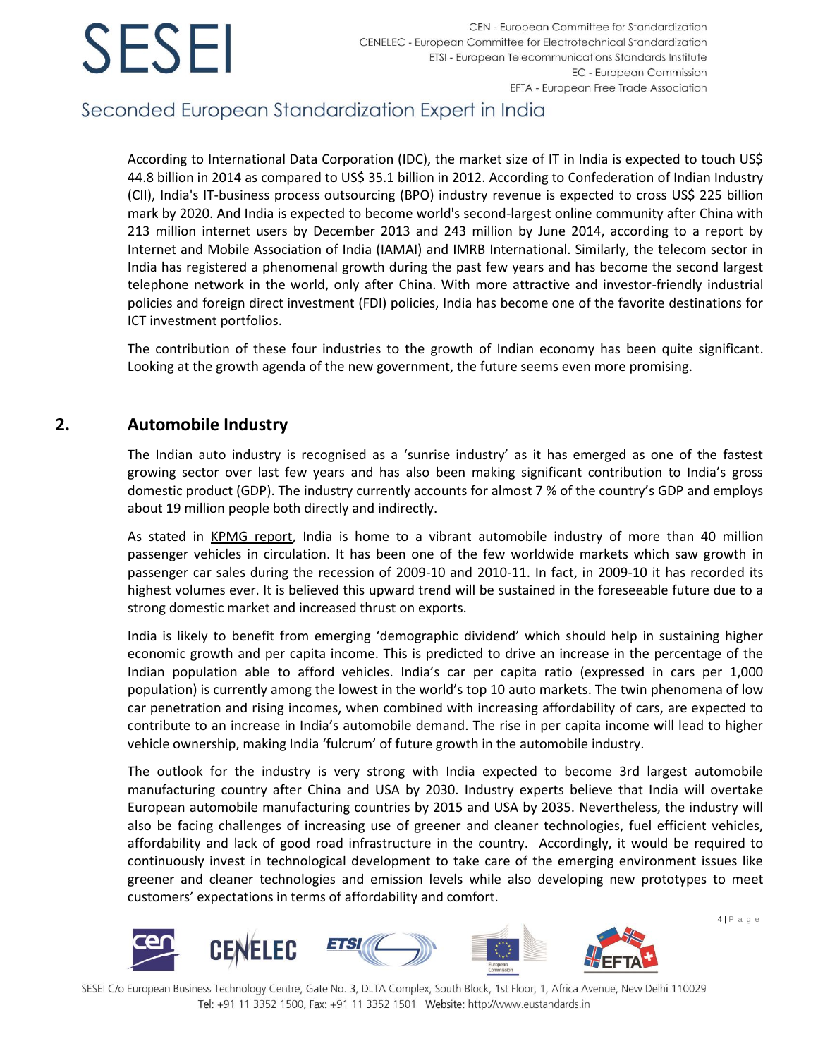According to International Data Corporation (IDC), the market size of IT in India is expected to touch US$ 44.8 billion in 2014 as compared to US$ 35.1 billion in 2012. According to Confederation of Indian Industry (CII), India's IT-business process outsourcing (BPO) industry revenue is expected to cross US$ 225 billion mark by 2020. And India is expected to become world's second-largest online community after China with 213 million internet users by December 2013 and 243 million by June 2014, according to a report by Internet and Mobile Association of India (IAMAI) and IMRB International. Similarly, the telecom sector in India has registered a phenomenal growth during the past few years and has become the second largest telephone network in the world, only after China. With more attractive and investor-friendly industrial policies and foreign direct investment (FDI) policies, India has become one of the favorite destinations for ICT investment portfolios.

The contribution of these four industries to the growth of Indian economy has been quite significant. Looking at the growth agenda of the new government, the future seems even more promising.

## 2. Automobile Industry

The Indian auto industry is recognised as a 'sunrise industry' as it has emerged as one of the fastest growing sector over last few years and has also been making significant contribution to India's gross domestic product (GDP). The industry currently accounts for almost 7 % of the country's GDP and employs about 19 million people both directly and indirectly.

As stated in KPMG report, India is home to a vibrant automobile industry of more than 40 million passenger vehicles in circulation. It has been one of the few worldwide markets which saw growth in passenger car sales during the recession of 2009-10 and 2010-11. In fact, in 2009-10 it has recorded its highest volumes ever. It is believed this upward trend will be sustained in the foreseeable future due to a strong domestic market and increased thrust on exports.

India is likely to benefit from emerging 'demographic dividend' which should help in sustaining higher economic growth and per capita income. This is predicted to drive an increase in the percentage of the Indian population able to afford vehicles. India's car per capita ratio (expressed in cars per 1,000 population) is currently among the lowest in the world's top 10 auto markets. The twin phenomena of low car penetration and rising incomes, when combined with increasing affordability of cars, are expected to contribute to an increase in India's automobile demand. The rise in per capita income will lead to higher vehicle ownership, making India 'fulcrum' of future growth in the automobile industry.

The outlook for the industry is very strong with India expected to become 3rd largest automobile manufacturing country after China and USA by 2030. Industry experts believe that India will overtake European automobile manufacturing countries by 2015 and USA by 2035. Nevertheless, the industry will also be facing challenges of increasing use of greener and cleaner technologies, fuel efficient vehicles, affordability and lack of good road infrastructure in the country. Accordingly, it would be required to continuously invest in technological development to take care of the emerging environment issues like greener and cleaner technologies and emission levels while also developing new prototypes to meet customers' expectations in terms of affordability and comfort.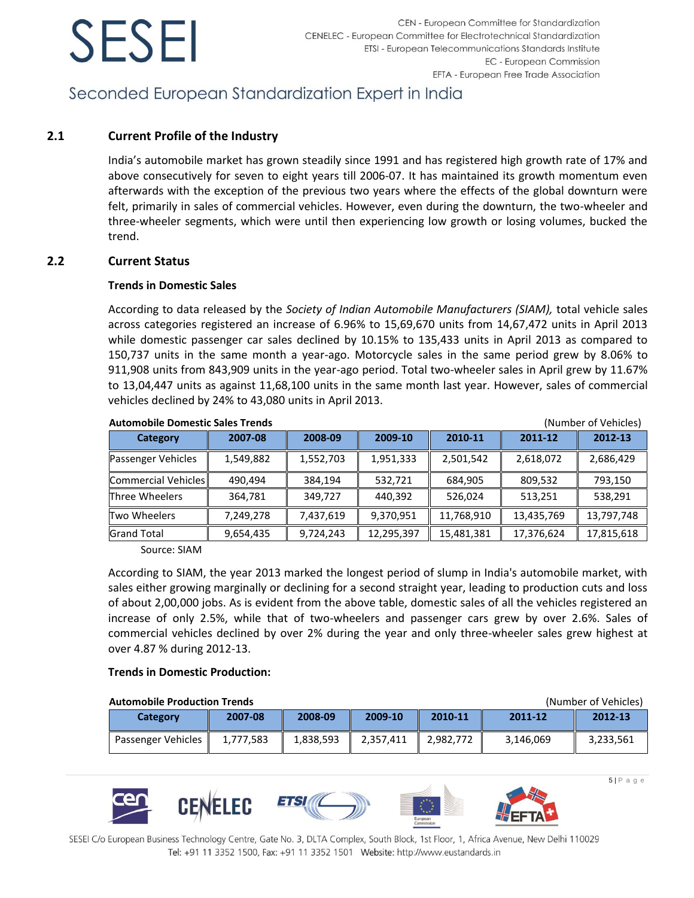## 2.1 Current Profile of the Industry

India's automobile market has grown steadily since 1991 and has registered high growth rate of 17% and above consecutively for seven to eight years till 2006-07. It has maintained its growth momentum even afterwards with the exception of the previous two years where the effects of the global downturn were felt, primarily in sales of commercial vehicles. However, even during the downturn, the two-wheeler and three-wheeler segments, which were until then experiencing low growth or losing volumes, bucked the trend.

## 2.2 Current Status

### Trends in Domestic Sales

According to data released by the *Society of Indian Automobile Manufacturers (SIAM),* total vehicle sales across categories registered an increase of 6.96% to 15,69,670 units from 14,67,472 units in April 2013 while domestic passenger car sales declined by 10.15% to 135,433 units in April 2013 as compared to 150,737 units in the same month a year-ago. Motorcycle sales in the same period grew by 8.06% to 911,908 units from 843,909 units in the year-ago period. Total two-wheeler sales in April grew by 11.67% to 13,04,447 units as against 11,68,100 units in the same month last year. However, sales of commercial vehicles declined by 24% to 43,080 units in April 2013.

**Automobile Domestic Sales Trends** (Number of Vehicles)

| Category | 2007-08 | 2008-09 | 2009-10 | 2010-11 | 2011-12 | 2012-13 |
|---|---|---|---|---|---|---|
| Passenger Vehicles | 1,549,882 | 1,552,703 | 1,951,333 | 2,501,542 | 2,618,072 | 2,686,429 |
| Commercial Vehicles | 490,494 | 384,194 | 532,721 | 684,905 | 809,532 | 793,150 |
| Three Wheelers | 364,781 | 349,727 | 440,392 | 526,024 | 513,251 | 538,291 |
| Two Wheelers | 7,249,278 | 7,437,619 | 9,370,951 | 11,768,910 | 13,435,769 | 13,797,748 |
| Grand Total | 9,654,435 | 9,724,243 | 12,295,397 | 15,481,381 | 17,376,624 | 17,815,618 |

Source: SIAM

According to SIAM, the year 2013 marked the longest period of slump in India's automobile market, with sales either growing marginally or declining for a second straight year, leading to production cuts and loss of about 2,00,000 jobs. As is evident from the above table, domestic sales of all the vehicles registered an increase of only 2.5%, while that of two-wheelers and passenger cars grew by over 2.6%. Sales of commercial vehicles declined by over 2% during the year and only three-wheeler sales grew highest at over 4.87 % during 2012-13.

### Trends in Domestic Production:

**Automobile Production Trends** (Number of Vehicles)

| Category | 2007-08 | 2008-09 | 2009-10 | 2010-11 | 2011-12 | 2012-13 |
|---|---|---|---|---|---|---|
| Passenger Vehicles | 1,777,583 | 1,838,593 | 2,357,411 | 2,982,772 | 3,146,069 | 3,233,561 |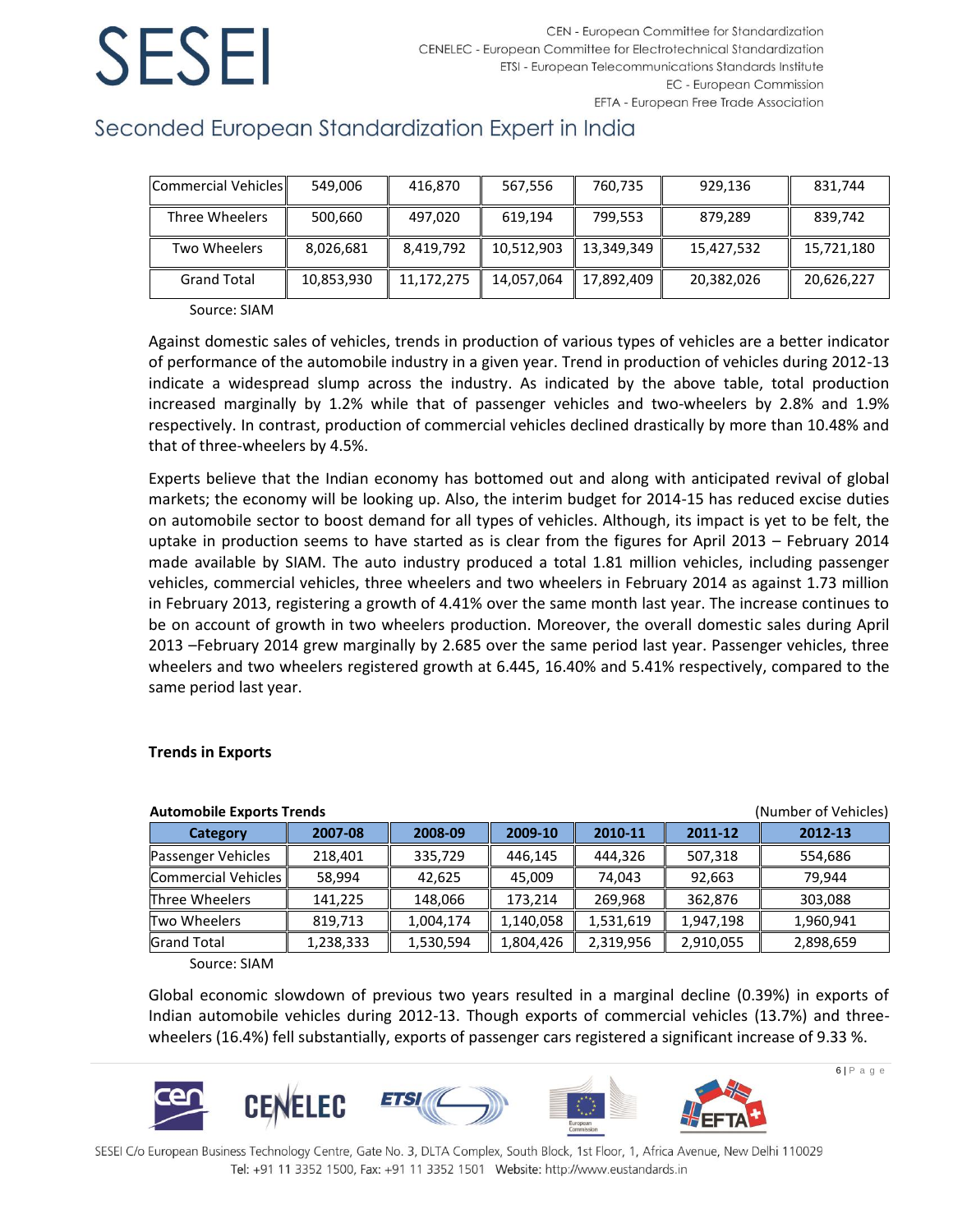| Commercial Vehicles | 549,006 | 416,870 | 567,556 | 760,735 | 929,136 | 831,744 |
|---|---|---|---|---|---|---|
| Three Wheelers | 500,660 | 497,020 | 619,194 | 799,553 | 879,289 | 839,742 |
| Two Wheelers | 8,026,681 | 8,419,792 | 10,512,903 | 13,349,349 | 15,427,532 | 15,721,180 |
| Grand Total | 10,853,930 | 11,172,275 | 14,057,064 | 17,892,409 | 20,382,026 | 20,626,227 |

Source: SIAM

Against domestic sales of vehicles, trends in production of various types of vehicles are a better indicator of performance of the automobile industry in a given year. Trend in production of vehicles during 2012-13 indicate a widespread slump across the industry. As indicated by the above table, total production increased marginally by 1.2% while that of passenger vehicles and two-wheelers by 2.8% and 1.9% respectively. In contrast, production of commercial vehicles declined drastically by more than 10.48% and that of three-wheelers by 4.5%.

Experts believe that the Indian economy has bottomed out and along with anticipated revival of global markets; the economy will be looking up. Also, the interim budget for 2014-15 has reduced excise duties on automobile sector to boost demand for all types of vehicles. Although, its impact is yet to be felt, the uptake in production seems to have started as is clear from the figures for April 2013 – February 2014 made available by SIAM. The auto industry produced a total 1.81 million vehicles, including passenger vehicles, commercial vehicles, three wheelers and two wheelers in February 2014 as against 1.73 million in February 2013, registering a growth of 4.41% over the same month last year. The increase continues to be on account of growth in two wheelers production. Moreover, the overall domestic sales during April 2013 –February 2014 grew marginally by 2.685 over the same period last year. Passenger vehicles, three wheelers and two wheelers registered growth at 6.445, 16.40% and 5.41% respectively, compared to the same period last year.

### Trends in Exports

**Automobile Exports Trends** (Number of Vehicles)

| Category | 2007-08 | 2008-09 | 2009-10 | 2010-11 | 2011-12 | 2012-13 |
|---|---|---|---|---|---|---|
| Passenger Vehicles | 218,401 | 335,729 | 446,145 | 444,326 | 507,318 | 554,686 |
| Commercial Vehicles | 58,994 | 42,625 | 45,009 | 74,043 | 92,663 | 79,944 |
| Three Wheelers | 141,225 | 148,066 | 173,214 | 269,968 | 362,876 | 303,088 |
| Two Wheelers | 819,713 | 1,004,174 | 1,140,058 | 1,531,619 | 1,947,198 | 1,960,941 |
| Grand Total | 1,238,333 | 1,530,594 | 1,804,426 | 2,319,956 | 2,910,055 | 2,898,659 |

Source: SIAM

Global economic slowdown of previous two years resulted in a marginal decline (0.39%) in exports of Indian automobile vehicles during 2012-13. Though exports of commercial vehicles (13.7%) and three-wheelers (16.4%) fell substantially, exports of passenger cars registered a significant increase of 9.33 %.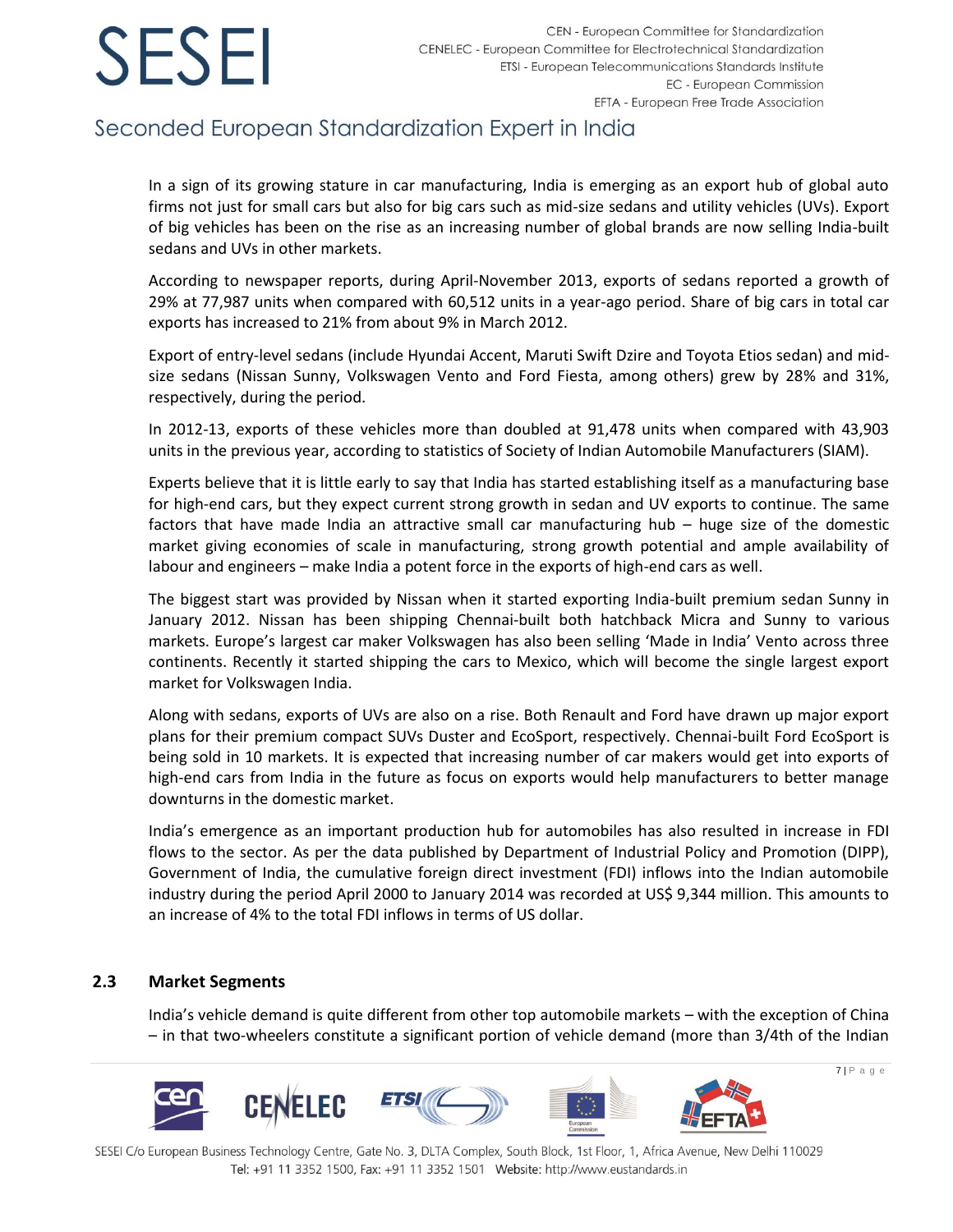In a sign of its growing stature in car manufacturing, India is emerging as an export hub of global auto firms not just for small cars but also for big cars such as mid-size sedans and utility vehicles (UVs). Export of big vehicles has been on the rise as an increasing number of global brands are now selling India-built sedans and UVs in other markets.

According to newspaper reports, during April-November 2013, exports of sedans reported a growth of 29% at 77,987 units when compared with 60,512 units in a year-ago period. Share of big cars in total car exports has increased to 21% from about 9% in March 2012.

Export of entry-level sedans (include Hyundai Accent, Maruti Swift Dzire and Toyota Etios sedan) and mid-size sedans (Nissan Sunny, Volkswagen Vento and Ford Fiesta, among others) grew by 28% and 31%, respectively, during the period.

In 2012-13, exports of these vehicles more than doubled at 91,478 units when compared with 43,903 units in the previous year, according to statistics of Society of Indian Automobile Manufacturers (SIAM).

Experts believe that it is little early to say that India has started establishing itself as a manufacturing base for high-end cars, but they expect current strong growth in sedan and UV exports to continue. The same factors that have made India an attractive small car manufacturing hub – huge size of the domestic market giving economies of scale in manufacturing, strong growth potential and ample availability of labour and engineers – make India a potent force in the exports of high-end cars as well.

The biggest start was provided by Nissan when it started exporting India-built premium sedan Sunny in January 2012. Nissan has been shipping Chennai-built both hatchback Micra and Sunny to various markets. Europe's largest car maker Volkswagen has also been selling 'Made in India' Vento across three continents. Recently it started shipping the cars to Mexico, which will become the single largest export market for Volkswagen India.

Along with sedans, exports of UVs are also on a rise. Both Renault and Ford have drawn up major export plans for their premium compact SUVs Duster and EcoSport, respectively. Chennai-built Ford EcoSport is being sold in 10 markets. It is expected that increasing number of car makers would get into exports of high-end cars from India in the future as focus on exports would help manufacturers to better manage downturns in the domestic market.

India's emergence as an important production hub for automobiles has also resulted in increase in FDI flows to the sector. As per the data published by Department of Industrial Policy and Promotion (DIPP), Government of India, the cumulative foreign direct investment (FDI) inflows into the Indian automobile industry during the period April 2000 to January 2014 was recorded at US$ 9,344 million. This amounts to an increase of 4% to the total FDI inflows in terms of US dollar.

### 2.3 Market Segments

India's vehicle demand is quite different from other top automobile markets – with the exception of China – in that two-wheelers constitute a significant portion of vehicle demand (more than 3/4th of the Indian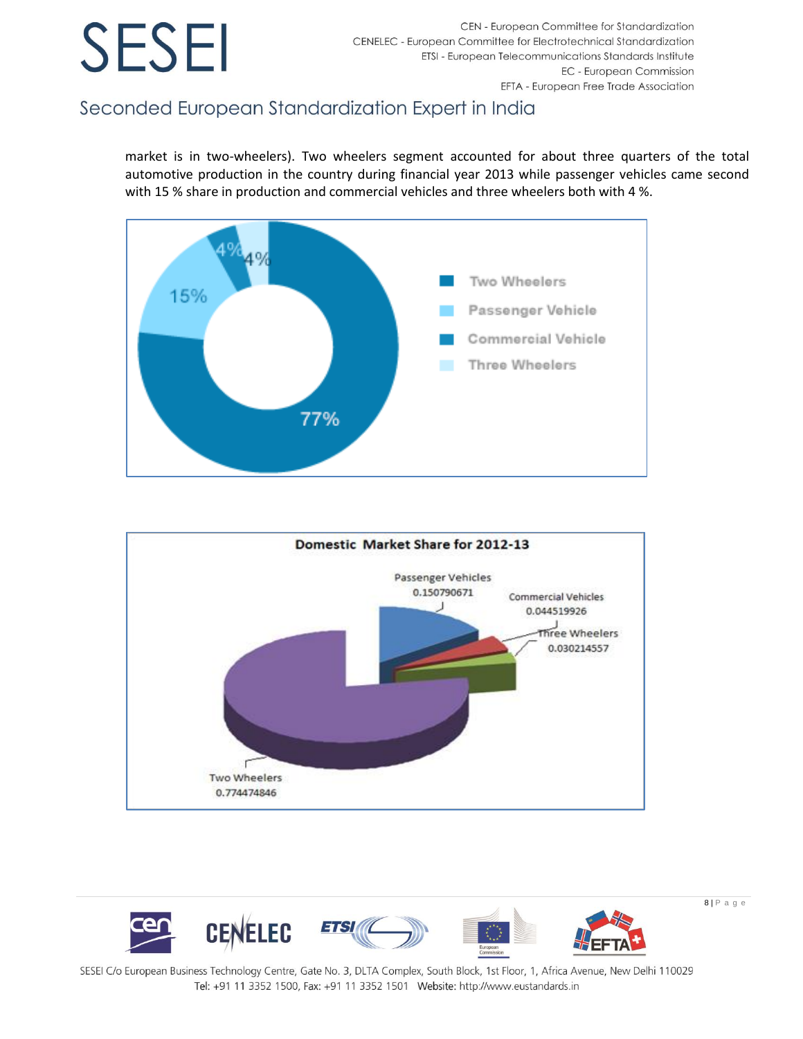market is in two-wheelers). Two wheelers segment accounted for about three quarters of the total automotive production in the country during financial year 2013 while passenger vehicles came second with 15 % share in production and commercial vehicles and three wheelers both with 4 %.

Two Wheelers: 77%
Passenger Vehicle: 15%
Commercial Vehicle: 4%
Three Wheelers: 4%

**Domestic Market Share for 2012-13**

Passenger Vehicles 0.150790671

Commercial Vehicles 0.044519926

Three Wheelers 0.030214557

Two Wheelers 0.774474846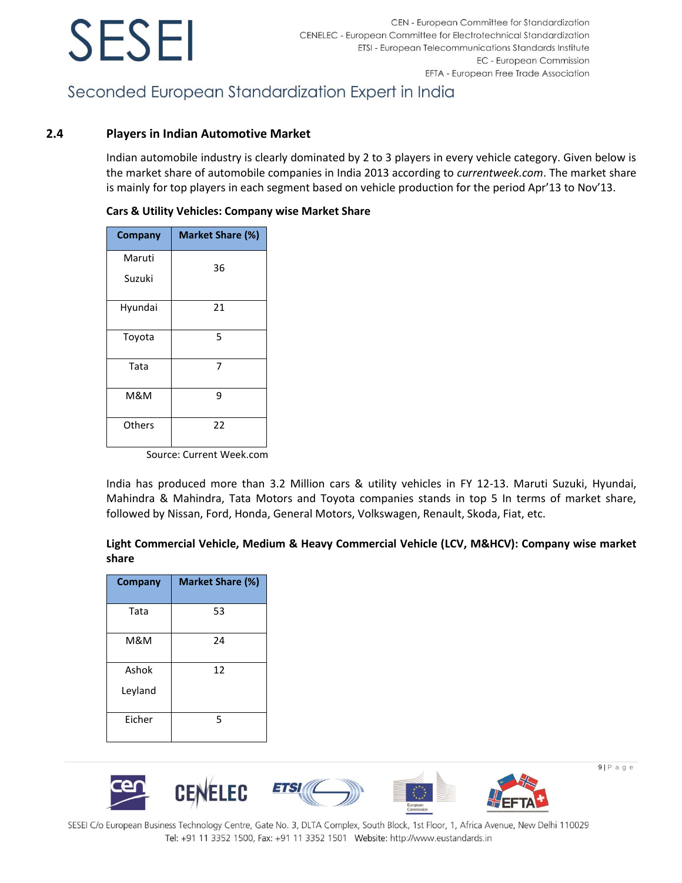## 2.4 Players in Indian Automotive Market

Indian automobile industry is clearly dominated by 2 to 3 players in every vehicle category. Given below is the market share of automobile companies in India 2013 according to *currentweek.com*. The market share is mainly for top players in each segment based on vehicle production for the period Apr'13 to Nov'13.

**Cars & Utility Vehicles: Company wise Market Share**

| Company | Market Share (%) |
|---|---|
| Maruti Suzuki | 36 |
| Hyundai | 21 |
| Toyota | 5 |
| Tata | 7 |
| M&M | 9 |
| Others | 22 |

Source: Current Week.com

India has produced more than 3.2 Million cars & utility vehicles in FY 12-13. Maruti Suzuki, Hyundai, Mahindra & Mahindra, Tata Motors and Toyota companies stands in top 5 In terms of market share, followed by Nissan, Ford, Honda, General Motors, Volkswagen, Renault, Skoda, Fiat, etc.

**Light Commercial Vehicle, Medium & Heavy Commercial Vehicle (LCV, M&HCV): Company wise market share**

| Company | Market Share (%) |
|---|---|
| Tata | 53 |
| M&M | 24 |
| Ashok Leyland | 12 |
| Eicher | 5 |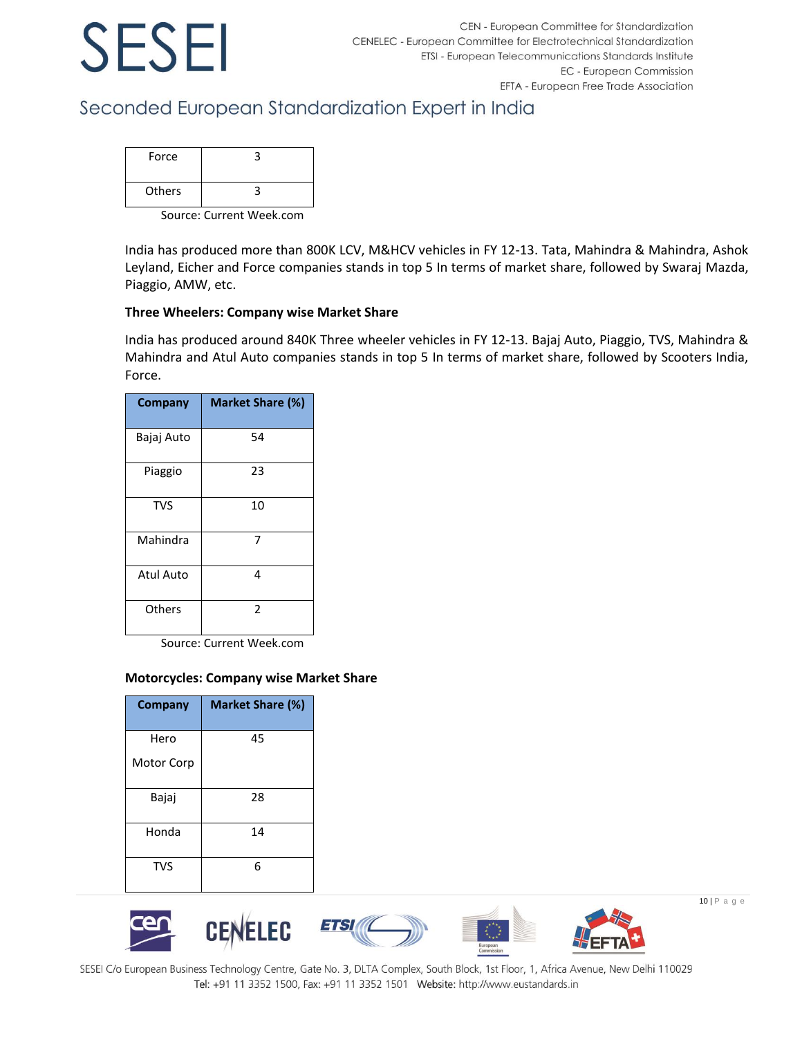| Force | 3 |
|---|---|
| Others | 3 |

Source: Current Week.com

India has produced more than 800K LCV, M&HCV vehicles in FY 12-13. Tata, Mahindra & Mahindra, Ashok Leyland, Eicher and Force companies stands in top 5 In terms of market share, followed by Swaraj Mazda, Piaggio, AMW, etc.

**Three Wheelers: Company wise Market Share**

India has produced around 840K Three wheeler vehicles in FY 12-13. Bajaj Auto, Piaggio, TVS, Mahindra & Mahindra and Atul Auto companies stands in top 5 In terms of market share, followed by Scooters India, Force.

| Company | Market Share (%) |
|---|---|
| Bajaj Auto | 54 |
| Piaggio | 23 |
| TVS | 10 |
| Mahindra | 7 |
| Atul Auto | 4 |
| Others | 2 |

Source: Current Week.com

**Motorcycles: Company wise Market Share**

| Company | Market Share (%) |
|---|---|
| Hero Motor Corp | 45 |
| Bajaj | 28 |
| Honda | 14 |
| TVS | 6 |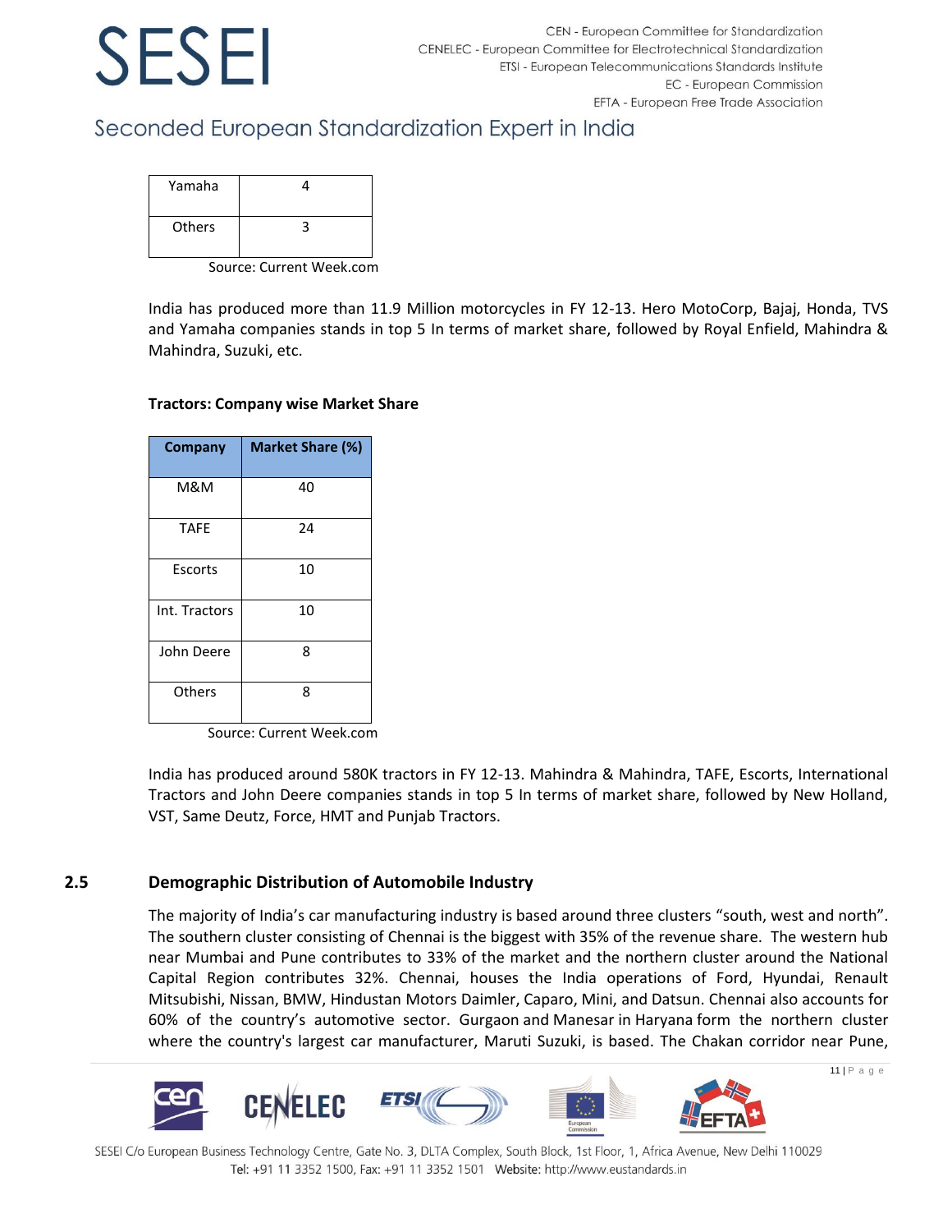| Yamaha | 4 |
|---|---|
| Others | 3 |

Source: Current Week.com

India has produced more than 11.9 Million motorcycles in FY 12-13. Hero MotoCorp, Bajaj, Honda, TVS and Yamaha companies stands in top 5 In terms of market share, followed by Royal Enfield, Mahindra & Mahindra, Suzuki, etc.

**Tractors: Company wise Market Share**

| Company | Market Share (%) |
|---|---|
| M&M | 40 |
| TAFE | 24 |
| Escorts | 10 |
| Int. Tractors | 10 |
| John Deere | 8 |
| Others | 8 |

Source: Current Week.com

India has produced around 580K tractors in FY 12-13. Mahindra & Mahindra, TAFE, Escorts, International Tractors and John Deere companies stands in top 5 In terms of market share, followed by New Holland, VST, Same Deutz, Force, HMT and Punjab Tractors.

## 2.5 Demographic Distribution of Automobile Industry

The majority of India's car manufacturing industry is based around three clusters "south, west and north". The southern cluster consisting of Chennai is the biggest with 35% of the revenue share. The western hub near Mumbai and Pune contributes to 33% of the market and the northern cluster around the National Capital Region contributes 32%. Chennai, houses the India operations of Ford, Hyundai, Renault Mitsubishi, Nissan, BMW, Hindustan Motors Daimler, Caparo, Mini, and Datsun. Chennai also accounts for 60% of the country's automotive sector. Gurgaon and Manesar in Haryana form the northern cluster where the country's largest car manufacturer, Maruti Suzuki, is based. The Chakan corridor near Pune,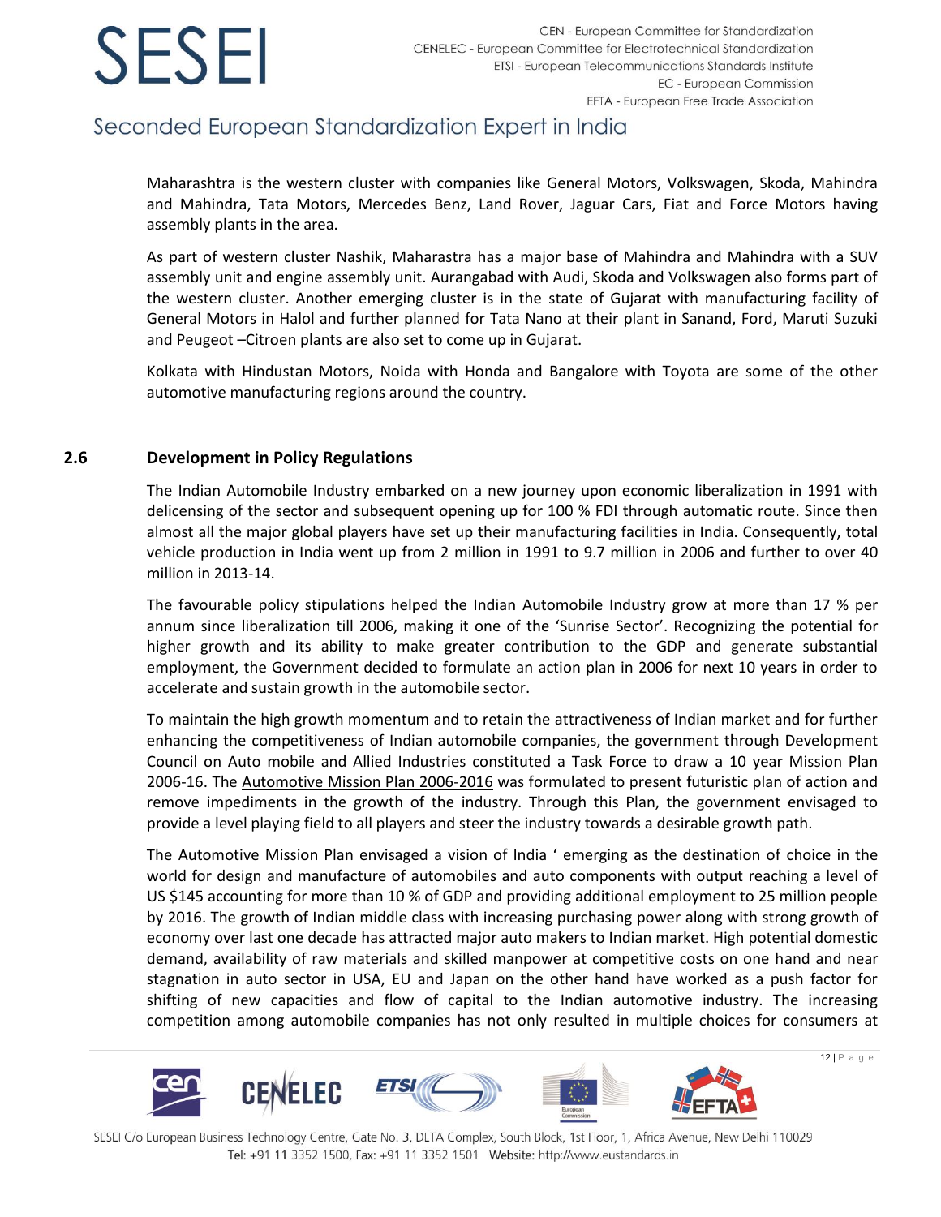Maharashtra is the western cluster with companies like General Motors, Volkswagen, Skoda, Mahindra and Mahindra, Tata Motors, Mercedes Benz, Land Rover, Jaguar Cars, Fiat and Force Motors having assembly plants in the area.

As part of western cluster Nashik, Maharastra has a major base of Mahindra and Mahindra with a SUV assembly unit and engine assembly unit. Aurangabad with Audi, Skoda and Volkswagen also forms part of the western cluster. Another emerging cluster is in the state of Gujarat with manufacturing facility of General Motors in Halol and further planned for Tata Nano at their plant in Sanand, Ford, Maruti Suzuki and Peugeot –Citroen plants are also set to come up in Gujarat.

Kolkata with Hindustan Motors, Noida with Honda and Bangalore with Toyota are some of the other automotive manufacturing regions around the country.

## 2.6 Development in Policy Regulations

The Indian Automobile Industry embarked on a new journey upon economic liberalization in 1991 with delicensing of the sector and subsequent opening up for 100 % FDI through automatic route. Since then almost all the major global players have set up their manufacturing facilities in India. Consequently, total vehicle production in India went up from 2 million in 1991 to 9.7 million in 2006 and further to over 40 million in 2013-14.

The favourable policy stipulations helped the Indian Automobile Industry grow at more than 17 % per annum since liberalization till 2006, making it one of the 'Sunrise Sector'. Recognizing the potential for higher growth and its ability to make greater contribution to the GDP and generate substantial employment, the Government decided to formulate an action plan in 2006 for next 10 years in order to accelerate and sustain growth in the automobile sector.

To maintain the high growth momentum and to retain the attractiveness of Indian market and for further enhancing the competitiveness of Indian automobile companies, the government through Development Council on Auto mobile and Allied Industries constituted a Task Force to draw a 10 year Mission Plan 2006-16. The Automotive Mission Plan 2006-2016 was formulated to present futuristic plan of action and remove impediments in the growth of the industry. Through this Plan, the government envisaged to provide a level playing field to all players and steer the industry towards a desirable growth path.

The Automotive Mission Plan envisaged a vision of India ' emerging as the destination of choice in the world for design and manufacture of automobiles and auto components with output reaching a level of US $145 accounting for more than 10 % of GDP and providing additional employment to 25 million people by 2016. The growth of Indian middle class with increasing purchasing power along with strong growth of economy over last one decade has attracted major auto makers to Indian market. High potential domestic demand, availability of raw materials and skilled manpower at competitive costs on one hand and near stagnation in auto sector in USA, EU and Japan on the other hand have worked as a push factor for shifting of new capacities and flow of capital to the Indian automotive industry. The increasing competition among automobile companies has not only resulted in multiple choices for consumers at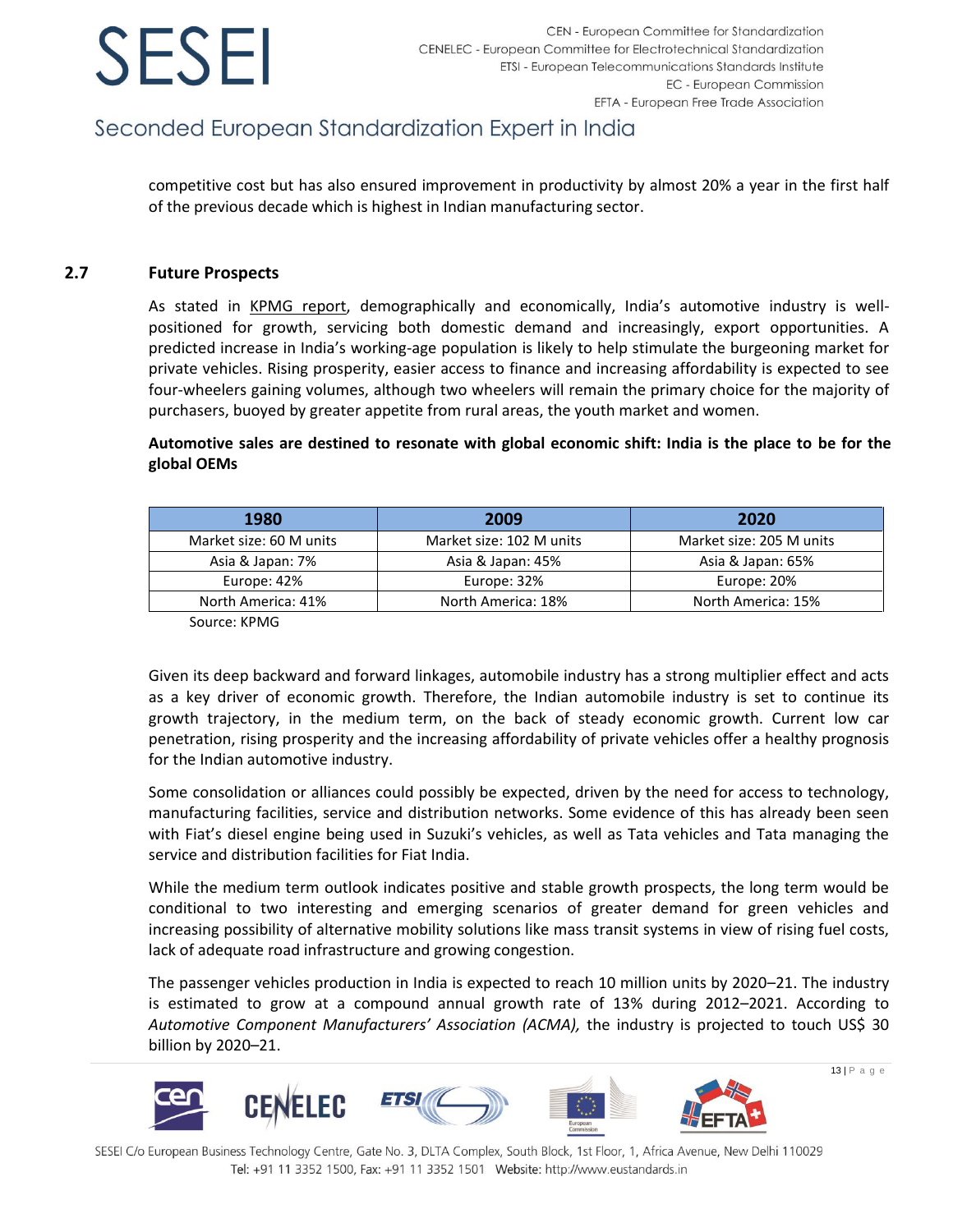competitive cost but has also ensured improvement in productivity by almost 20% a year in the first half of the previous decade which is highest in Indian manufacturing sector.

## 2.7 Future Prospects

As stated in KPMG report, demographically and economically, India's automotive industry is well-positioned for growth, servicing both domestic demand and increasingly, export opportunities. A predicted increase in India's working-age population is likely to help stimulate the burgeoning market for private vehicles. Rising prosperity, easier access to finance and increasing affordability is expected to see four-wheelers gaining volumes, although two wheelers will remain the primary choice for the majority of purchasers, buoyed by greater appetite from rural areas, the youth market and women.

**Automotive sales are destined to resonate with global economic shift: India is the place to be for the global OEMs**

| 1980 | 2009 | 2020 |
|---|---|---|
| Market size: 60 M units | Market size: 102 M units | Market size: 205 M units |
| Asia & Japan: 7% | Asia & Japan: 45% | Asia & Japan: 65% |
| Europe: 42% | Europe: 32% | Europe: 20% |
| North America: 41% | North America: 18% | North America: 15% |

Source: KPMG

Given its deep backward and forward linkages, automobile industry has a strong multiplier effect and acts as a key driver of economic growth. Therefore, the Indian automobile industry is set to continue its growth trajectory, in the medium term, on the back of steady economic growth. Current low car penetration, rising prosperity and the increasing affordability of private vehicles offer a healthy prognosis for the Indian automotive industry.

Some consolidation or alliances could possibly be expected, driven by the need for access to technology, manufacturing facilities, service and distribution networks. Some evidence of this has already been seen with Fiat's diesel engine being used in Suzuki's vehicles, as well as Tata vehicles and Tata managing the service and distribution facilities for Fiat India.

While the medium term outlook indicates positive and stable growth prospects, the long term would be conditional to two interesting and emerging scenarios of greater demand for green vehicles and increasing possibility of alternative mobility solutions like mass transit systems in view of rising fuel costs, lack of adequate road infrastructure and growing congestion.

The passenger vehicles production in India is expected to reach 10 million units by 2020–21. The industry is estimated to grow at a compound annual growth rate of 13% during 2012–2021. According to *Automotive Component Manufacturers' Association (ACMA),* the industry is projected to touch US$ 30 billion by 2020–21.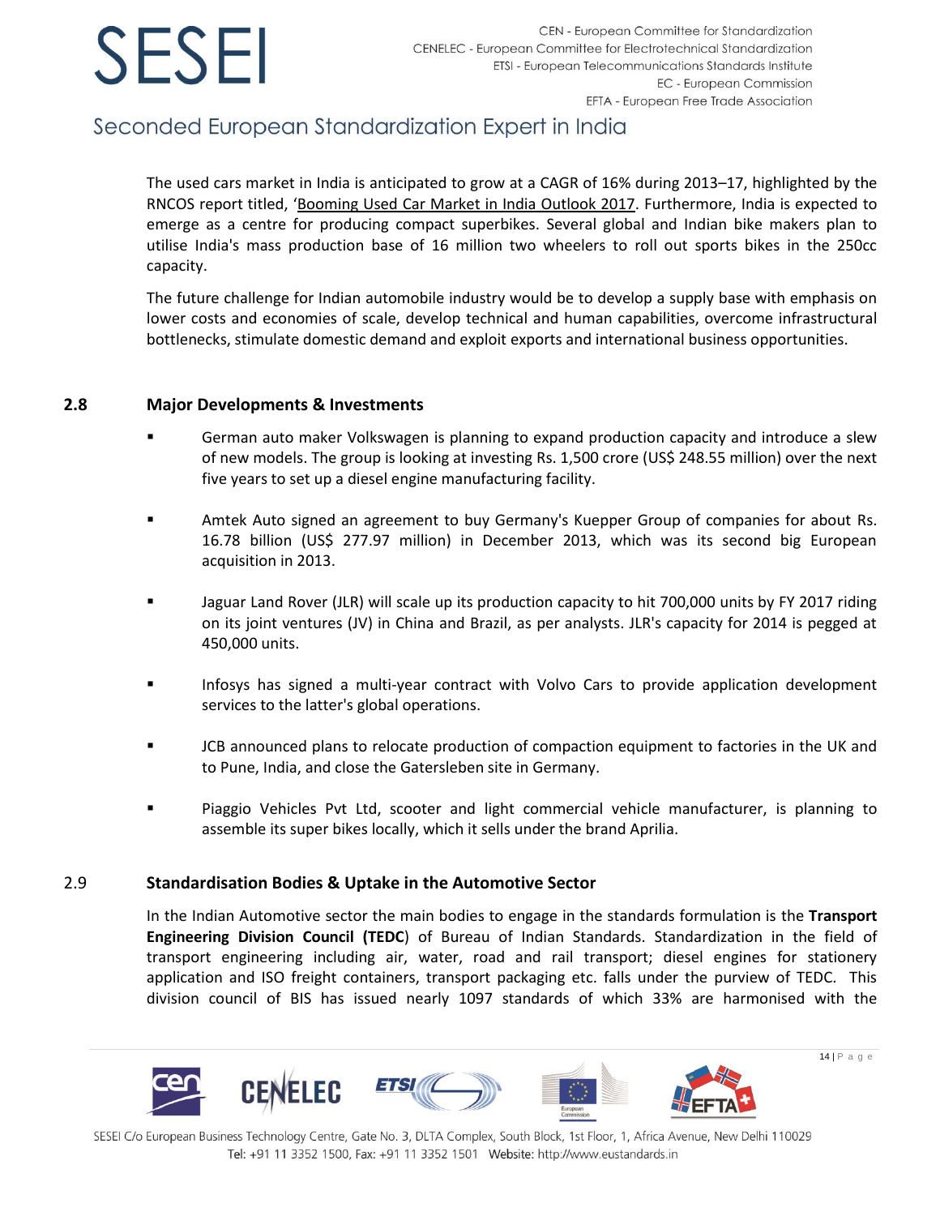The used cars market in India is anticipated to grow at a CAGR of 16% during 2013–17, highlighted by the RNCOS report titled, 'Booming Used Car Market in India Outlook 2017. Furthermore, India is expected to emerge as a centre for producing compact superbikes. Several global and Indian bike makers plan to utilise India's mass production base of 16 million two wheelers to roll out sports bikes in the 250cc capacity.

The future challenge for Indian automobile industry would be to develop a supply base with emphasis on lower costs and economies of scale, develop technical and human capabilities, overcome infrastructural bottlenecks, stimulate domestic demand and exploit exports and international business opportunities.

## 2.8 Major Developments & Investments

- German auto maker Volkswagen is planning to expand production capacity and introduce a slew of new models. The group is looking at investing Rs. 1,500 crore (US$ 248.55 million) over the next five years to set up a diesel engine manufacturing facility.
- Amtek Auto signed an agreement to buy Germany's Kuepper Group of companies for about Rs. 16.78 billion (US$ 277.97 million) in December 2013, which was its second big European acquisition in 2013.
- Jaguar Land Rover (JLR) will scale up its production capacity to hit 700,000 units by FY 2017 riding on its joint ventures (JV) in China and Brazil, as per analysts. JLR's capacity for 2014 is pegged at 450,000 units.
- Infosys has signed a multi-year contract with Volvo Cars to provide application development services to the latter's global operations.
- JCB announced plans to relocate production of compaction equipment to factories in the UK and to Pune, India, and close the Gatersleben site in Germany.
- Piaggio Vehicles Pvt Ltd, scooter and light commercial vehicle manufacturer, is planning to assemble its super bikes locally, which it sells under the brand Aprilia.

## 2.9 Standardisation Bodies & Uptake in the Automotive Sector

In the Indian Automotive sector the main bodies to engage in the standards formulation is the **Transport Engineering Division Council (TEDC)** of Bureau of Indian Standards. Standardization in the field of transport engineering including air, water, road and rail transport; diesel engines for stationery application and ISO freight containers, transport packaging etc. falls under the purview of TEDC. This division council of BIS has issued nearly 1097 standards of which 33% are harmonised with the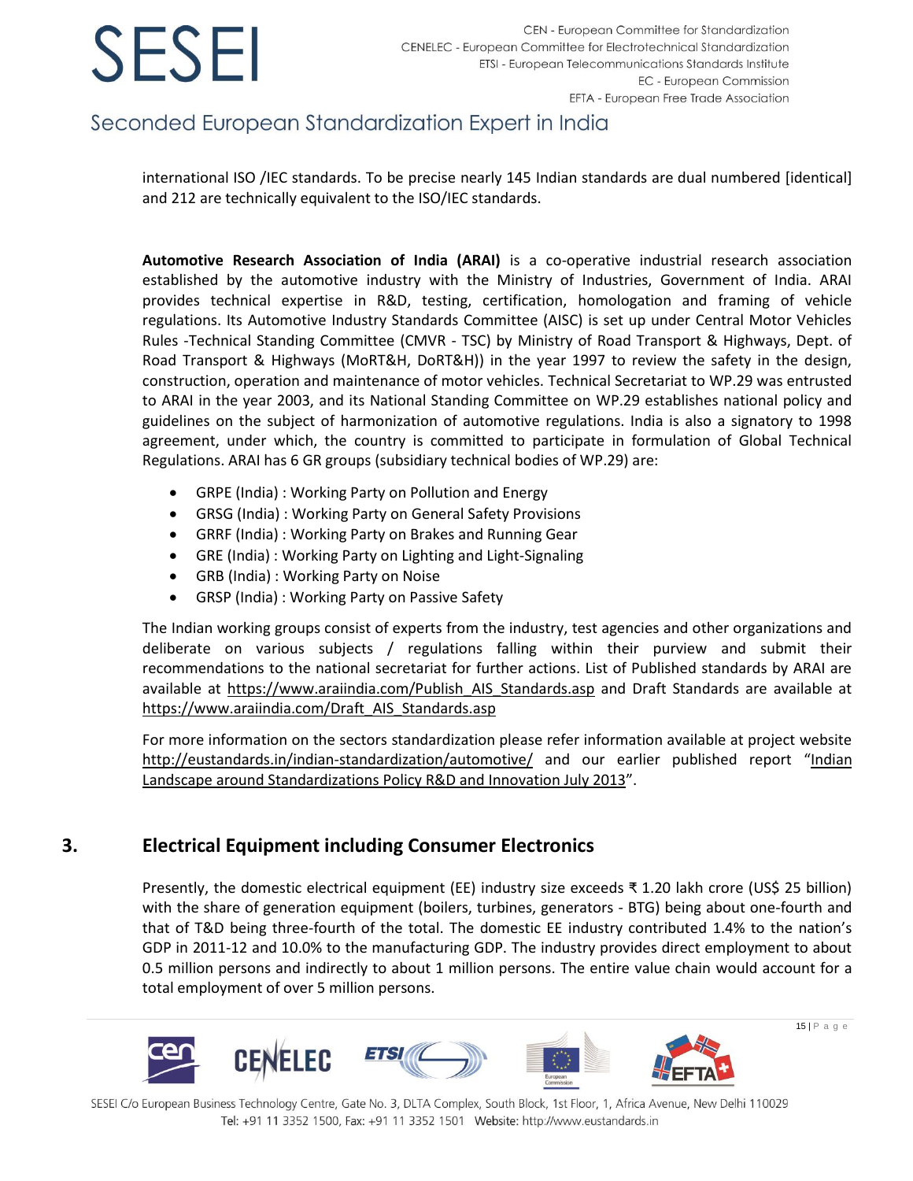international ISO /IEC standards. To be precise nearly 145 Indian standards are dual numbered [identical] and 212 are technically equivalent to the ISO/IEC standards.

**Automotive Research Association of India (ARAI)** is a co-operative industrial research association established by the automotive industry with the Ministry of Industries, Government of India. ARAI provides technical expertise in R&D, testing, certification, homologation and framing of vehicle regulations. Its Automotive Industry Standards Committee (AISC) is set up under Central Motor Vehicles Rules -Technical Standing Committee (CMVR - TSC) by Ministry of Road Transport & Highways, Dept. of Road Transport & Highways (MoRT&H, DoRT&H)) in the year 1997 to review the safety in the design, construction, operation and maintenance of motor vehicles. Technical Secretariat to WP.29 was entrusted to ARAI in the year 2003, and its National Standing Committee on WP.29 establishes national policy and guidelines on the subject of harmonization of automotive regulations. India is also a signatory to 1998 agreement, under which, the country is committed to participate in formulation of Global Technical Regulations. ARAI has 6 GR groups (subsidiary technical bodies of WP.29) are:

- GRPE (India) : Working Party on Pollution and Energy
- GRSG (India) : Working Party on General Safety Provisions
- GRRF (India) : Working Party on Brakes and Running Gear
- GRE (India) : Working Party on Lighting and Light-Signaling
- GRB (India) : Working Party on Noise
- GRSP (India) : Working Party on Passive Safety

The Indian working groups consist of experts from the industry, test agencies and other organizations and deliberate on various subjects / regulations falling within their purview and submit their recommendations to the national secretariat for further actions. List of Published standards by ARAI are available at https://www.araiindia.com/Publish_AIS_Standards.asp and Draft Standards are available at https://www.araiindia.com/Draft_AIS_Standards.asp

For more information on the sectors standardization please refer information available at project website http://eustandards.in/indian-standardization/automotive/ and our earlier published report "Indian Landscape around Standardizations Policy R&D and Innovation July 2013".

## 3. Electrical Equipment including Consumer Electronics

Presently, the domestic electrical equipment (EE) industry size exceeds ₹ 1.20 lakh crore (US$ 25 billion) with the share of generation equipment (boilers, turbines, generators - BTG) being about one-fourth and that of T&D being three-fourth of the total. The domestic EE industry contributed 1.4% to the nation's GDP in 2011-12 and 10.0% to the manufacturing GDP. The industry provides direct employment to about 0.5 million persons and indirectly to about 1 million persons. The entire value chain would account for a total employment of over 5 million persons.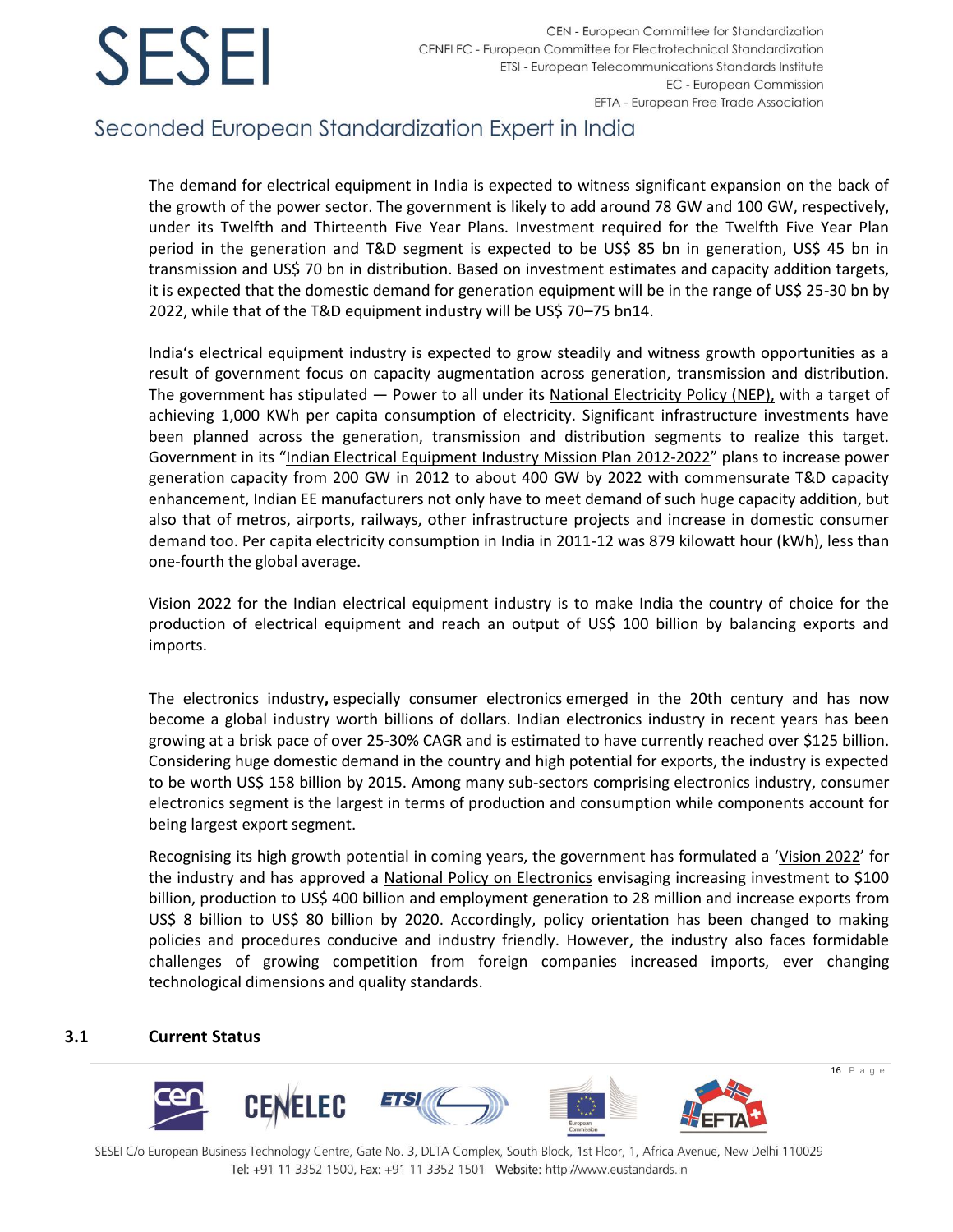The demand for electrical equipment in India is expected to witness significant expansion on the back of the growth of the power sector. The government is likely to add around 78 GW and 100 GW, respectively, under its Twelfth and Thirteenth Five Year Plans. Investment required for the Twelfth Five Year Plan period in the generation and T&D segment is expected to be US$ 85 bn in generation, US$ 45 bn in transmission and US$ 70 bn in distribution. Based on investment estimates and capacity addition targets, it is expected that the domestic demand for generation equipment will be in the range of US$ 25-30 bn by 2022, while that of the T&D equipment industry will be US$ 70–75 bn14.

India's electrical equipment industry is expected to grow steadily and witness growth opportunities as a result of government focus on capacity augmentation across generation, transmission and distribution. The government has stipulated — Power to all under its National Electricity Policy (NEP), with a target of achieving 1,000 KWh per capita consumption of electricity. Significant infrastructure investments have been planned across the generation, transmission and distribution segments to realize this target. Government in its "Indian Electrical Equipment Industry Mission Plan 2012-2022" plans to increase power generation capacity from 200 GW in 2012 to about 400 GW by 2022 with commensurate T&D capacity enhancement, Indian EE manufacturers not only have to meet demand of such huge capacity addition, but also that of metros, airports, railways, other infrastructure projects and increase in domestic consumer demand too. Per capita electricity consumption in India in 2011-12 was 879 kilowatt hour (kWh), less than one-fourth the global average.

Vision 2022 for the Indian electrical equipment industry is to make India the country of choice for the production of electrical equipment and reach an output of US$ 100 billion by balancing exports and imports.

The electronics industry**,** especially consumer electronics emerged in the 20th century and has now become a global industry worth billions of dollars. Indian electronics industry in recent years has been growing at a brisk pace of over 25-30% CAGR and is estimated to have currently reached over $125 billion. Considering huge domestic demand in the country and high potential for exports, the industry is expected to be worth US$ 158 billion by 2015. Among many sub-sectors comprising electronics industry, consumer electronics segment is the largest in terms of production and consumption while components account for being largest export segment.

Recognising its high growth potential in coming years, the government has formulated a 'Vision 2022' for the industry and has approved a National Policy on Electronics envisaging increasing investment to $100 billion, production to US$ 400 billion and employment generation to 28 million and increase exports from US$ 8 billion to US$ 80 billion by 2020. Accordingly, policy orientation has been changed to making policies and procedures conducive and industry friendly. However, the industry also faces formidable challenges of growing competition from foreign companies increased imports, ever changing technological dimensions and quality standards.

## 3.1 Current Status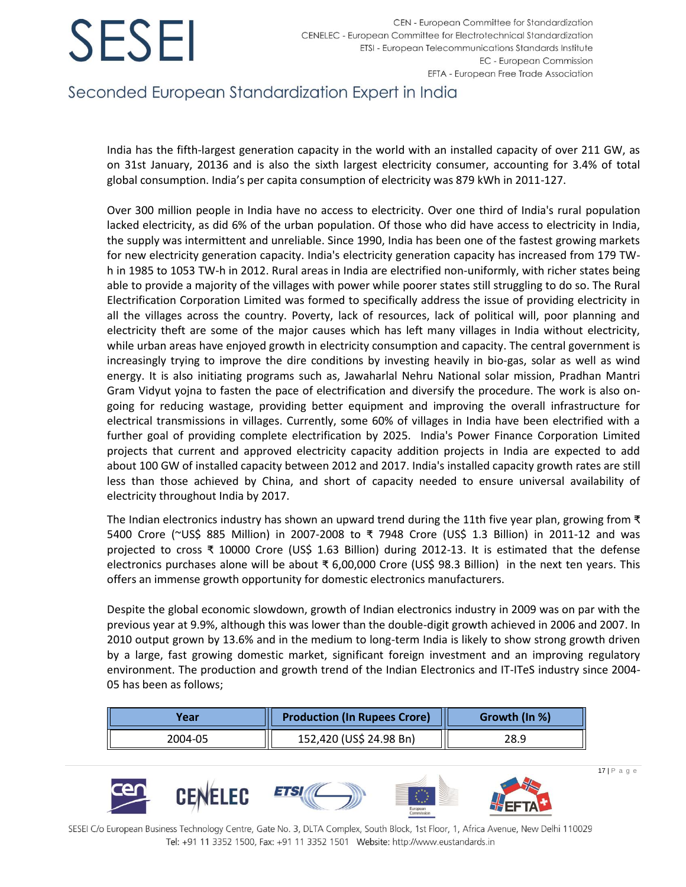India has the fifth-largest generation capacity in the world with an installed capacity of over 211 GW, as on 31st January, 20136 and is also the sixth largest electricity consumer, accounting for 3.4% of total global consumption. India's per capita consumption of electricity was 879 kWh in 2011-127.

Over 300 million people in India have no access to electricity. Over one third of India's rural population lacked electricity, as did 6% of the urban population. Of those who did have access to electricity in India, the supply was intermittent and unreliable. Since 1990, India has been one of the fastest growing markets for new electricity generation capacity. India's electricity generation capacity has increased from 179 TW-h in 1985 to 1053 TW-h in 2012. Rural areas in India are electrified non-uniformly, with richer states being able to provide a majority of the villages with power while poorer states still struggling to do so. The Rural Electrification Corporation Limited was formed to specifically address the issue of providing electricity in all the villages across the country. Poverty, lack of resources, lack of political will, poor planning and electricity theft are some of the major causes which has left many villages in India without electricity, while urban areas have enjoyed growth in electricity consumption and capacity. The central government is increasingly trying to improve the dire conditions by investing heavily in bio-gas, solar as well as wind energy. It is also initiating programs such as, Jawaharlal Nehru National solar mission, Pradhan Mantri Gram Vidyut yojna to fasten the pace of electrification and diversify the procedure. The work is also on-going for reducing wastage, providing better equipment and improving the overall infrastructure for electrical transmissions in villages. Currently, some 60% of villages in India have been electrified with a further goal of providing complete electrification by 2025. India's Power Finance Corporation Limited projects that current and approved electricity capacity addition projects in India are expected to add about 100 GW of installed capacity between 2012 and 2017. India's installed capacity growth rates are still less than those achieved by China, and short of capacity needed to ensure universal availability of electricity throughout India by 2017.

The Indian electronics industry has shown an upward trend during the 11th five year plan, growing from ₹ 5400 Crore (~US$ 885 Million) in 2007-2008 to ₹ 7948 Crore (US$ 1.3 Billion) in 2011-12 and was projected to cross ₹ 10000 Crore (US$ 1.63 Billion) during 2012-13. It is estimated that the defense electronics purchases alone will be about ₹ 6,00,000 Crore (US$ 98.3 Billion) in the next ten years. This offers an immense growth opportunity for domestic electronics manufacturers.

Despite the global economic slowdown, growth of Indian electronics industry in 2009 was on par with the previous year at 9.9%, although this was lower than the double-digit growth achieved in 2006 and 2007. In 2010 output grown by 13.6% and in the medium to long-term India is likely to show strong growth driven by a large, fast growing domestic market, significant foreign investment and an improving regulatory environment. The production and growth trend of the Indian Electronics and IT-ITeS industry since 2004-05 has been as follows;

| Year | Production (In Rupees Crore) | Growth (In %) |
|---|---|---|
| 2004-05 | 152,420 (US$ 24.98 Bn) | 28.9 |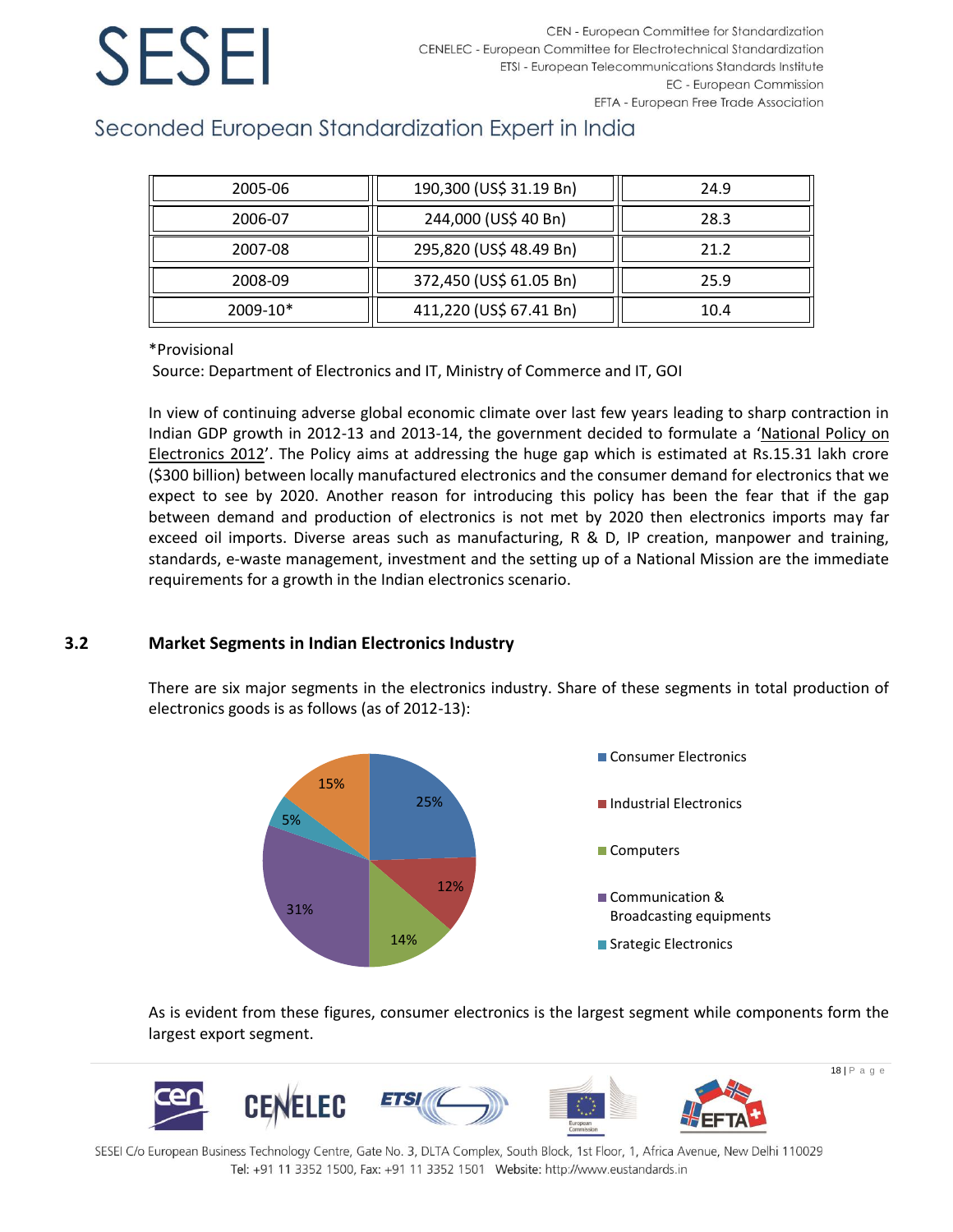| | | |
|---|---|---|
| 2005-06 | 190,300 (US$ 31.19 Bn) | 24.9 |
| 2006-07 | 244,000 (US$ 40 Bn) | 28.3 |
| 2007-08 | 295,820 (US$ 48.49 Bn) | 21.2 |
| 2008-09 | 372,450 (US$ 61.05 Bn) | 25.9 |
| 2009-10* | 411,220 (US$ 67.41 Bn) | 10.4 |

*Provisional

Source: Department of Electronics and IT, Ministry of Commerce and IT, GOI

In view of continuing adverse global economic climate over last few years leading to sharp contraction in Indian GDP growth in 2012-13 and 2013-14, the government decided to formulate a 'National Policy on Electronics 2012'. The Policy aims at addressing the huge gap which is estimated at Rs.15.31 lakh crore ($300 billion) between locally manufactured electronics and the consumer demand for electronics that we expect to see by 2020. Another reason for introducing this policy has been the fear that if the gap between demand and production of electronics is not met by 2020 then electronics imports may far exceed oil imports. Diverse areas such as manufacturing, R & D, IP creation, manpower and training, standards, e-waste management, investment and the setting up of a National Mission are the immediate requirements for a growth in the Indian electronics scenario.

## 3.2 Market Segments in Indian Electronics Industry

There are six major segments in the electronics industry. Share of these segments in total production of electronics goods is as follows (as of 2012-13):

As is evident from these figures, consumer electronics is the largest segment while components form the largest export segment.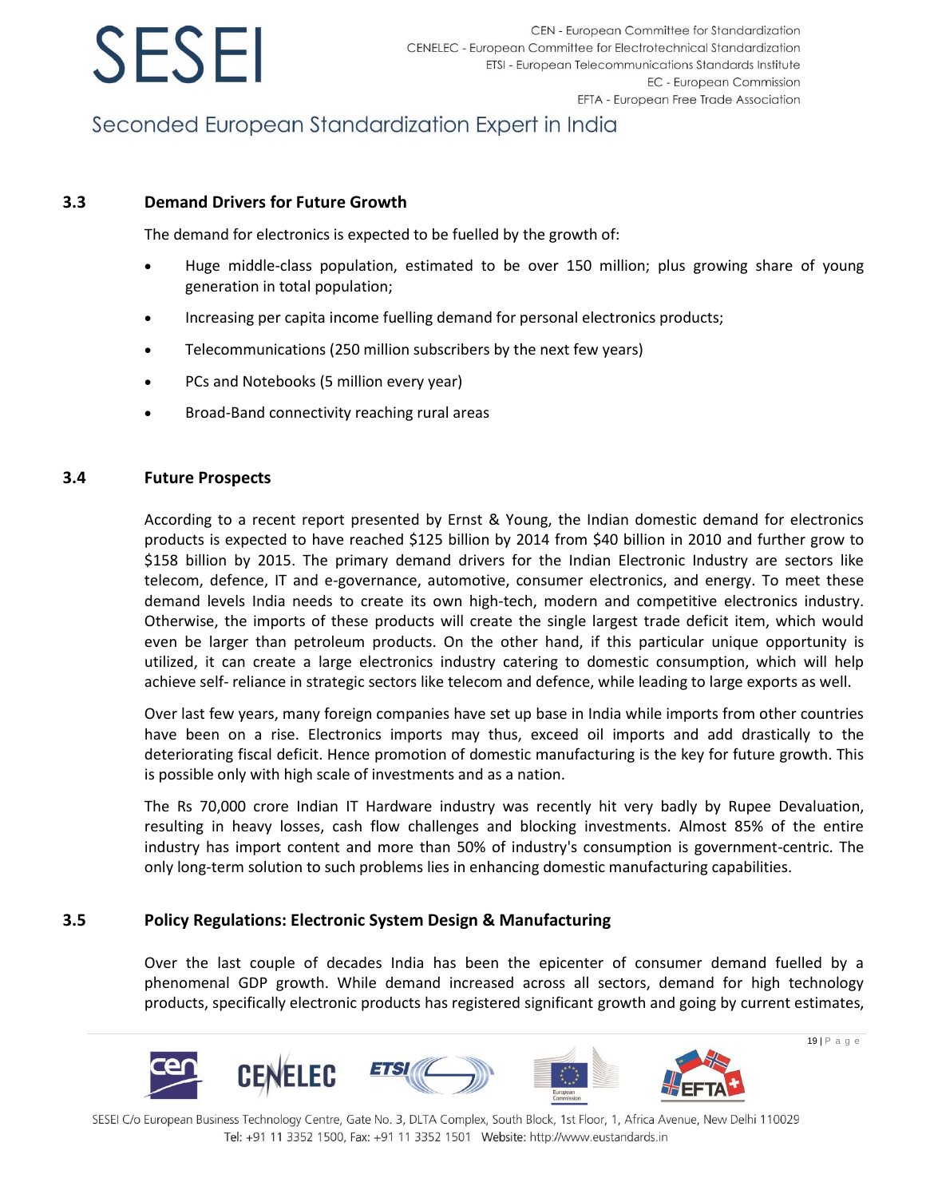### 3.3 Demand Drivers for Future Growth

The demand for electronics is expected to be fuelled by the growth of:

- Huge middle-class population, estimated to be over 150 million; plus growing share of young generation in total population;
- Increasing per capita income fuelling demand for personal electronics products;
- Telecommunications (250 million subscribers by the next few years)
- PCs and Notebooks (5 million every year)
- Broad-Band connectivity reaching rural areas

### 3.4 Future Prospects

According to a recent report presented by Ernst & Young, the Indian domestic demand for electronics products is expected to have reached $125 billion by 2014 from $40 billion in 2010 and further grow to $158 billion by 2015. The primary demand drivers for the Indian Electronic Industry are sectors like telecom, defence, IT and e-governance, automotive, consumer electronics, and energy. To meet these demand levels India needs to create its own high-tech, modern and competitive electronics industry. Otherwise, the imports of these products will create the single largest trade deficit item, which would even be larger than petroleum products. On the other hand, if this particular unique opportunity is utilized, it can create a large electronics industry catering to domestic consumption, which will help achieve self- reliance in strategic sectors like telecom and defence, while leading to large exports as well.

Over last few years, many foreign companies have set up base in India while imports from other countries have been on a rise. Electronics imports may thus, exceed oil imports and add drastically to the deteriorating fiscal deficit. Hence promotion of domestic manufacturing is the key for future growth. This is possible only with high scale of investments and as a nation.

The Rs 70,000 crore Indian IT Hardware industry was recently hit very badly by Rupee Devaluation, resulting in heavy losses, cash flow challenges and blocking investments. Almost 85% of the entire industry has import content and more than 50% of industry's consumption is government-centric. The only long-term solution to such problems lies in enhancing domestic manufacturing capabilities.

### 3.5 Policy Regulations: Electronic System Design & Manufacturing

Over the last couple of decades India has been the epicenter of consumer demand fuelled by a phenomenal GDP growth. While demand increased across all sectors, demand for high technology products, specifically electronic products has registered significant growth and going by current estimates,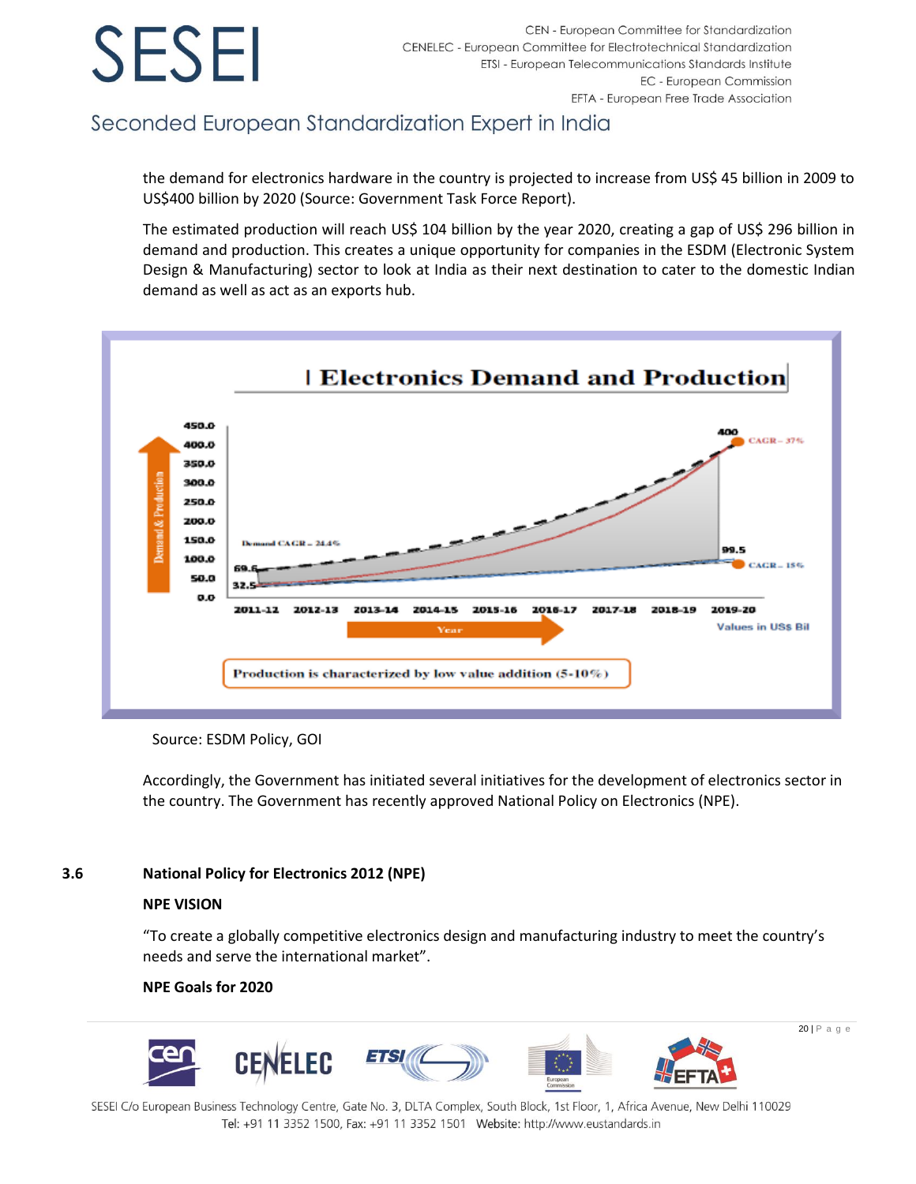the demand for electronics hardware in the country is projected to increase from US$ 45 billion in 2009 to US$400 billion by 2020 (Source: Government Task Force Report).

The estimated production will reach US$ 104 billion by the year 2020, creating a gap of US$ 296 billion in demand and production. This creates a unique opportunity for companies in the ESDM (Electronic System Design & Manufacturing) sector to look at India as their next destination to cater to the domestic Indian demand as well as act as an exports hub.

Source: ESDM Policy, GOI

Accordingly, the Government has initiated several initiatives for the development of electronics sector in the country. The Government has recently approved National Policy on Electronics (NPE).

## 3.6 National Policy for Electronics 2012 (NPE)

**NPE VISION**

"To create a globally competitive electronics design and manufacturing industry to meet the country's needs and serve the international market".

**NPE Goals for 2020**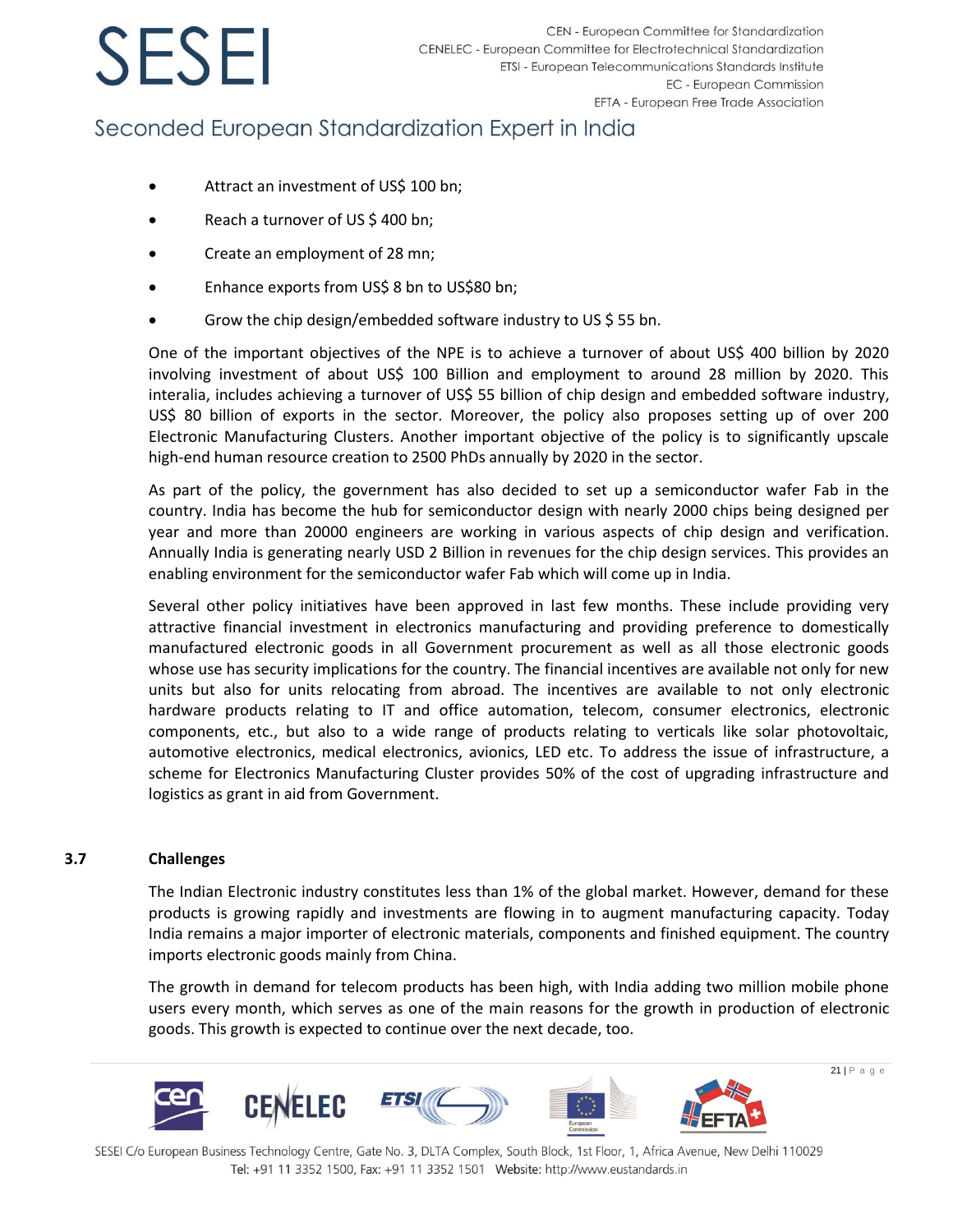- Attract an investment of US$ 100 bn;
- Reach a turnover of US $ 400 bn;
- Create an employment of 28 mn;
- Enhance exports from US$ 8 bn to US$80 bn;
- Grow the chip design/embedded software industry to US $ 55 bn.

One of the important objectives of the NPE is to achieve a turnover of about US$ 400 billion by 2020 involving investment of about US$ 100 Billion and employment to around 28 million by 2020. This interalia, includes achieving a turnover of US$ 55 billion of chip design and embedded software industry, US$ 80 billion of exports in the sector. Moreover, the policy also proposes setting up of over 200 Electronic Manufacturing Clusters. Another important objective of the policy is to significantly upscale high-end human resource creation to 2500 PhDs annually by 2020 in the sector.

As part of the policy, the government has also decided to set up a semiconductor wafer Fab in the country. India has become the hub for semiconductor design with nearly 2000 chips being designed per year and more than 20000 engineers are working in various aspects of chip design and verification. Annually India is generating nearly USD 2 Billion in revenues for the chip design services. This provides an enabling environment for the semiconductor wafer Fab which will come up in India.

Several other policy initiatives have been approved in last few months. These include providing very attractive financial investment in electronics manufacturing and providing preference to domestically manufactured electronic goods in all Government procurement as well as all those electronic goods whose use has security implications for the country. The financial incentives are available not only for new units but also for units relocating from abroad. The incentives are available to not only electronic hardware products relating to IT and office automation, telecom, consumer electronics, electronic components, etc., but also to a wide range of products relating to verticals like solar photovoltaic, automotive electronics, medical electronics, avionics, LED etc. To address the issue of infrastructure, a scheme for Electronics Manufacturing Cluster provides 50% of the cost of upgrading infrastructure and logistics as grant in aid from Government.

### 3.7 Challenges

The Indian Electronic industry constitutes less than 1% of the global market. However, demand for these products is growing rapidly and investments are flowing in to augment manufacturing capacity. Today India remains a major importer of electronic materials, components and finished equipment. The country imports electronic goods mainly from China.

The growth in demand for telecom products has been high, with India adding two million mobile phone users every month, which serves as one of the main reasons for the growth in production of electronic goods. This growth is expected to continue over the next decade, too.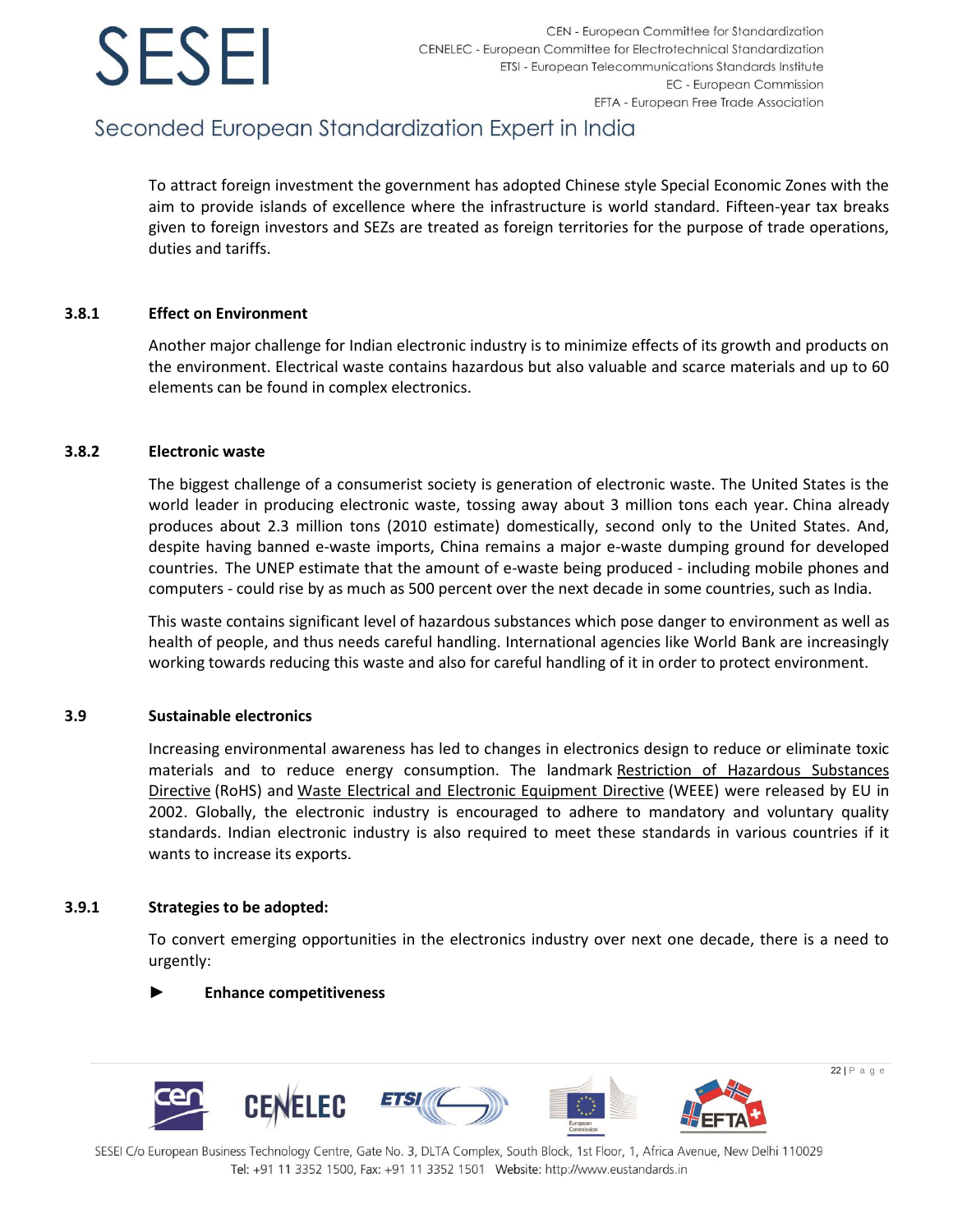To attract foreign investment the government has adopted Chinese style Special Economic Zones with the aim to provide islands of excellence where the infrastructure is world standard. Fifteen-year tax breaks given to foreign investors and SEZs are treated as foreign territories for the purpose of trade operations, duties and tariffs.

### 3.8.1 Effect on Environment

Another major challenge for Indian electronic industry is to minimize effects of its growth and products on the environment. Electrical waste contains hazardous but also valuable and scarce materials and up to 60 elements can be found in complex electronics.

### 3.8.2 Electronic waste

The biggest challenge of a consumerist society is generation of electronic waste. The United States is the world leader in producing electronic waste, tossing away about 3 million tons each year. China already produces about 2.3 million tons (2010 estimate) domestically, second only to the United States. And, despite having banned e-waste imports, China remains a major e-waste dumping ground for developed countries. The UNEP estimate that the amount of e-waste being produced - including mobile phones and computers - could rise by as much as 500 percent over the next decade in some countries, such as India.

This waste contains significant level of hazardous substances which pose danger to environment as well as health of people, and thus needs careful handling. International agencies like World Bank are increasingly working towards reducing this waste and also for careful handling of it in order to protect environment.

## 3.9 Sustainable electronics

Increasing environmental awareness has led to changes in electronics design to reduce or eliminate toxic materials and to reduce energy consumption. The landmark Restriction of Hazardous Substances Directive (RoHS) and Waste Electrical and Electronic Equipment Directive (WEEE) were released by EU in 2002. Globally, the electronic industry is encouraged to adhere to mandatory and voluntary quality standards. Indian electronic industry is also required to meet these standards in various countries if it wants to increase its exports.

### 3.9.1 Strategies to be adopted:

To convert emerging opportunities in the electronics industry over next one decade, there is a need to urgently:

► **Enhance competitiveness**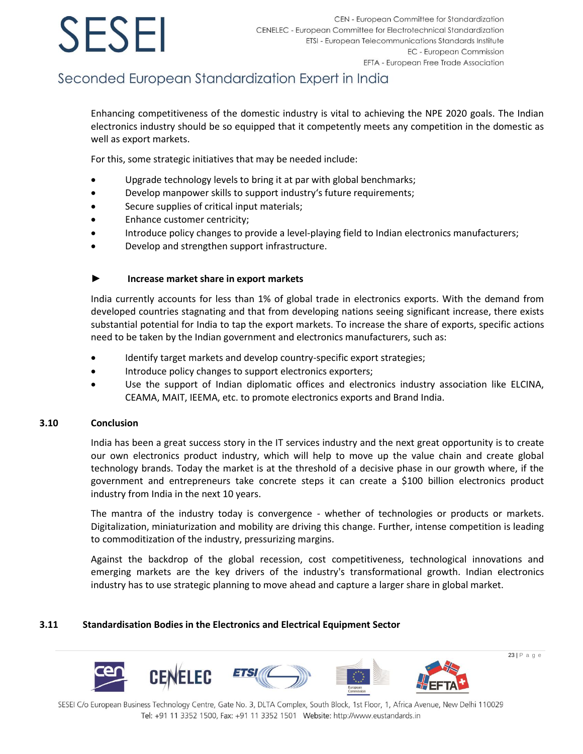Enhancing competitiveness of the domestic industry is vital to achieving the NPE 2020 goals. The Indian electronics industry should be so equipped that it competently meets any competition in the domestic as well as export markets.

For this, some strategic initiatives that may be needed include:

- Upgrade technology levels to bring it at par with global benchmarks;
- Develop manpower skills to support industry's future requirements;
- Secure supplies of critical input materials;
- Enhance customer centricity;
- Introduce policy changes to provide a level-playing field to Indian electronics manufacturers;
- Develop and strengthen support infrastructure.

► **Increase market share in export markets**

India currently accounts for less than 1% of global trade in electronics exports. With the demand from developed countries stagnating and that from developing nations seeing significant increase, there exists substantial potential for India to tap the export markets. To increase the share of exports, specific actions need to be taken by the Indian government and electronics manufacturers, such as:

- Identify target markets and develop country-specific export strategies;
- Introduce policy changes to support electronics exporters;
- Use the support of Indian diplomatic offices and electronics industry association like ELCINA, CEAMA, MAIT, IEEMA, etc. to promote electronics exports and Brand India.

## 3.10 Conclusion

India has been a great success story in the IT services industry and the next great opportunity is to create our own electronics product industry, which will help to move up the value chain and create global technology brands. Today the market is at the threshold of a decisive phase in our growth where, if the government and entrepreneurs take concrete steps it can create a $100 billion electronics product industry from India in the next 10 years.

The mantra of the industry today is convergence - whether of technologies or products or markets. Digitalization, miniaturization and mobility are driving this change. Further, intense competition is leading to commoditization of the industry, pressurizing margins.

Against the backdrop of the global recession, cost competitiveness, technological innovations and emerging markets are the key drivers of the industry's transformational growth. Indian electronics industry has to use strategic planning to move ahead and capture a larger share in global market.

## 3.11 Standardisation Bodies in the Electronics and Electrical Equipment Sector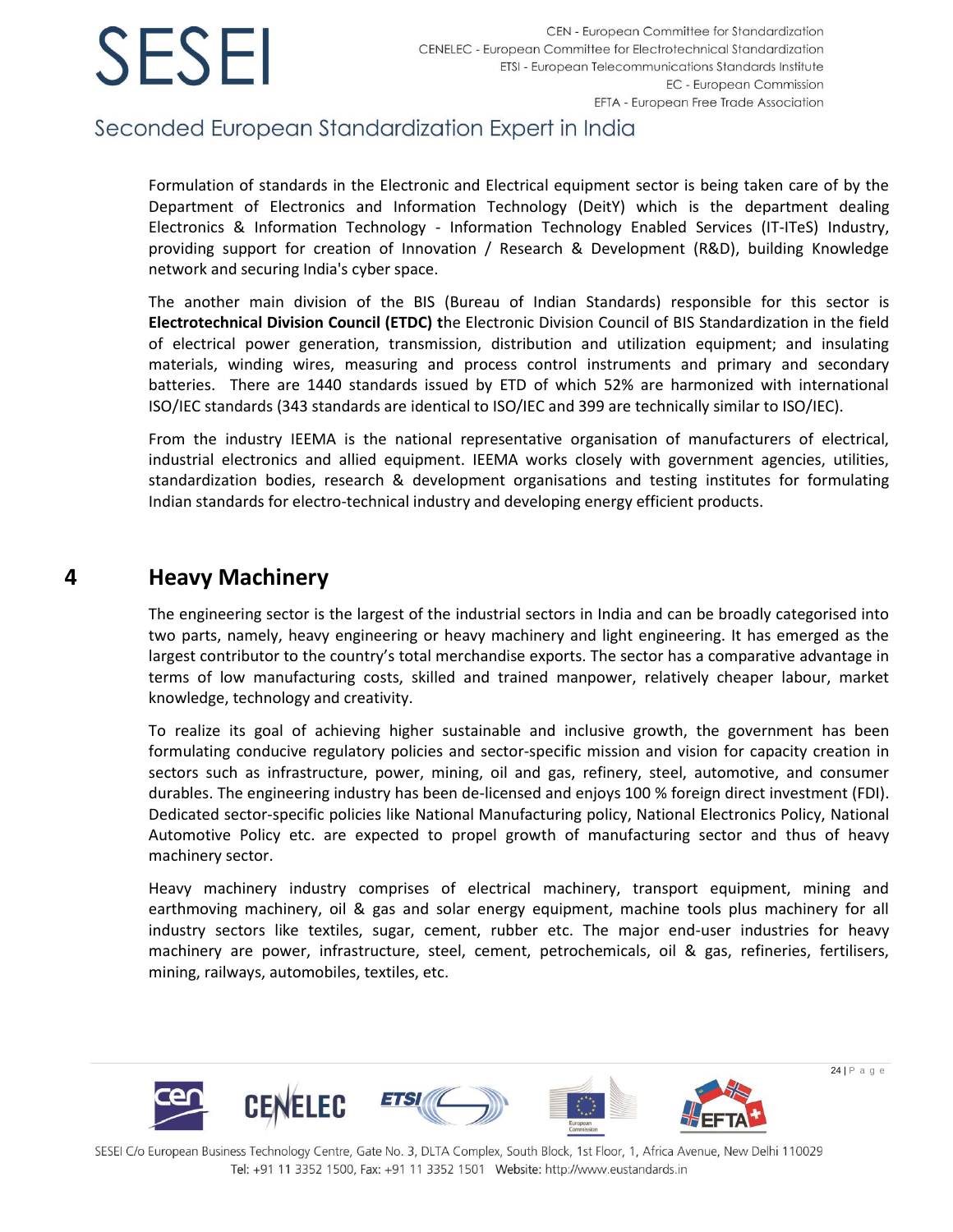Formulation of standards in the Electronic and Electrical equipment sector is being taken care of by the Department of Electronics and Information Technology (DeitY) which is the department dealing Electronics & Information Technology - Information Technology Enabled Services (IT-ITeS) Industry, providing support for creation of Innovation / Research & Development (R&D), building Knowledge network and securing India's cyber space.

The another main division of the BIS (Bureau of Indian Standards) responsible for this sector is **Electrotechnical Division Council (ETDC) t**he Electronic Division Council of BIS Standardization in the field of electrical power generation, transmission, distribution and utilization equipment; and insulating materials, winding wires, measuring and process control instruments and primary and secondary batteries. There are 1440 standards issued by ETD of which 52% are harmonized with international ISO/IEC standards (343 standards are identical to ISO/IEC and 399 are technically similar to ISO/IEC).

From the industry IEEMA is the national representative organisation of manufacturers of electrical, industrial electronics and allied equipment. IEEMA works closely with government agencies, utilities, standardization bodies, research & development organisations and testing institutes for formulating Indian standards for electro-technical industry and developing energy efficient products.

# 4 Heavy Machinery

The engineering sector is the largest of the industrial sectors in India and can be broadly categorised into two parts, namely, heavy engineering or heavy machinery and light engineering. It has emerged as the largest contributor to the country's total merchandise exports. The sector has a comparative advantage in terms of low manufacturing costs, skilled and trained manpower, relatively cheaper labour, market knowledge, technology and creativity.

To realize its goal of achieving higher sustainable and inclusive growth, the government has been formulating conducive regulatory policies and sector-specific mission and vision for capacity creation in sectors such as infrastructure, power, mining, oil and gas, refinery, steel, automotive, and consumer durables. The engineering industry has been de-licensed and enjoys 100 % foreign direct investment (FDI). Dedicated sector-specific policies like National Manufacturing policy, National Electronics Policy, National Automotive Policy etc. are expected to propel growth of manufacturing sector and thus of heavy machinery sector.

Heavy machinery industry comprises of electrical machinery, transport equipment, mining and earthmoving machinery, oil & gas and solar energy equipment, machine tools plus machinery for all industry sectors like textiles, sugar, cement, rubber etc. The major end-user industries for heavy machinery are power, infrastructure, steel, cement, petrochemicals, oil & gas, refineries, fertilisers, mining, railways, automobiles, textiles, etc.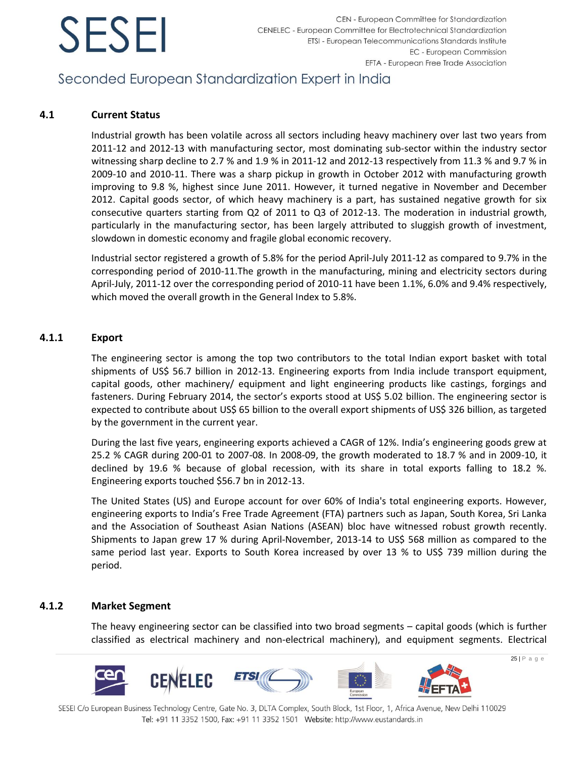### 4.1 Current Status

Industrial growth has been volatile across all sectors including heavy machinery over last two years from 2011-12 and 2012-13 with manufacturing sector, most dominating sub-sector within the industry sector witnessing sharp decline to 2.7 % and 1.9 % in 2011-12 and 2012-13 respectively from 11.3 % and 9.7 % in 2009-10 and 2010-11. There was a sharp pickup in growth in October 2012 with manufacturing growth improving to 9.8 %, highest since June 2011. However, it turned negative in November and December 2012. Capital goods sector, of which heavy machinery is a part, has sustained negative growth for six consecutive quarters starting from Q2 of 2011 to Q3 of 2012-13. The moderation in industrial growth, particularly in the manufacturing sector, has been largely attributed to sluggish growth of investment, slowdown in domestic economy and fragile global economic recovery.

Industrial sector registered a growth of 5.8% for the period April-July 2011-12 as compared to 9.7% in the corresponding period of 2010-11.The growth in the manufacturing, mining and electricity sectors during April-July, 2011-12 over the corresponding period of 2010-11 have been 1.1%, 6.0% and 9.4% respectively, which moved the overall growth in the General Index to 5.8%.

#### 4.1.1 Export

The engineering sector is among the top two contributors to the total Indian export basket with total shipments of US$ 56.7 billion in 2012-13. Engineering exports from India include transport equipment, capital goods, other machinery/ equipment and light engineering products like castings, forgings and fasteners. During February 2014, the sector's exports stood at US$ 5.02 billion. The engineering sector is expected to contribute about US$ 65 billion to the overall export shipments of US$ 326 billion, as targeted by the government in the current year.

During the last five years, engineering exports achieved a CAGR of 12%. India's engineering goods grew at 25.2 % CAGR during 200-01 to 2007-08. In 2008-09, the growth moderated to 18.7 % and in 2009-10, it declined by 19.6 % because of global recession, with its share in total exports falling to 18.2 %. Engineering exports touched $56.7 bn in 2012-13.

The United States (US) and Europe account for over 60% of India's total engineering exports. However, engineering exports to India's Free Trade Agreement (FTA) partners such as Japan, South Korea, Sri Lanka and the Association of Southeast Asian Nations (ASEAN) bloc have witnessed robust growth recently. Shipments to Japan grew 17 % during April-November, 2013-14 to US$ 568 million as compared to the same period last year. Exports to South Korea increased by over 13 % to US$ 739 million during the period.

#### 4.1.2 Market Segment

The heavy engineering sector can be classified into two broad segments – capital goods (which is further classified as electrical machinery and non-electrical machinery), and equipment segments. Electrical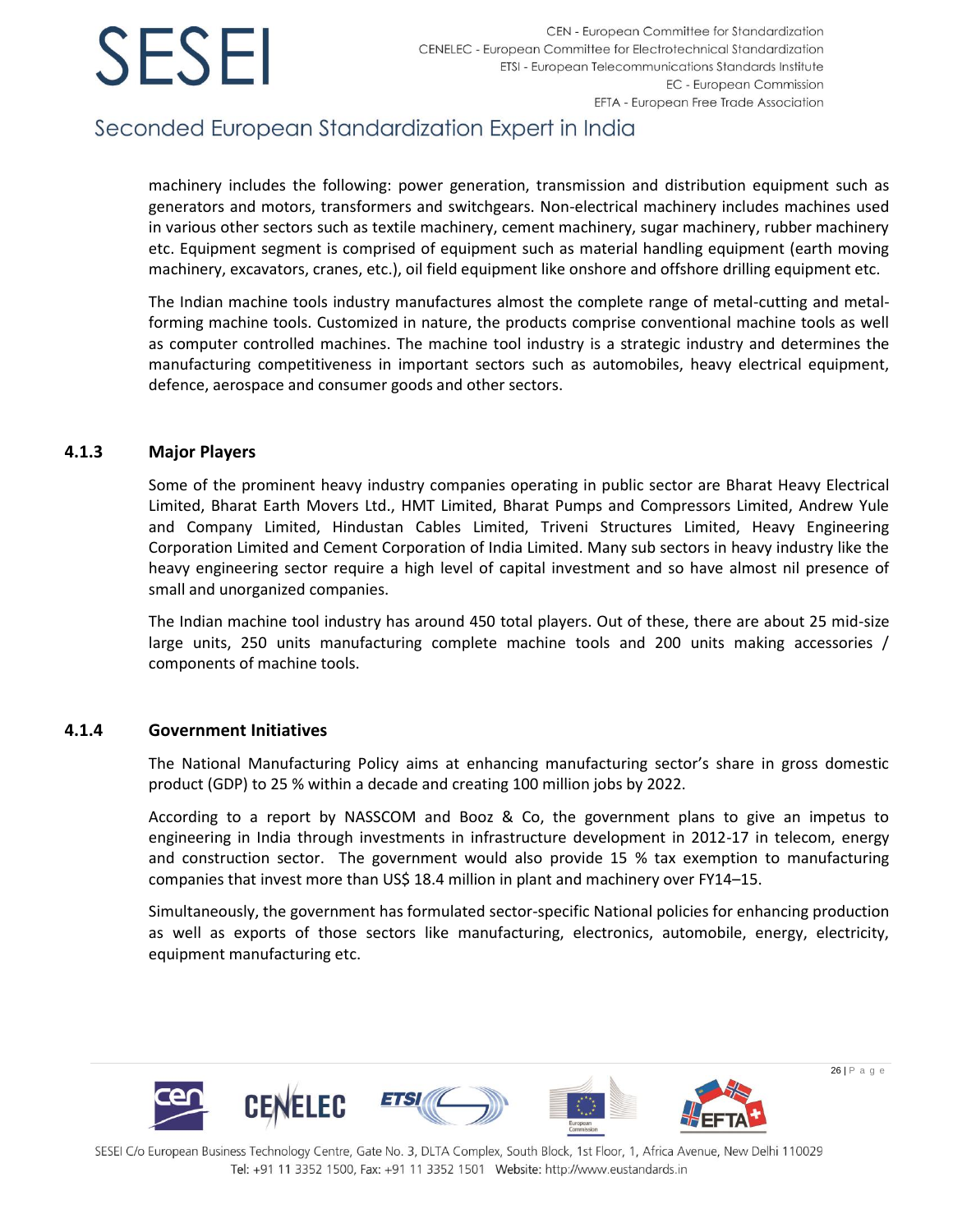machinery includes the following: power generation, transmission and distribution equipment such as generators and motors, transformers and switchgears. Non-electrical machinery includes machines used in various other sectors such as textile machinery, cement machinery, sugar machinery, rubber machinery etc. Equipment segment is comprised of equipment such as material handling equipment (earth moving machinery, excavators, cranes, etc.), oil field equipment like onshore and offshore drilling equipment etc.

The Indian machine tools industry manufactures almost the complete range of metal-cutting and metal-forming machine tools. Customized in nature, the products comprise conventional machine tools as well as computer controlled machines. The machine tool industry is a strategic industry and determines the manufacturing competitiveness in important sectors such as automobiles, heavy electrical equipment, defence, aerospace and consumer goods and other sectors.

### 4.1.3 Major Players

Some of the prominent heavy industry companies operating in public sector are Bharat Heavy Electrical Limited, Bharat Earth Movers Ltd., HMT Limited, Bharat Pumps and Compressors Limited, Andrew Yule and Company Limited, Hindustan Cables Limited, Triveni Structures Limited, Heavy Engineering Corporation Limited and Cement Corporation of India Limited. Many sub sectors in heavy industry like the heavy engineering sector require a high level of capital investment and so have almost nil presence of small and unorganized companies.

The Indian machine tool industry has around 450 total players. Out of these, there are about 25 mid-size large units, 250 units manufacturing complete machine tools and 200 units making accessories / components of machine tools.

### 4.1.4 Government Initiatives

The National Manufacturing Policy aims at enhancing manufacturing sector's share in gross domestic product (GDP) to 25 % within a decade and creating 100 million jobs by 2022.

According to a report by NASSCOM and Booz & Co, the government plans to give an impetus to engineering in India through investments in infrastructure development in 2012-17 in telecom, energy and construction sector. The government would also provide 15 % tax exemption to manufacturing companies that invest more than US$ 18.4 million in plant and machinery over FY14–15.

Simultaneously, the government has formulated sector-specific National policies for enhancing production as well as exports of those sectors like manufacturing, electronics, automobile, energy, electricity, equipment manufacturing etc.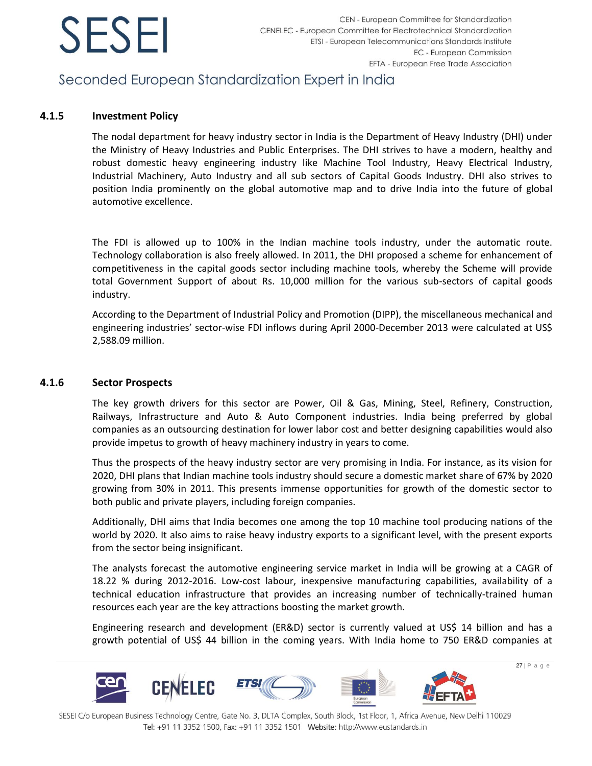### 4.1.5 Investment Policy

The nodal department for heavy industry sector in India is the Department of Heavy Industry (DHI) under the Ministry of Heavy Industries and Public Enterprises. The DHI strives to have a modern, healthy and robust domestic heavy engineering industry like Machine Tool Industry, Heavy Electrical Industry, Industrial Machinery, Auto Industry and all sub sectors of Capital Goods Industry. DHI also strives to position India prominently on the global automotive map and to drive India into the future of global automotive excellence.

The FDI is allowed up to 100% in the Indian machine tools industry, under the automatic route. Technology collaboration is also freely allowed. In 2011, the DHI proposed a scheme for enhancement of competitiveness in the capital goods sector including machine tools, whereby the Scheme will provide total Government Support of about Rs. 10,000 million for the various sub-sectors of capital goods industry.

According to the Department of Industrial Policy and Promotion (DIPP), the miscellaneous mechanical and engineering industries' sector-wise FDI inflows during April 2000-December 2013 were calculated at US$ 2,588.09 million.

### 4.1.6 Sector Prospects

The key growth drivers for this sector are Power, Oil & Gas, Mining, Steel, Refinery, Construction, Railways, Infrastructure and Auto & Auto Component industries. India being preferred by global companies as an outsourcing destination for lower labor cost and better designing capabilities would also provide impetus to growth of heavy machinery industry in years to come.

Thus the prospects of the heavy industry sector are very promising in India. For instance, as its vision for 2020, DHI plans that Indian machine tools industry should secure a domestic market share of 67% by 2020 growing from 30% in 2011. This presents immense opportunities for growth of the domestic sector to both public and private players, including foreign companies.

Additionally, DHI aims that India becomes one among the top 10 machine tool producing nations of the world by 2020. It also aims to raise heavy industry exports to a significant level, with the present exports from the sector being insignificant.

The analysts forecast the automotive engineering service market in India will be growing at a CAGR of 18.22 % during 2012-2016. Low-cost labour, inexpensive manufacturing capabilities, availability of a technical education infrastructure that provides an increasing number of technically-trained human resources each year are the key attractions boosting the market growth.

Engineering research and development (ER&D) sector is currently valued at US$ 14 billion and has a growth potential of US$ 44 billion in the coming years. With India home to 750 ER&D companies at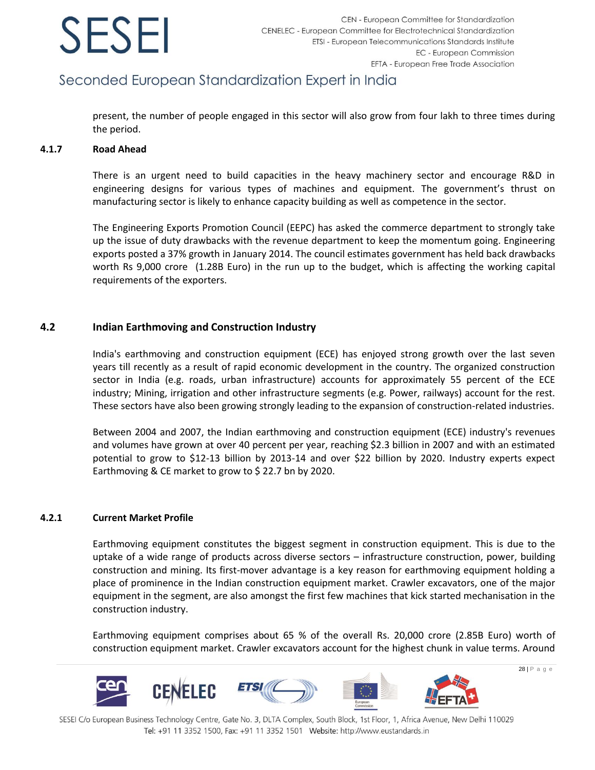present, the number of people engaged in this sector will also grow from four lakh to three times during the period.

### 4.1.7 Road Ahead

There is an urgent need to build capacities in the heavy machinery sector and encourage R&D in engineering designs for various types of machines and equipment. The government's thrust on manufacturing sector is likely to enhance capacity building as well as competence in the sector.

The Engineering Exports Promotion Council (EEPC) has asked the commerce department to strongly take up the issue of duty drawbacks with the revenue department to keep the momentum going. Engineering exports posted a 37% growth in January 2014. The council estimates government has held back drawbacks worth Rs 9,000 crore (1.28B Euro) in the run up to the budget, which is affecting the working capital requirements of the exporters.

## 4.2 Indian Earthmoving and Construction Industry

India's earthmoving and construction equipment (ECE) has enjoyed strong growth over the last seven years till recently as a result of rapid economic development in the country. The organized construction sector in India (e.g. roads, urban infrastructure) accounts for approximately 55 percent of the ECE industry; Mining, irrigation and other infrastructure segments (e.g. Power, railways) account for the rest. These sectors have also been growing strongly leading to the expansion of construction-related industries.

Between 2004 and 2007, the Indian earthmoving and construction equipment (ECE) industry's revenues and volumes have grown at over 40 percent per year, reaching $2.3 billion in 2007 and with an estimated potential to grow to $12-13 billion by 2013-14 and over $22 billion by 2020. Industry experts expect Earthmoving & CE market to grow to $ 22.7 bn by 2020.

### 4.2.1 Current Market Profile

Earthmoving equipment constitutes the biggest segment in construction equipment. This is due to the uptake of a wide range of products across diverse sectors – infrastructure construction, power, building construction and mining. Its first-mover advantage is a key reason for earthmoving equipment holding a place of prominence in the Indian construction equipment market. Crawler excavators, one of the major equipment in the segment, are also amongst the first few machines that kick started mechanisation in the construction industry.

Earthmoving equipment comprises about 65 % of the overall Rs. 20,000 crore (2.85B Euro) worth of construction equipment market. Crawler excavators account for the highest chunk in value terms. Around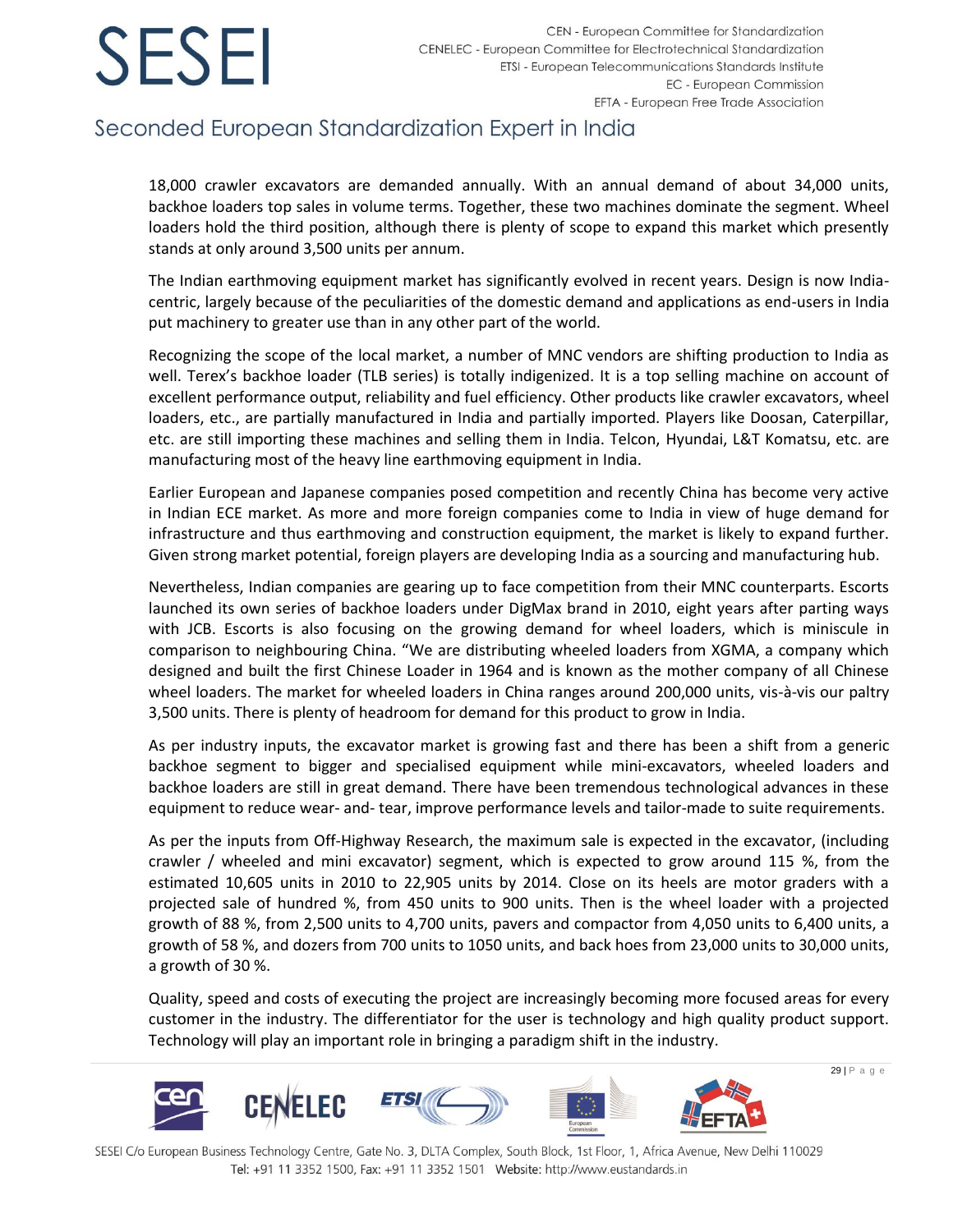18,000 crawler excavators are demanded annually. With an annual demand of about 34,000 units, backhoe loaders top sales in volume terms. Together, these two machines dominate the segment. Wheel loaders hold the third position, although there is plenty of scope to expand this market which presently stands at only around 3,500 units per annum.

The Indian earthmoving equipment market has significantly evolved in recent years. Design is now India-centric, largely because of the peculiarities of the domestic demand and applications as end-users in India put machinery to greater use than in any other part of the world.

Recognizing the scope of the local market, a number of MNC vendors are shifting production to India as well. Terex's backhoe loader (TLB series) is totally indigenized. It is a top selling machine on account of excellent performance output, reliability and fuel efficiency. Other products like crawler excavators, wheel loaders, etc., are partially manufactured in India and partially imported. Players like Doosan, Caterpillar, etc. are still importing these machines and selling them in India. Telcon, Hyundai, L&T Komatsu, etc. are manufacturing most of the heavy line earthmoving equipment in India.

Earlier European and Japanese companies posed competition and recently China has become very active in Indian ECE market. As more and more foreign companies come to India in view of huge demand for infrastructure and thus earthmoving and construction equipment, the market is likely to expand further. Given strong market potential, foreign players are developing India as a sourcing and manufacturing hub.

Nevertheless, Indian companies are gearing up to face competition from their MNC counterparts. Escorts launched its own series of backhoe loaders under DigMax brand in 2010, eight years after parting ways with JCB. Escorts is also focusing on the growing demand for wheel loaders, which is miniscule in comparison to neighbouring China. "We are distributing wheeled loaders from XGMA, a company which designed and built the first Chinese Loader in 1964 and is known as the mother company of all Chinese wheel loaders. The market for wheeled loaders in China ranges around 200,000 units, vis-à-vis our paltry 3,500 units. There is plenty of headroom for demand for this product to grow in India.

As per industry inputs, the excavator market is growing fast and there has been a shift from a generic backhoe segment to bigger and specialised equipment while mini-excavators, wheeled loaders and backhoe loaders are still in great demand. There have been tremendous technological advances in these equipment to reduce wear- and- tear, improve performance levels and tailor-made to suite requirements.

As per the inputs from Off-Highway Research, the maximum sale is expected in the excavator, (including crawler / wheeled and mini excavator) segment, which is expected to grow around 115 %, from the estimated 10,605 units in 2010 to 22,905 units by 2014. Close on its heels are motor graders with a projected sale of hundred %, from 450 units to 900 units. Then is the wheel loader with a projected growth of 88 %, from 2,500 units to 4,700 units, pavers and compactor from 4,050 units to 6,400 units, a growth of 58 %, and dozers from 700 units to 1050 units, and back hoes from 23,000 units to 30,000 units, a growth of 30 %.

Quality, speed and costs of executing the project are increasingly becoming more focused areas for every customer in the industry. The differentiator for the user is technology and high quality product support. Technology will play an important role in bringing a paradigm shift in the industry.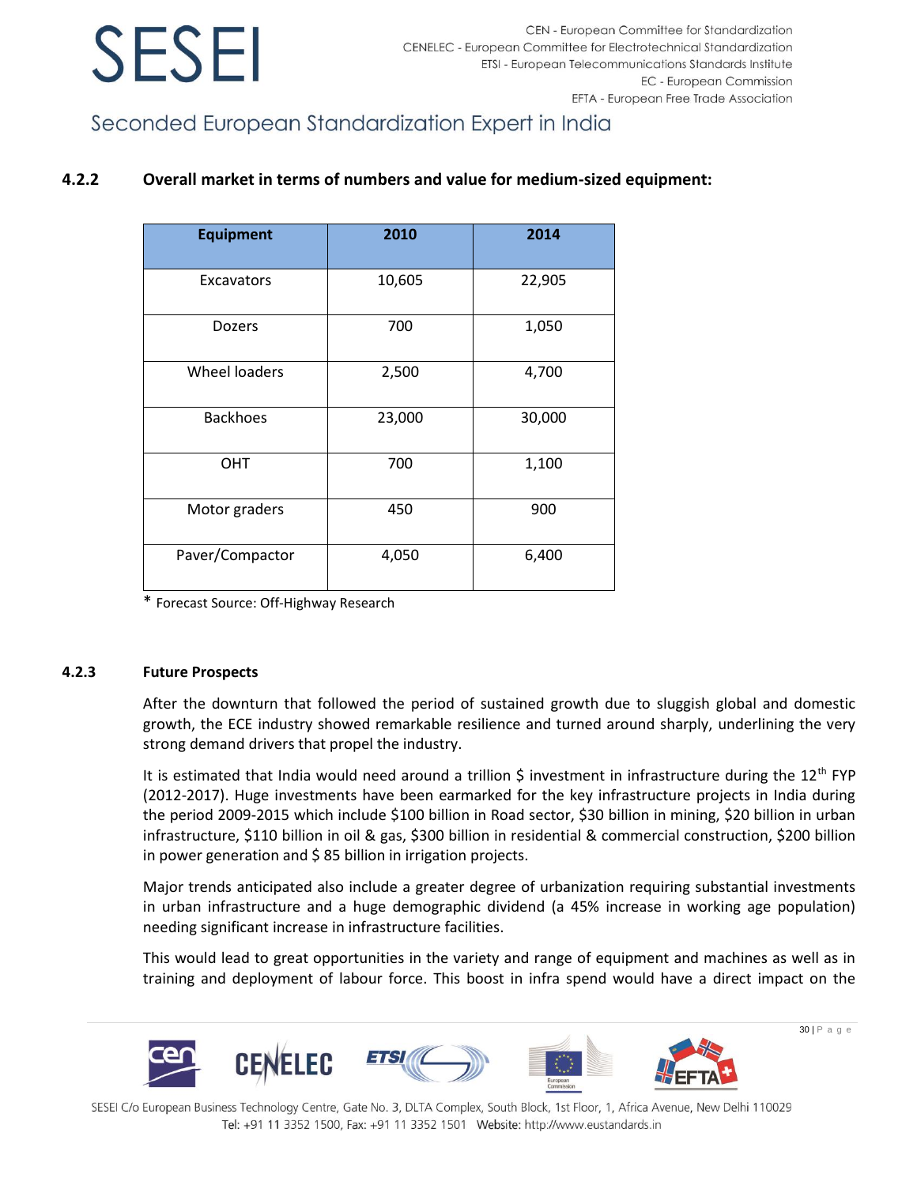### 4.2.2 Overall market in terms of numbers and value for medium-sized equipment:

| Equipment | 2010 | 2014 |
| --- | --- | --- |
| Excavators | 10,605 | 22,905 |
| Dozers | 700 | 1,050 |
| Wheel loaders | 2,500 | 4,700 |
| Backhoes | 23,000 | 30,000 |
| OHT | 700 | 1,100 |
| Motor graders | 450 | 900 |
| Paver/Compactor | 4,050 | 6,400 |

* Forecast Source: Off-Highway Research

### 4.2.3 Future Prospects

After the downturn that followed the period of sustained growth due to sluggish global and domestic growth, the ECE industry showed remarkable resilience and turned around sharply, underlining the very strong demand drivers that propel the industry.

It is estimated that India would need around a trillion $ investment in infrastructure during the 12th FYP (2012-2017). Huge investments have been earmarked for the key infrastructure projects in India during the period 2009-2015 which include $100 billion in Road sector, $30 billion in mining, $20 billion in urban infrastructure, $110 billion in oil & gas, $300 billion in residential & commercial construction, $200 billion in power generation and $ 85 billion in irrigation projects.

Major trends anticipated also include a greater degree of urbanization requiring substantial investments in urban infrastructure and a huge demographic dividend (a 45% increase in working age population) needing significant increase in infrastructure facilities.

This would lead to great opportunities in the variety and range of equipment and machines as well as in training and deployment of labour force. This boost in infra spend would have a direct impact on the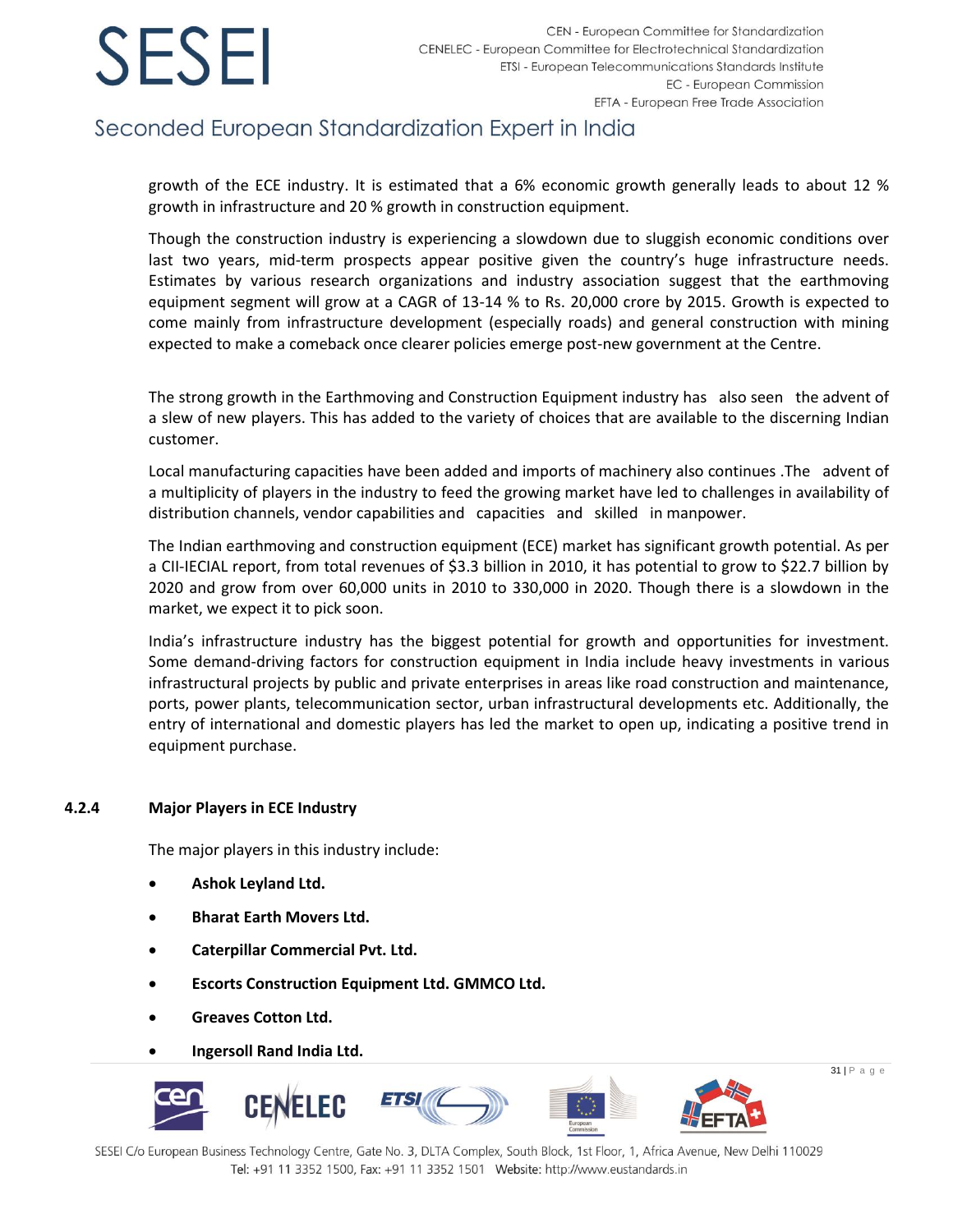growth of the ECE industry. It is estimated that a 6% economic growth generally leads to about 12 % growth in infrastructure and 20 % growth in construction equipment.

Though the construction industry is experiencing a slowdown due to sluggish economic conditions over last two years, mid-term prospects appear positive given the country's huge infrastructure needs. Estimates by various research organizations and industry association suggest that the earthmoving equipment segment will grow at a CAGR of 13-14 % to Rs. 20,000 crore by 2015. Growth is expected to come mainly from infrastructure development (especially roads) and general construction with mining expected to make a comeback once clearer policies emerge post-new government at the Centre.

The strong growth in the Earthmoving and Construction Equipment industry has also seen the advent of a slew of new players. This has added to the variety of choices that are available to the discerning Indian customer.

Local manufacturing capacities have been added and imports of machinery also continues .The advent of a multiplicity of players in the industry to feed the growing market have led to challenges in availability of distribution channels, vendor capabilities and capacities and skilled in manpower.

The Indian earthmoving and construction equipment (ECE) market has significant growth potential. As per a CII-IECIAL report, from total revenues of $3.3 billion in 2010, it has potential to grow to $22.7 billion by 2020 and grow from over 60,000 units in 2010 to 330,000 in 2020. Though there is a slowdown in the market, we expect it to pick soon.

India's infrastructure industry has the biggest potential for growth and opportunities for investment. Some demand-driving factors for construction equipment in India include heavy investments in various infrastructural projects by public and private enterprises in areas like road construction and maintenance, ports, power plants, telecommunication sector, urban infrastructural developments etc. Additionally, the entry of international and domestic players has led the market to open up, indicating a positive trend in equipment purchase.

#### 4.2.4 Major Players in ECE Industry

The major players in this industry include:

- **Ashok Leyland Ltd.**
- **Bharat Earth Movers Ltd.**
- **Caterpillar Commercial Pvt. Ltd.**
- **Escorts Construction Equipment Ltd. GMMCO Ltd.**
- **Greaves Cotton Ltd.**
- **Ingersoll Rand India Ltd.**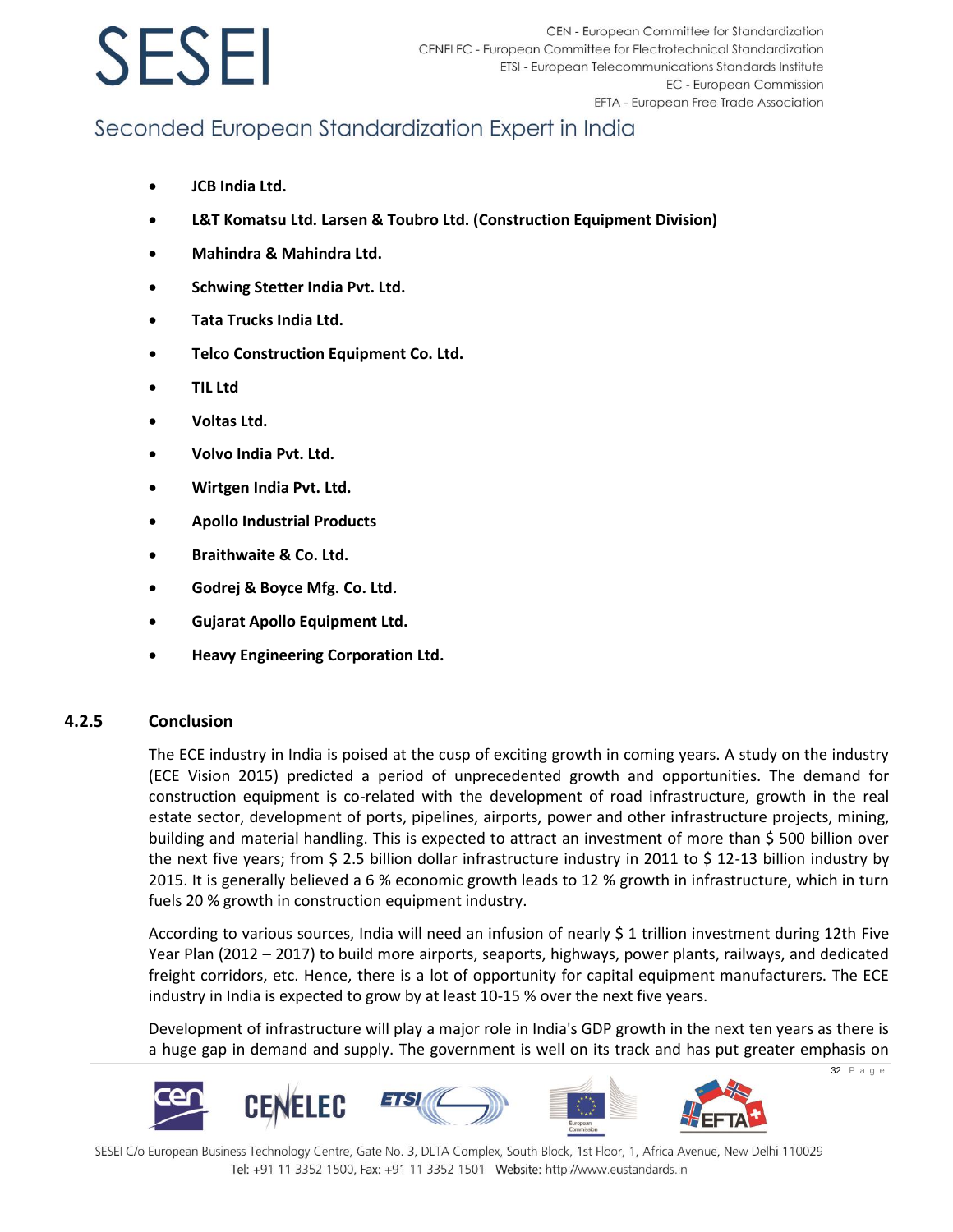- **JCB India Ltd.**
- **L&T Komatsu Ltd. Larsen & Toubro Ltd. (Construction Equipment Division)**
- **Mahindra & Mahindra Ltd.**
- **Schwing Stetter India Pvt. Ltd.**
- **Tata Trucks India Ltd.**
- **Telco Construction Equipment Co. Ltd.**
- **TIL Ltd**
- **Voltas Ltd.**
- **Volvo India Pvt. Ltd.**
- **Wirtgen India Pvt. Ltd.**
- **Apollo Industrial Products**
- **Braithwaite & Co. Ltd.**
- **Godrej & Boyce Mfg. Co. Ltd.**
- **Gujarat Apollo Equipment Ltd.**
- **Heavy Engineering Corporation Ltd.**

### 4.2.5 Conclusion

The ECE industry in India is poised at the cusp of exciting growth in coming years. A study on the industry (ECE Vision 2015) predicted a period of unprecedented growth and opportunities. The demand for construction equipment is co-related with the development of road infrastructure, growth in the real estate sector, development of ports, pipelines, airports, power and other infrastructure projects, mining, building and material handling. This is expected to attract an investment of more than $ 500 billion over the next five years; from $ 2.5 billion dollar infrastructure industry in 2011 to $ 12-13 billion industry by 2015. It is generally believed a 6 % economic growth leads to 12 % growth in infrastructure, which in turn fuels 20 % growth in construction equipment industry.

According to various sources, India will need an infusion of nearly $ 1 trillion investment during 12th Five Year Plan (2012 – 2017) to build more airports, seaports, highways, power plants, railways, and dedicated freight corridors, etc. Hence, there is a lot of opportunity for capital equipment manufacturers. The ECE industry in India is expected to grow by at least 10-15 % over the next five years.

Development of infrastructure will play a major role in India's GDP growth in the next ten years as there is a huge gap in demand and supply. The government is well on its track and has put greater emphasis on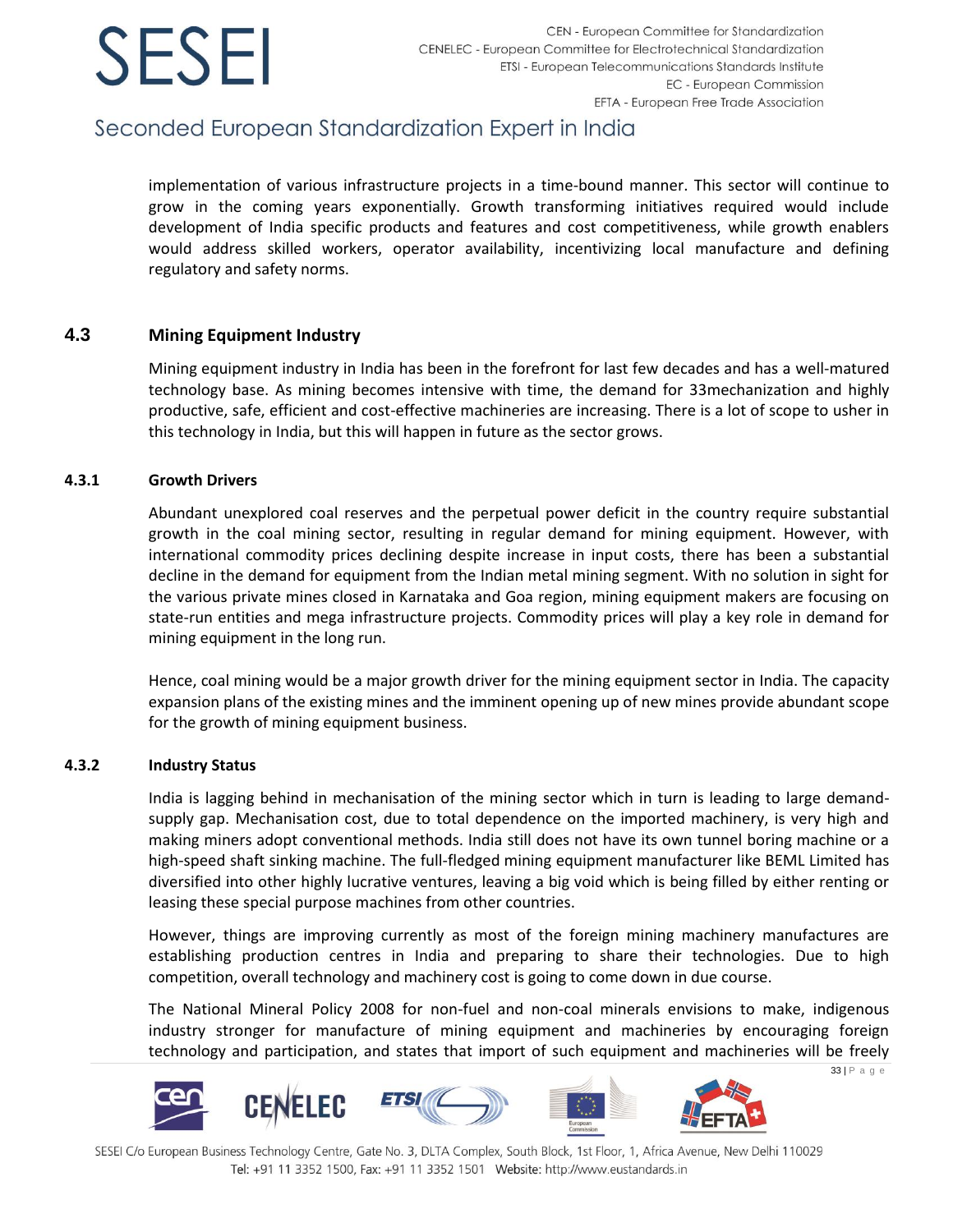implementation of various infrastructure projects in a time-bound manner. This sector will continue to grow in the coming years exponentially. Growth transforming initiatives required would include development of India specific products and features and cost competitiveness, while growth enablers would address skilled workers, operator availability, incentivizing local manufacture and defining regulatory and safety norms.

## 4.3 Mining Equipment Industry

Mining equipment industry in India has been in the forefront for last few decades and has a well-matured technology base. As mining becomes intensive with time, the demand for 33mechanization and highly productive, safe, efficient and cost-effective machineries are increasing. There is a lot of scope to usher in this technology in India, but this will happen in future as the sector grows.

### 4.3.1 Growth Drivers

Abundant unexplored coal reserves and the perpetual power deficit in the country require substantial growth in the coal mining sector, resulting in regular demand for mining equipment. However, with international commodity prices declining despite increase in input costs, there has been a substantial decline in the demand for equipment from the Indian metal mining segment. With no solution in sight for the various private mines closed in Karnataka and Goa region, mining equipment makers are focusing on state-run entities and mega infrastructure projects. Commodity prices will play a key role in demand for mining equipment in the long run.

Hence, coal mining would be a major growth driver for the mining equipment sector in India. The capacity expansion plans of the existing mines and the imminent opening up of new mines provide abundant scope for the growth of mining equipment business.

### 4.3.2 Industry Status

India is lagging behind in mechanisation of the mining sector which in turn is leading to large demand-supply gap. Mechanisation cost, due to total dependence on the imported machinery, is very high and making miners adopt conventional methods. India still does not have its own tunnel boring machine or a high-speed shaft sinking machine. The full-fledged mining equipment manufacturer like BEML Limited has diversified into other highly lucrative ventures, leaving a big void which is being filled by either renting or leasing these special purpose machines from other countries.

However, things are improving currently as most of the foreign mining machinery manufactures are establishing production centres in India and preparing to share their technologies. Due to high competition, overall technology and machinery cost is going to come down in due course.

The National Mineral Policy 2008 for non-fuel and non-coal minerals envisions to make, indigenous industry stronger for manufacture of mining equipment and machineries by encouraging foreign technology and participation, and states that import of such equipment and machineries will be freely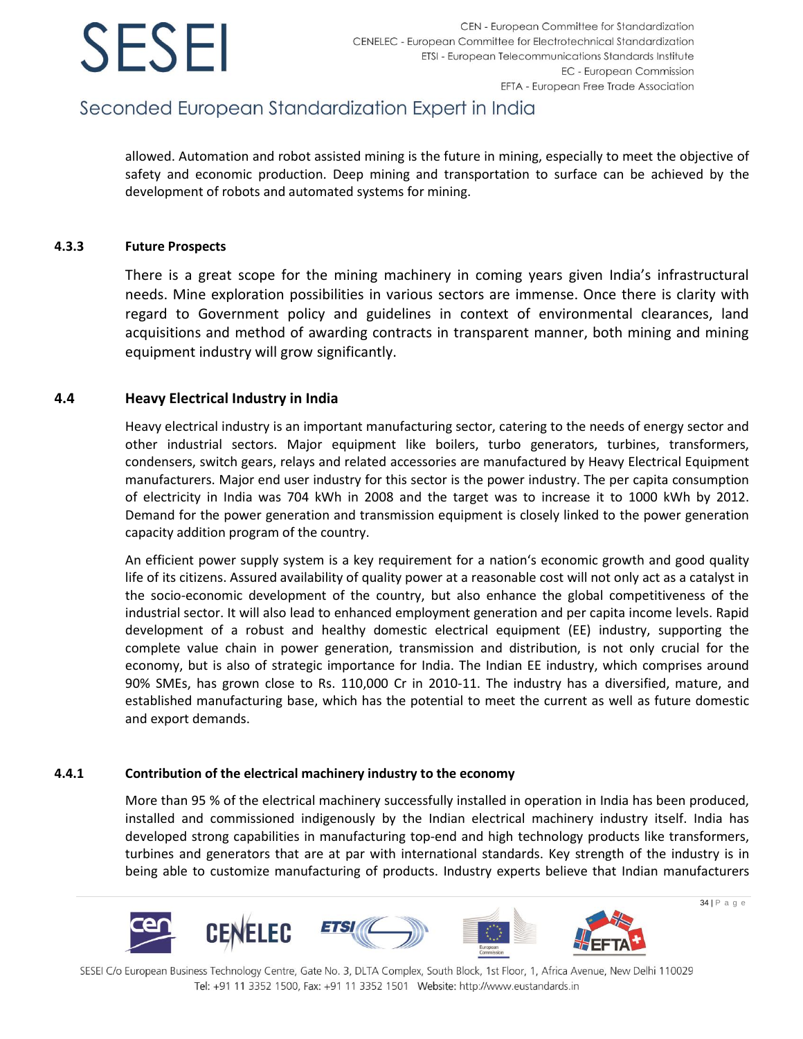allowed. Automation and robot assisted mining is the future in mining, especially to meet the objective of safety and economic production. Deep mining and transportation to surface can be achieved by the development of robots and automated systems for mining.

### 4.3.3 Future Prospects

There is a great scope for the mining machinery in coming years given India's infrastructural needs. Mine exploration possibilities in various sectors are immense. Once there is clarity with regard to Government policy and guidelines in context of environmental clearances, land acquisitions and method of awarding contracts in transparent manner, both mining and mining equipment industry will grow significantly.

## 4.4 Heavy Electrical Industry in India

Heavy electrical industry is an important manufacturing sector, catering to the needs of energy sector and other industrial sectors. Major equipment like boilers, turbo generators, turbines, transformers, condensers, switch gears, relays and related accessories are manufactured by Heavy Electrical Equipment manufacturers. Major end user industry for this sector is the power industry. The per capita consumption of electricity in India was 704 kWh in 2008 and the target was to increase it to 1000 kWh by 2012. Demand for the power generation and transmission equipment is closely linked to the power generation capacity addition program of the country.

An efficient power supply system is a key requirement for a nation's economic growth and good quality life of its citizens. Assured availability of quality power at a reasonable cost will not only act as a catalyst in the socio-economic development of the country, but also enhance the global competitiveness of the industrial sector. It will also lead to enhanced employment generation and per capita income levels. Rapid development of a robust and healthy domestic electrical equipment (EE) industry, supporting the complete value chain in power generation, transmission and distribution, is not only crucial for the economy, but is also of strategic importance for India. The Indian EE industry, which comprises around 90% SMEs, has grown close to Rs. 110,000 Cr in 2010-11. The industry has a diversified, mature, and established manufacturing base, which has the potential to meet the current as well as future domestic and export demands.

### 4.4.1 Contribution of the electrical machinery industry to the economy

More than 95 % of the electrical machinery successfully installed in operation in India has been produced, installed and commissioned indigenously by the Indian electrical machinery industry itself. India has developed strong capabilities in manufacturing top-end and high technology products like transformers, turbines and generators that are at par with international standards. Key strength of the industry is in being able to customize manufacturing of products. Industry experts believe that Indian manufacturers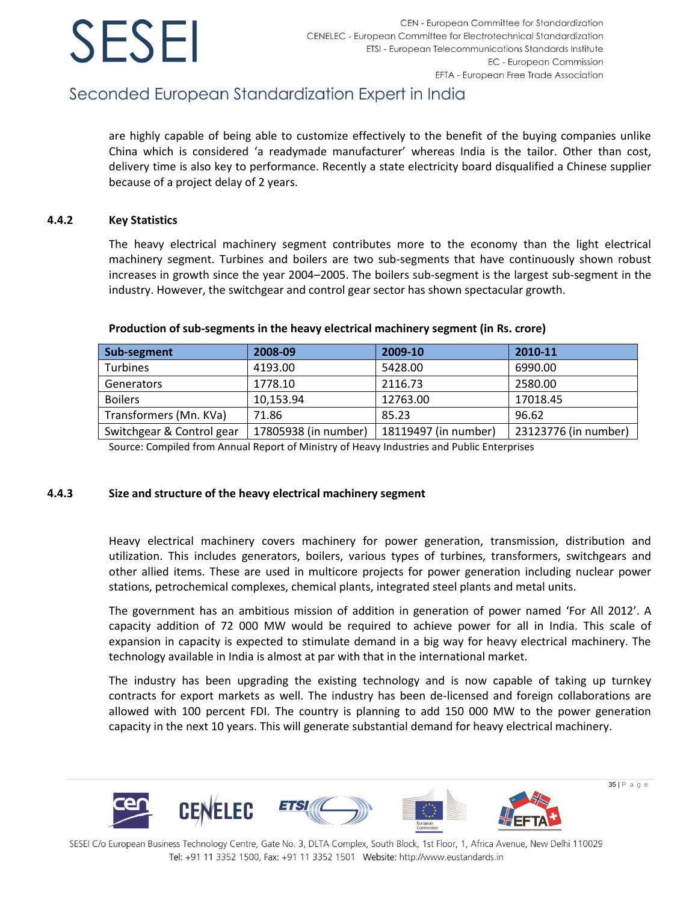are highly capable of being able to customize effectively to the benefit of the buying companies unlike China which is considered 'a readymade manufacturer' whereas India is the tailor. Other than cost, delivery time is also key to performance. Recently a state electricity board disqualified a Chinese supplier because of a project delay of 2 years.

### 4.4.2 Key Statistics

The heavy electrical machinery segment contributes more to the economy than the light electrical machinery segment. Turbines and boilers are two sub-segments that have continuously shown robust increases in growth since the year 2004–2005. The boilers sub-segment is the largest sub-segment in the industry. However, the switchgear and control gear sector has shown spectacular growth.

**Production of sub-segments in the heavy electrical machinery segment (in Rs. crore)**

| Sub-segment | 2008-09 | 2009-10 | 2010-11 |
|---|---|---|---|
| Turbines | 4193.00 | 5428.00 | 6990.00 |
| Generators | 1778.10 | 2116.73 | 2580.00 |
| Boilers | 10,153.94 | 12763.00 | 17018.45 |
| Transformers (Mn. KVa) | 71.86 | 85.23 | 96.62 |
| Switchgear & Control gear | 17805938 (in number) | 18119497 (in number) | 23123776 (in number) |

Source: Compiled from Annual Report of Ministry of Heavy Industries and Public Enterprises

### 4.4.3 Size and structure of the heavy electrical machinery segment

Heavy electrical machinery covers machinery for power generation, transmission, distribution and utilization. This includes generators, boilers, various types of turbines, transformers, switchgears and other allied items. These are used in multicore projects for power generation including nuclear power stations, petrochemical complexes, chemical plants, integrated steel plants and metal units.

The government has an ambitious mission of addition in generation of power named 'For All 2012'. A capacity addition of 72 000 MW would be required to achieve power for all in India. This scale of expansion in capacity is expected to stimulate demand in a big way for heavy electrical machinery. The technology available in India is almost at par with that in the international market.

The industry has been upgrading the existing technology and is now capable of taking up turnkey contracts for export markets as well. The industry has been de-licensed and foreign collaborations are allowed with 100 percent FDI. The country is planning to add 150 000 MW to the power generation capacity in the next 10 years. This will generate substantial demand for heavy electrical machinery.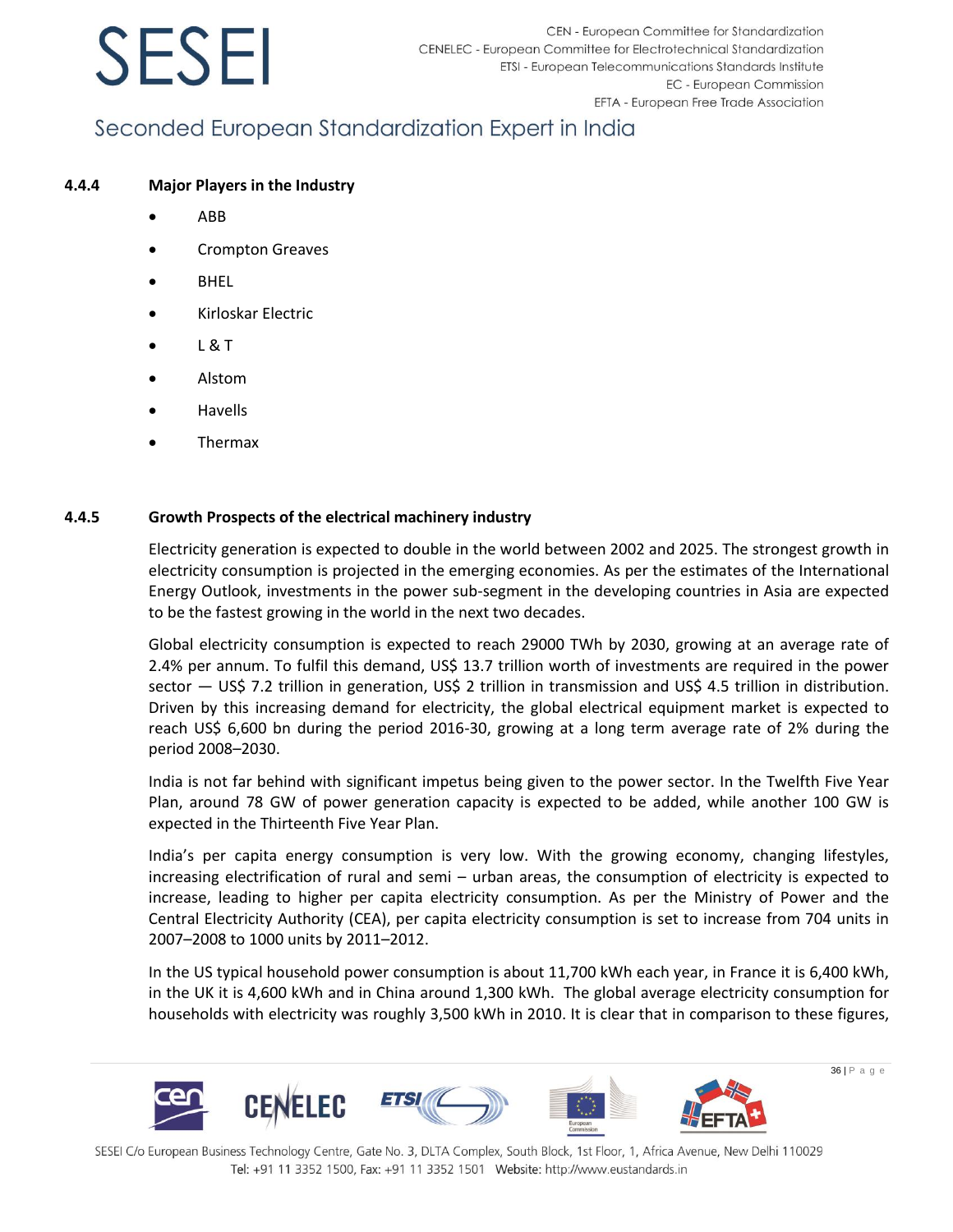### 4.4.4 Major Players in the Industry

- ABB
- Crompton Greaves
- BHEL
- Kirloskar Electric
- L & T
- Alstom
- Havells
- Thermax

### 4.4.5 Growth Prospects of the electrical machinery industry

Electricity generation is expected to double in the world between 2002 and 2025. The strongest growth in electricity consumption is projected in the emerging economies. As per the estimates of the International Energy Outlook, investments in the power sub-segment in the developing countries in Asia are expected to be the fastest growing in the world in the next two decades.

Global electricity consumption is expected to reach 29000 TWh by 2030, growing at an average rate of 2.4% per annum. To fulfil this demand, US$ 13.7 trillion worth of investments are required in the power sector — US$ 7.2 trillion in generation, US$ 2 trillion in transmission and US$ 4.5 trillion in distribution. Driven by this increasing demand for electricity, the global electrical equipment market is expected to reach US$ 6,600 bn during the period 2016-30, growing at a long term average rate of 2% during the period 2008–2030.

India is not far behind with significant impetus being given to the power sector. In the Twelfth Five Year Plan, around 78 GW of power generation capacity is expected to be added, while another 100 GW is expected in the Thirteenth Five Year Plan.

India's per capita energy consumption is very low. With the growing economy, changing lifestyles, increasing electrification of rural and semi – urban areas, the consumption of electricity is expected to increase, leading to higher per capita electricity consumption. As per the Ministry of Power and the Central Electricity Authority (CEA), per capita electricity consumption is set to increase from 704 units in 2007–2008 to 1000 units by 2011–2012.

In the US typical household power consumption is about 11,700 kWh each year, in France it is 6,400 kWh, in the UK it is 4,600 kWh and in China around 1,300 kWh. The global average electricity consumption for households with electricity was roughly 3,500 kWh in 2010. It is clear that in comparison to these figures,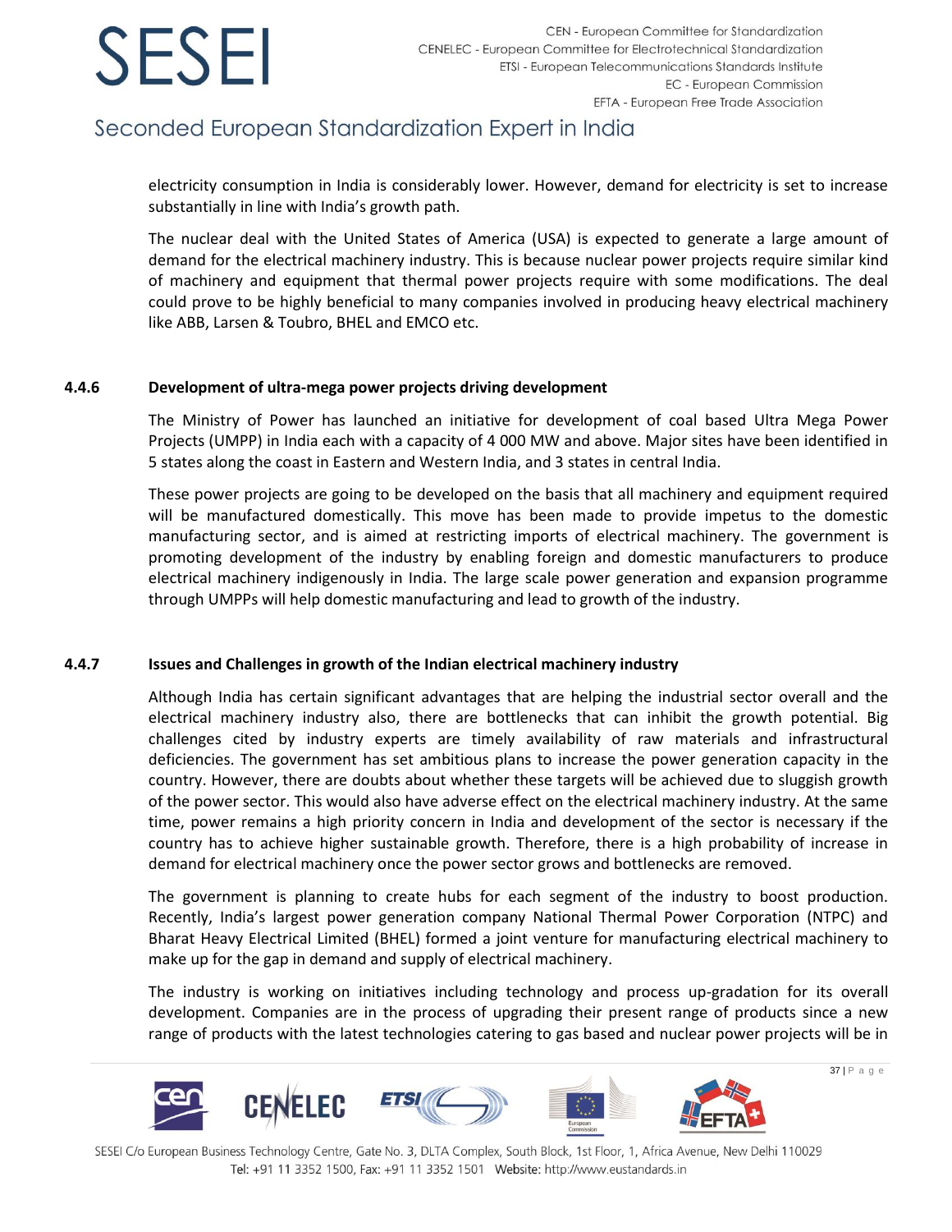electricity consumption in India is considerably lower. However, demand for electricity is set to increase substantially in line with India's growth path.

The nuclear deal with the United States of America (USA) is expected to generate a large amount of demand for the electrical machinery industry. This is because nuclear power projects require similar kind of machinery and equipment that thermal power projects require with some modifications. The deal could prove to be highly beneficial to many companies involved in producing heavy electrical machinery like ABB, Larsen & Toubro, BHEL and EMCO etc.

### 4.4.6 Development of ultra-mega power projects driving development

The Ministry of Power has launched an initiative for development of coal based Ultra Mega Power Projects (UMPP) in India each with a capacity of 4 000 MW and above. Major sites have been identified in 5 states along the coast in Eastern and Western India, and 3 states in central India.

These power projects are going to be developed on the basis that all machinery and equipment required will be manufactured domestically. This move has been made to provide impetus to the domestic manufacturing sector, and is aimed at restricting imports of electrical machinery. The government is promoting development of the industry by enabling foreign and domestic manufacturers to produce electrical machinery indigenously in India. The large scale power generation and expansion programme through UMPPs will help domestic manufacturing and lead to growth of the industry.

### 4.4.7 Issues and Challenges in growth of the Indian electrical machinery industry

Although India has certain significant advantages that are helping the industrial sector overall and the electrical machinery industry also, there are bottlenecks that can inhibit the growth potential. Big challenges cited by industry experts are timely availability of raw materials and infrastructural deficiencies. The government has set ambitious plans to increase the power generation capacity in the country. However, there are doubts about whether these targets will be achieved due to sluggish growth of the power sector. This would also have adverse effect on the electrical machinery industry. At the same time, power remains a high priority concern in India and development of the sector is necessary if the country has to achieve higher sustainable growth. Therefore, there is a high probability of increase in demand for electrical machinery once the power sector grows and bottlenecks are removed.

The government is planning to create hubs for each segment of the industry to boost production. Recently, India's largest power generation company National Thermal Power Corporation (NTPC) and Bharat Heavy Electrical Limited (BHEL) formed a joint venture for manufacturing electrical machinery to make up for the gap in demand and supply of electrical machinery.

The industry is working on initiatives including technology and process up-gradation for its overall development. Companies are in the process of upgrading their present range of products since a new range of products with the latest technologies catering to gas based and nuclear power projects will be in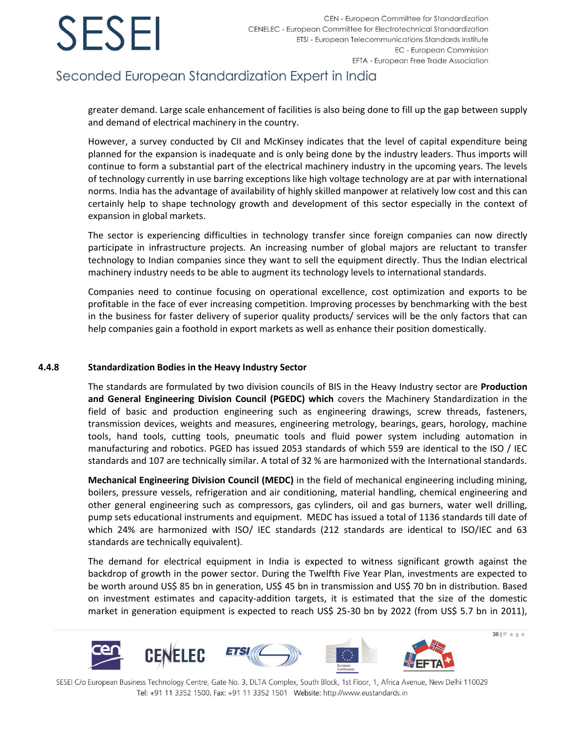greater demand. Large scale enhancement of facilities is also being done to fill up the gap between supply and demand of electrical machinery in the country.

However, a survey conducted by CII and McKinsey indicates that the level of capital expenditure being planned for the expansion is inadequate and is only being done by the industry leaders. Thus imports will continue to form a substantial part of the electrical machinery industry in the upcoming years. The levels of technology currently in use barring exceptions like high voltage technology are at par with international norms. India has the advantage of availability of highly skilled manpower at relatively low cost and this can certainly help to shape technology growth and development of this sector especially in the context of expansion in global markets.

The sector is experiencing difficulties in technology transfer since foreign companies can now directly participate in infrastructure projects. An increasing number of global majors are reluctant to transfer technology to Indian companies since they want to sell the equipment directly. Thus the Indian electrical machinery industry needs to be able to augment its technology levels to international standards.

Companies need to continue focusing on operational excellence, cost optimization and exports to be profitable in the face of ever increasing competition. Improving processes by benchmarking with the best in the business for faster delivery of superior quality products/ services will be the only factors that can help companies gain a foothold in export markets as well as enhance their position domestically.

#### 4.4.8 Standardization Bodies in the Heavy Industry Sector

The standards are formulated by two division councils of BIS in the Heavy Industry sector are **Production and General Engineering Division Council (PGEDC) which** covers the Machinery Standardization in the field of basic and production engineering such as engineering drawings, screw threads, fasteners, transmission devices, weights and measures, engineering metrology, bearings, gears, horology, machine tools, hand tools, cutting tools, pneumatic tools and fluid power system including automation in manufacturing and robotics. PGED has issued 2053 standards of which 559 are identical to the ISO / IEC standards and 107 are technically similar. A total of 32 % are harmonized with the International standards.

**Mechanical Engineering Division Council (MEDC)** in the field of mechanical engineering including mining, boilers, pressure vessels, refrigeration and air conditioning, material handling, chemical engineering and other general engineering such as compressors, gas cylinders, oil and gas burners, water well drilling, pump sets educational instruments and equipment. MEDC has issued a total of 1136 standards till date of which 24% are harmonized with ISO/ IEC standards (212 standards are identical to ISO/IEC and 63 standards are technically equivalent).

The demand for electrical equipment in India is expected to witness significant growth against the backdrop of growth in the power sector. During the Twelfth Five Year Plan, investments are expected to be worth around US$ 85 bn in generation, US$ 45 bn in transmission and US$ 70 bn in distribution. Based on investment estimates and capacity-addition targets, it is estimated that the size of the domestic market in generation equipment is expected to reach US$ 25-30 bn by 2022 (from US$ 5.7 bn in 2011),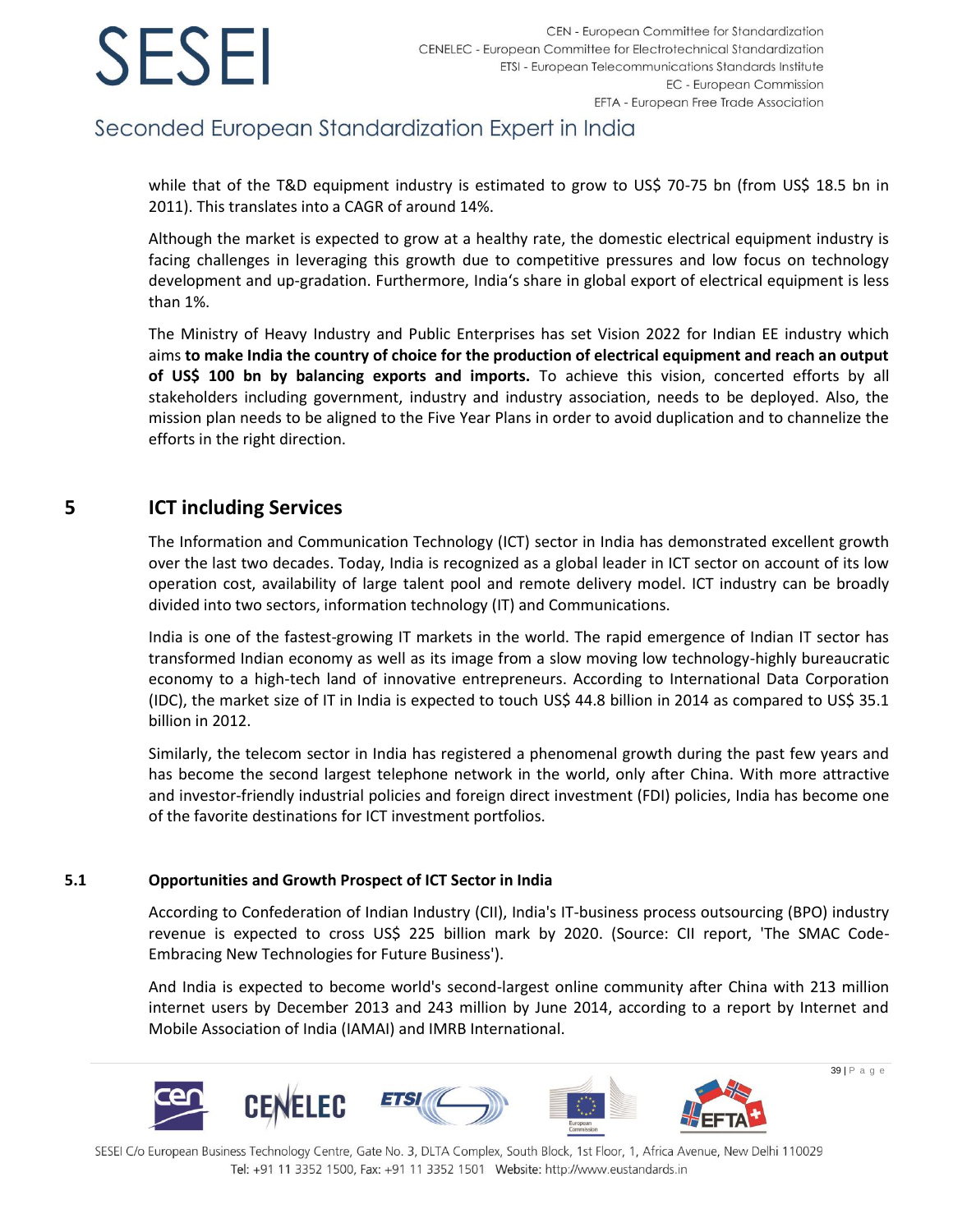while that of the T&D equipment industry is estimated to grow to US$ 70-75 bn (from US$ 18.5 bn in 2011). This translates into a CAGR of around 14%.

Although the market is expected to grow at a healthy rate, the domestic electrical equipment industry is facing challenges in leveraging this growth due to competitive pressures and low focus on technology development and up-gradation. Furthermore, India's share in global export of electrical equipment is less than 1%.

The Ministry of Heavy Industry and Public Enterprises has set Vision 2022 for Indian EE industry which aims **to make India the country of choice for the production of electrical equipment and reach an output of US$ 100 bn by balancing exports and imports.** To achieve this vision, concerted efforts by all stakeholders including government, industry and industry association, needs to be deployed. Also, the mission plan needs to be aligned to the Five Year Plans in order to avoid duplication and to channelize the efforts in the right direction.

# 5 ICT including Services

The Information and Communication Technology (ICT) sector in India has demonstrated excellent growth over the last two decades. Today, India is recognized as a global leader in ICT sector on account of its low operation cost, availability of large talent pool and remote delivery model. ICT industry can be broadly divided into two sectors, information technology (IT) and Communications.

India is one of the fastest-growing IT markets in the world. The rapid emergence of Indian IT sector has transformed Indian economy as well as its image from a slow moving low technology-highly bureaucratic economy to a high-tech land of innovative entrepreneurs. According to International Data Corporation (IDC), the market size of IT in India is expected to touch US$ 44.8 billion in 2014 as compared to US$ 35.1 billion in 2012.

Similarly, the telecom sector in India has registered a phenomenal growth during the past few years and has become the second largest telephone network in the world, only after China. With more attractive and investor-friendly industrial policies and foreign direct investment (FDI) policies, India has become one of the favorite destinations for ICT investment portfolios.

## 5.1 Opportunities and Growth Prospect of ICT Sector in India

According to Confederation of Indian Industry (CII), India's IT-business process outsourcing (BPO) industry revenue is expected to cross US$ 225 billion mark by 2020. (Source: CII report, 'The SMAC Code-Embracing New Technologies for Future Business').

And India is expected to become world's second-largest online community after China with 213 million internet users by December 2013 and 243 million by June 2014, according to a report by Internet and Mobile Association of India (IAMAI) and IMRB International.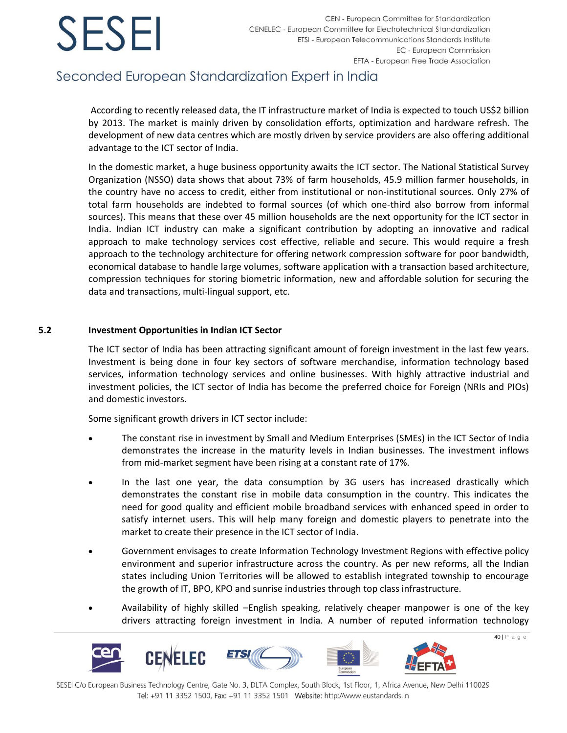According to recently released data, the IT infrastructure market of India is expected to touch US$2 billion by 2013. The market is mainly driven by consolidation efforts, optimization and hardware refresh. The development of new data centres which are mostly driven by service providers are also offering additional advantage to the ICT sector of India.

In the domestic market, a huge business opportunity awaits the ICT sector. The National Statistical Survey Organization (NSSO) data shows that about 73% of farm households, 45.9 million farmer households, in the country have no access to credit, either from institutional or non-institutional sources. Only 27% of total farm households are indebted to formal sources (of which one-third also borrow from informal sources). This means that these over 45 million households are the next opportunity for the ICT sector in India. Indian ICT industry can make a significant contribution by adopting an innovative and radical approach to make technology services cost effective, reliable and secure. This would require a fresh approach to the technology architecture for offering network compression software for poor bandwidth, economical database to handle large volumes, software application with a transaction based architecture, compression techniques for storing biometric information, new and affordable solution for securing the data and transactions, multi-lingual support, etc.

### 5.2 Investment Opportunities in Indian ICT Sector

The ICT sector of India has been attracting significant amount of foreign investment in the last few years. Investment is being done in four key sectors of software merchandise, information technology based services, information technology services and online businesses. With highly attractive industrial and investment policies, the ICT sector of India has become the preferred choice for Foreign (NRIs and PIOs) and domestic investors.

Some significant growth drivers in ICT sector include:

- The constant rise in investment by Small and Medium Enterprises (SMEs) in the ICT Sector of India demonstrates the increase in the maturity levels in Indian businesses. The investment inflows from mid-market segment have been rising at a constant rate of 17%.
- In the last one year, the data consumption by 3G users has increased drastically which demonstrates the constant rise in mobile data consumption in the country. This indicates the need for good quality and efficient mobile broadband services with enhanced speed in order to satisfy internet users. This will help many foreign and domestic players to penetrate into the market to create their presence in the ICT sector of India.
- Government envisages to create Information Technology Investment Regions with effective policy environment and superior infrastructure across the country. As per new reforms, all the Indian states including Union Territories will be allowed to establish integrated township to encourage the growth of IT, BPO, KPO and sunrise industries through top class infrastructure.
- Availability of highly skilled –English speaking, relatively cheaper manpower is one of the key drivers attracting foreign investment in India. A number of reputed information technology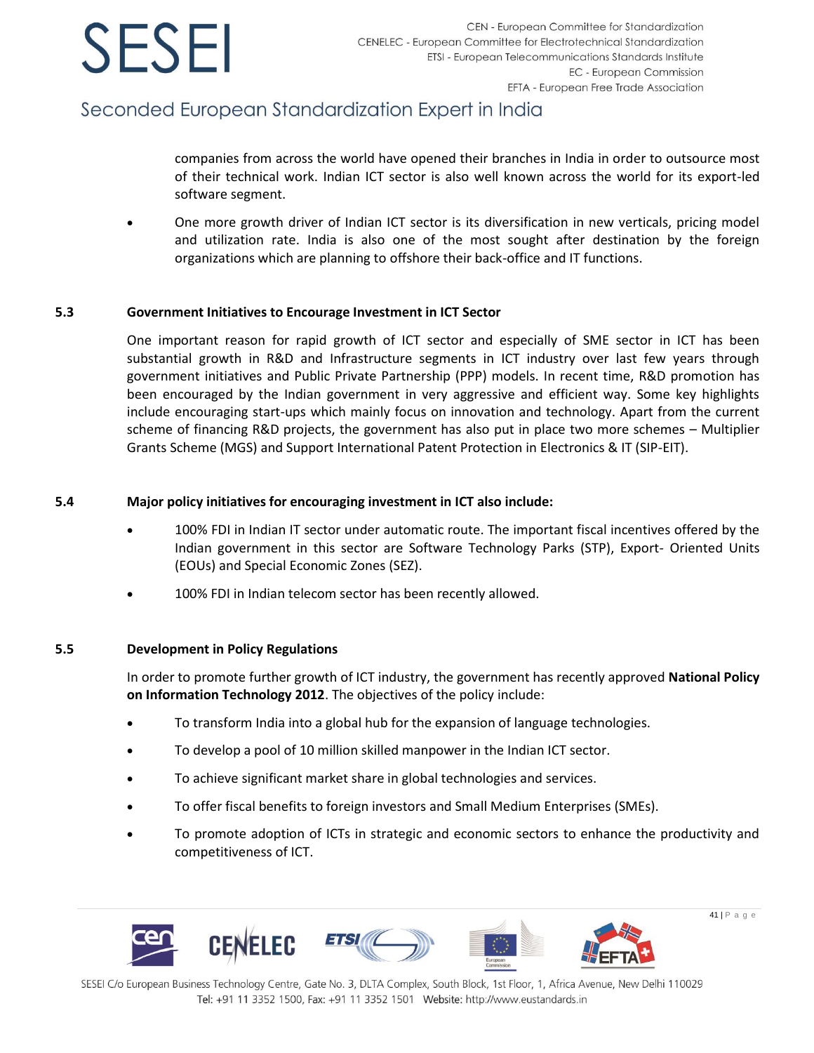companies from across the world have opened their branches in India in order to outsource most of their technical work. Indian ICT sector is also well known across the world for its export-led software segment.

- One more growth driver of Indian ICT sector is its diversification in new verticals, pricing model and utilization rate. India is also one of the most sought after destination by the foreign organizations which are planning to offshore their back-office and IT functions.

## 5.3 Government Initiatives to Encourage Investment in ICT Sector

One important reason for rapid growth of ICT sector and especially of SME sector in ICT has been substantial growth in R&D and Infrastructure segments in ICT industry over last few years through government initiatives and Public Private Partnership (PPP) models. In recent time, R&D promotion has been encouraged by the Indian government in very aggressive and efficient way. Some key highlights include encouraging start-ups which mainly focus on innovation and technology. Apart from the current scheme of financing R&D projects, the government has also put in place two more schemes – Multiplier Grants Scheme (MGS) and Support International Patent Protection in Electronics & IT (SIP-EIT).

## 5.4 Major policy initiatives for encouraging investment in ICT also include:

- 100% FDI in Indian IT sector under automatic route. The important fiscal incentives offered by the Indian government in this sector are Software Technology Parks (STP), Export- Oriented Units (EOUs) and Special Economic Zones (SEZ).
- 100% FDI in Indian telecom sector has been recently allowed.

## 5.5 Development in Policy Regulations

In order to promote further growth of ICT industry, the government has recently approved **National Policy on Information Technology 2012**. The objectives of the policy include:

- To transform India into a global hub for the expansion of language technologies.
- To develop a pool of 10 million skilled manpower in the Indian ICT sector.
- To achieve significant market share in global technologies and services.
- To offer fiscal benefits to foreign investors and Small Medium Enterprises (SMEs).
- To promote adoption of ICTs in strategic and economic sectors to enhance the productivity and competitiveness of ICT.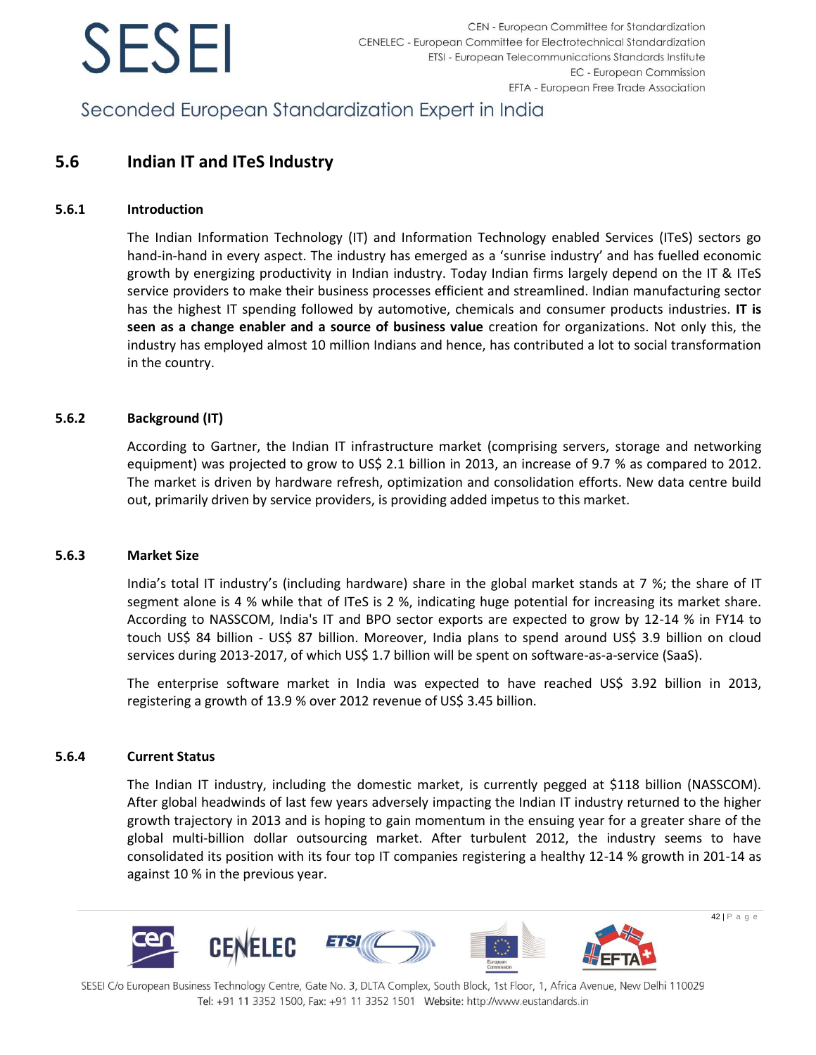## 5.6 Indian IT and ITeS Industry

### 5.6.1 Introduction

The Indian Information Technology (IT) and Information Technology enabled Services (ITeS) sectors go hand-in-hand in every aspect. The industry has emerged as a 'sunrise industry' and has fuelled economic growth by energizing productivity in Indian industry. Today Indian firms largely depend on the IT & ITeS service providers to make their business processes efficient and streamlined. Indian manufacturing sector has the highest IT spending followed by automotive, chemicals and consumer products industries. **IT is seen as a change enabler and a source of business value** creation for organizations. Not only this, the industry has employed almost 10 million Indians and hence, has contributed a lot to social transformation in the country.

### 5.6.2 Background (IT)

According to Gartner, the Indian IT infrastructure market (comprising servers, storage and networking equipment) was projected to grow to US$ 2.1 billion in 2013, an increase of 9.7 % as compared to 2012. The market is driven by hardware refresh, optimization and consolidation efforts. New data centre build out, primarily driven by service providers, is providing added impetus to this market.

### 5.6.3 Market Size

India's total IT industry's (including hardware) share in the global market stands at 7 %; the share of IT segment alone is 4 % while that of ITeS is 2 %, indicating huge potential for increasing its market share. According to NASSCOM, India's IT and BPO sector exports are expected to grow by 12-14 % in FY14 to touch US$ 84 billion - US$ 87 billion. Moreover, India plans to spend around US$ 3.9 billion on cloud services during 2013-2017, of which US$ 1.7 billion will be spent on software-as-a-service (SaaS).

The enterprise software market in India was expected to have reached US$ 3.92 billion in 2013, registering a growth of 13.9 % over 2012 revenue of US$ 3.45 billion.

### 5.6.4 Current Status

The Indian IT industry, including the domestic market, is currently pegged at $118 billion (NASSCOM). After global headwinds of last few years adversely impacting the Indian IT industry returned to the higher growth trajectory in 2013 and is hoping to gain momentum in the ensuing year for a greater share of the global multi-billion dollar outsourcing market. After turbulent 2012, the industry seems to have consolidated its position with its four top IT companies registering a healthy 12-14 % growth in 201-14 as against 10 % in the previous year.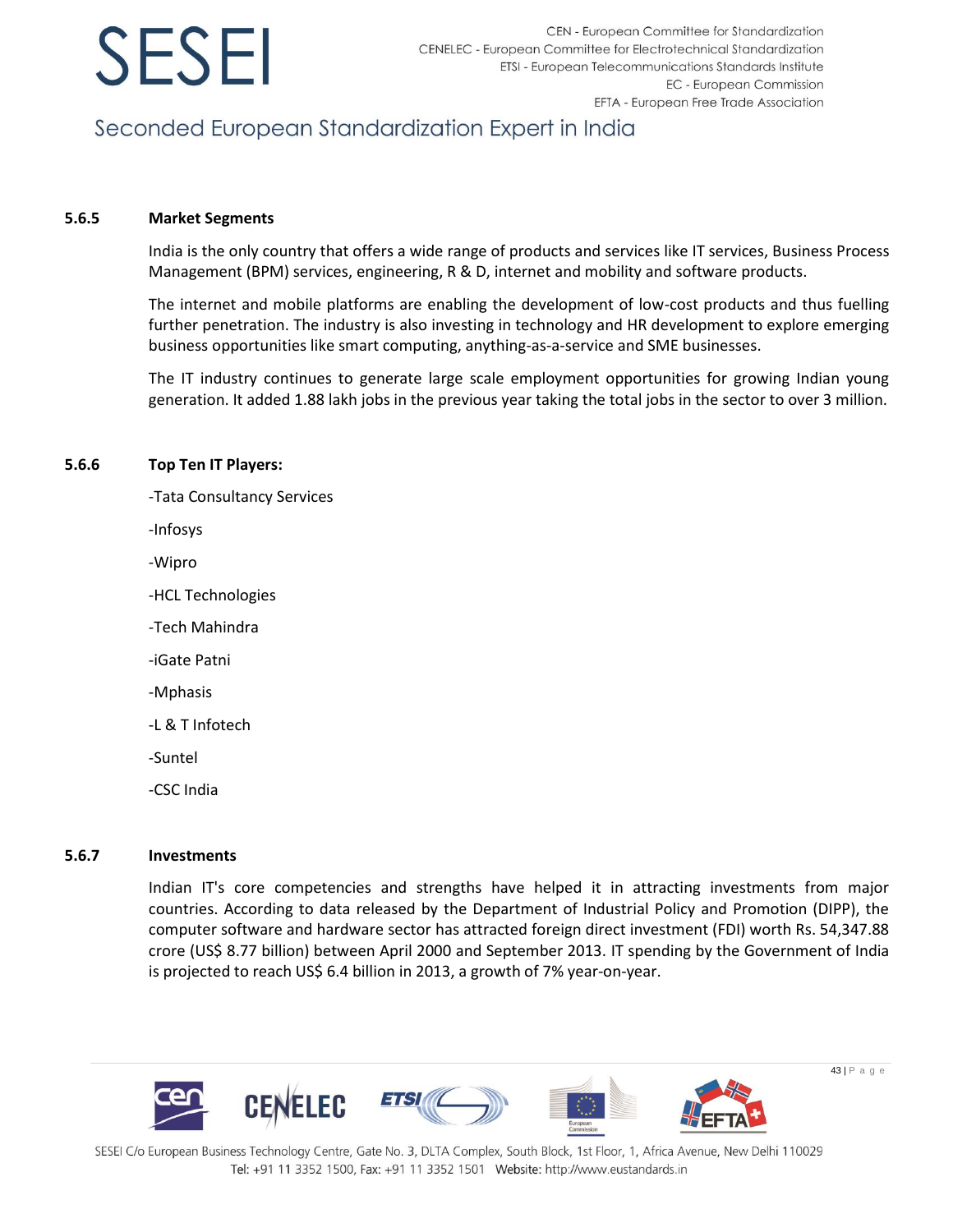### 5.6.5 Market Segments

India is the only country that offers a wide range of products and services like IT services, Business Process Management (BPM) services, engineering, R & D, internet and mobility and software products.

The internet and mobile platforms are enabling the development of low-cost products and thus fuelling further penetration. The industry is also investing in technology and HR development to explore emerging business opportunities like smart computing, anything-as-a-service and SME businesses.

The IT industry continues to generate large scale employment opportunities for growing Indian young generation. It added 1.88 lakh jobs in the previous year taking the total jobs in the sector to over 3 million.

### 5.6.6 Top Ten IT Players:

-Tata Consultancy Services

-Infosys

-Wipro

-HCL Technologies

-Tech Mahindra

-iGate Patni

-Mphasis

-L & T Infotech

-Suntel

-CSC India

### 5.6.7 Investments

Indian IT's core competencies and strengths have helped it in attracting investments from major countries. According to data released by the Department of Industrial Policy and Promotion (DIPP), the computer software and hardware sector has attracted foreign direct investment (FDI) worth Rs. 54,347.88 crore (US$ 8.77 billion) between April 2000 and September 2013. IT spending by the Government of India is projected to reach US$ 6.4 billion in 2013, a growth of 7% year-on-year.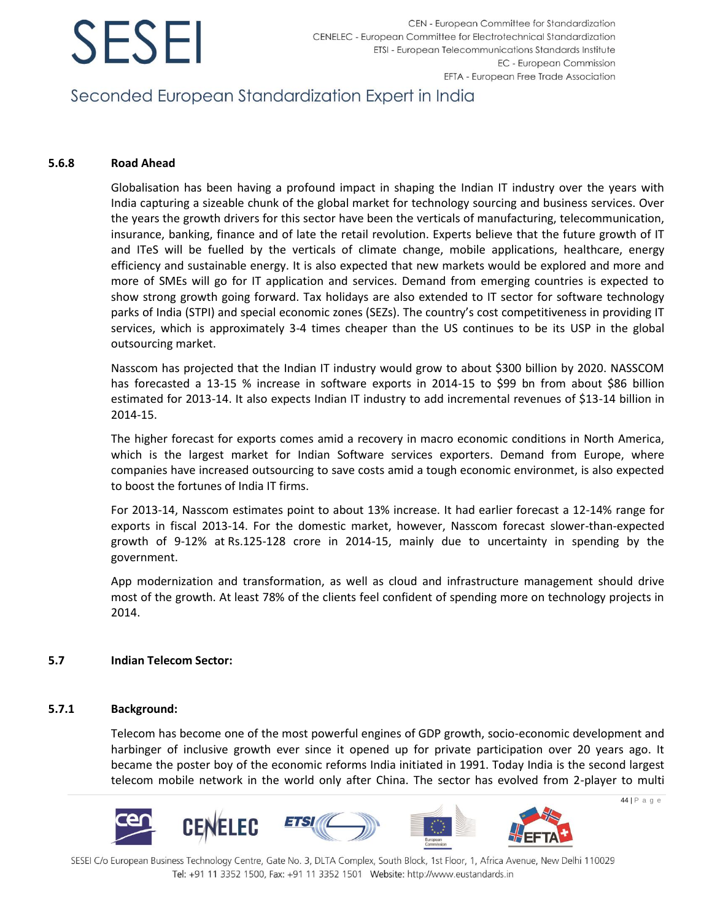### 5.6.8 Road Ahead

Globalisation has been having a profound impact in shaping the Indian IT industry over the years with India capturing a sizeable chunk of the global market for technology sourcing and business services. Over the years the growth drivers for this sector have been the verticals of manufacturing, telecommunication, insurance, banking, finance and of late the retail revolution. Experts believe that the future growth of IT and ITeS will be fuelled by the verticals of climate change, mobile applications, healthcare, energy efficiency and sustainable energy. It is also expected that new markets would be explored and more and more of SMEs will go for IT application and services. Demand from emerging countries is expected to show strong growth going forward. Tax holidays are also extended to IT sector for software technology parks of India (STPI) and special economic zones (SEZs). The country's cost competitiveness in providing IT services, which is approximately 3-4 times cheaper than the US continues to be its USP in the global outsourcing market.

Nasscom has projected that the Indian IT industry would grow to about $300 billion by 2020. NASSCOM has forecasted a 13-15 % increase in software exports in 2014-15 to $99 bn from about $86 billion estimated for 2013-14. It also expects Indian IT industry to add incremental revenues of $13-14 billion in 2014-15.

The higher forecast for exports comes amid a recovery in macro economic conditions in North America, which is the largest market for Indian Software services exporters. Demand from Europe, where companies have increased outsourcing to save costs amid a tough economic environmet, is also expected to boost the fortunes of India IT firms.

For 2013-14, Nasscom estimates point to about 13% increase. It had earlier forecast a 12-14% range for exports in fiscal 2013-14. For the domestic market, however, Nasscom forecast slower-than-expected growth of 9-12% at Rs.125-128 crore in 2014-15, mainly due to uncertainty in spending by the government.

App modernization and transformation, as well as cloud and infrastructure management should drive most of the growth. At least 78% of the clients feel confident of spending more on technology projects in 2014.

## 5.7 Indian Telecom Sector:

### 5.7.1 Background:

Telecom has become one of the most powerful engines of GDP growth, socio-economic development and harbinger of inclusive growth ever since it opened up for private participation over 20 years ago. It became the poster boy of the economic reforms India initiated in 1991. Today India is the second largest telecom mobile network in the world only after China. The sector has evolved from 2-player to multi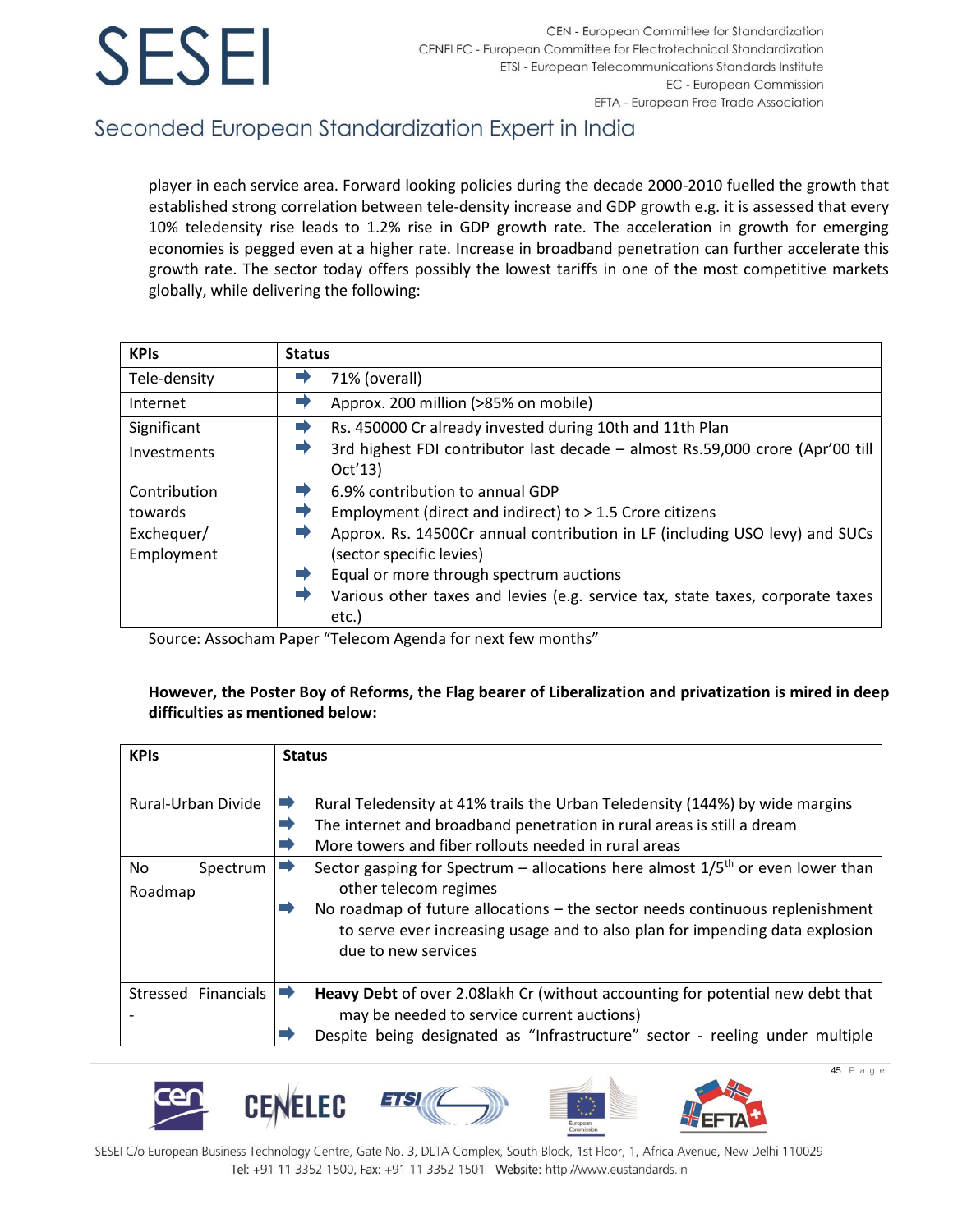player in each service area. Forward looking policies during the decade 2000-2010 fuelled the growth that established strong correlation between tele-density increase and GDP growth e.g. it is assessed that every 10% teledensity rise leads to 1.2% rise in GDP growth rate. The acceleration in growth for emerging economies is pegged even at a higher rate. Increase in broadband penetration can further accelerate this growth rate. The sector today offers possibly the lowest tariffs in one of the most competitive markets globally, while delivering the following:

| KPIs | Status |
|---|---|
| Tele-density | ➡ 71% (overall) |
| Internet | ➡ Approx. 200 million (>85% on mobile) |
| Significant Investments | ➡ Rs. 450000 Cr already invested during 10th and 11th Plan<br>➡ 3rd highest FDI contributor last decade – almost Rs.59,000 crore (Apr'00 till Oct'13) |
| Contribution towards Exchequer/ Employment | ➡ 6.9% contribution to annual GDP<br>➡ Employment (direct and indirect) to > 1.5 Crore citizens<br>➡ Approx. Rs. 14500Cr annual contribution in LF (including USO levy) and SUCs (sector specific levies)<br>➡ Equal or more through spectrum auctions<br>➡ Various other taxes and levies (e.g. service tax, state taxes, corporate taxes etc.) |

Source: Assocham Paper "Telecom Agenda for next few months"

**However, the Poster Boy of Reforms, the Flag bearer of Liberalization and privatization is mired in deep difficulties as mentioned below:**

| KPIs | Status |
|---|---|
| Rural-Urban Divide | ➡ Rural Teledensity at 41% trails the Urban Teledensity (144%) by wide margins<br>➡ The internet and broadband penetration in rural areas is still a dream<br>➡ More towers and fiber rollouts needed in rural areas |
| No Spectrum Roadmap | ➡ Sector gasping for Spectrum – allocations here almost 1/5th or even lower than other telecom regimes<br>➡ No roadmap of future allocations – the sector needs continuous replenishment to serve ever increasing usage and to also plan for impending data explosion due to new services |
| Stressed Financials - | ➡ **Heavy Debt** of over 2.08lakh Cr (without accounting for potential new debt that may be needed to service current auctions)<br>➡ Despite being designated as "Infrastructure" sector - reeling under multiple |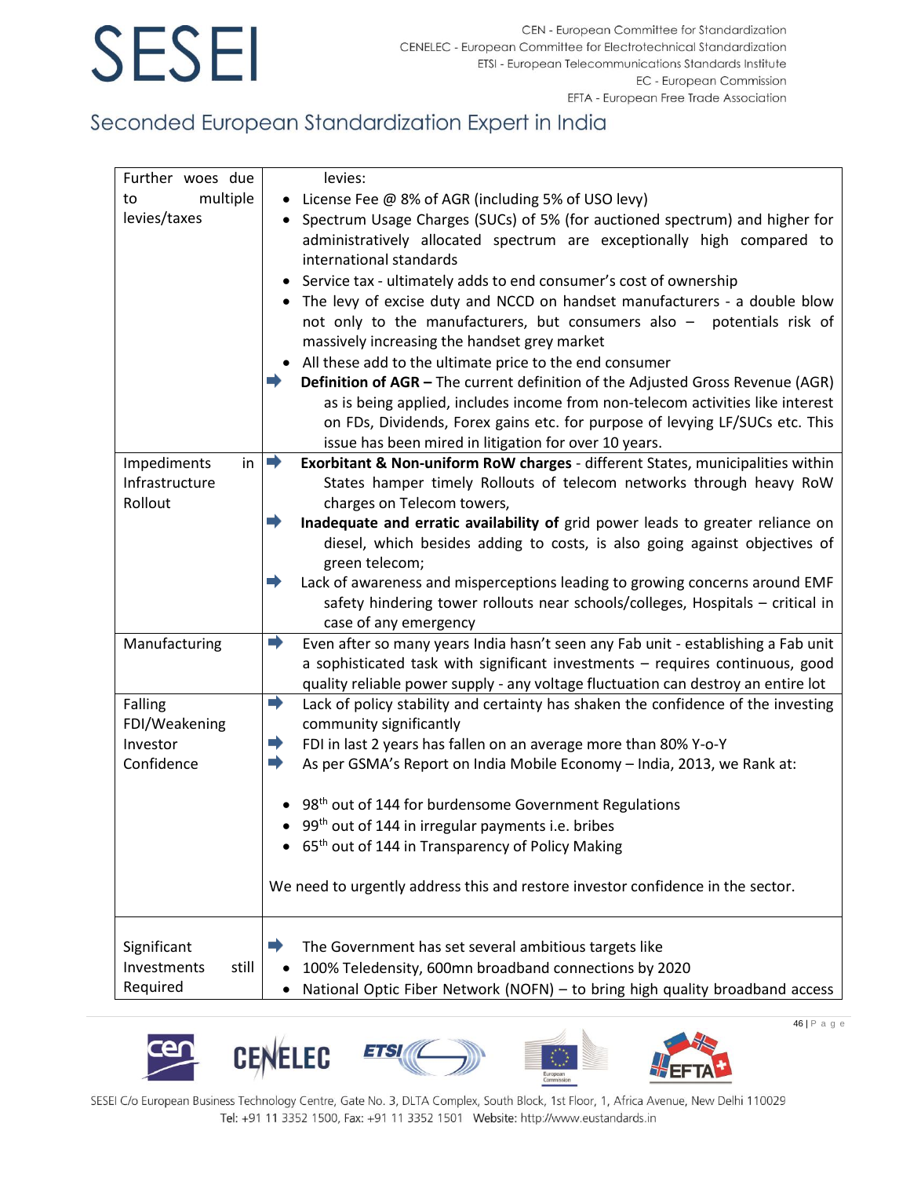| | |
|---|---|
| Further woes due to multiple levies/taxes | levies:<br>• License Fee @ 8% of AGR (including 5% of USO levy)<br>• Spectrum Usage Charges (SUCs) of 5% (for auctioned spectrum) and higher for administratively allocated spectrum are exceptionally high compared to international standards<br>• Service tax - ultimately adds to end consumer's cost of ownership<br>• The levy of excise duty and NCCD on handset manufacturers - a double blow not only to the manufacturers, but consumers also – potentials risk of massively increasing the handset grey market<br>• All these add to the ultimate price to the end consumer<br>➡ **Definition of AGR –** The current definition of the Adjusted Gross Revenue (AGR) as is being applied, includes income from non-telecom activities like interest on FDs, Dividends, Forex gains etc. for purpose of levying LF/SUCs etc. This issue has been mired in litigation for over 10 years. |
| Impediments in Infrastructure Rollout | ➡ **Exorbitant & Non-uniform RoW charges** - different States, municipalities within States hamper timely Rollouts of telecom networks through heavy RoW charges on Telecom towers,<br>➡ **Inadequate and erratic availability of** grid power leads to greater reliance on diesel, which besides adding to costs, is also going against objectives of green telecom;<br>➡ Lack of awareness and misperceptions leading to growing concerns around EMF safety hindering tower rollouts near schools/colleges, Hospitals – critical in case of any emergency |
| Manufacturing | ➡ Even after so many years India hasn't seen any Fab unit - establishing a Fab unit a sophisticated task with significant investments – requires continuous, good quality reliable power supply - any voltage fluctuation can destroy an entire lot |
| Falling FDI/Weakening Investor Confidence | ➡ Lack of policy stability and certainty has shaken the confidence of the investing community significantly<br>➡ FDI in last 2 years has fallen on an average more than 80% Y-o-Y<br>➡ As per GSMA's Report on India Mobile Economy – India, 2013, we Rank at:<br><br>• 98th out of 144 for burdensome Government Regulations<br>• 99th out of 144 in irregular payments i.e. bribes<br>• 65th out of 144 in Transparency of Policy Making<br><br>We need to urgently address this and restore investor confidence in the sector. |
| Significant Investments still Required | ➡ The Government has set several ambitious targets like<br>• 100% Teledensity, 600mn broadband connections by 2020<br>• National Optic Fiber Network (NOFN) – to bring high quality broadband access |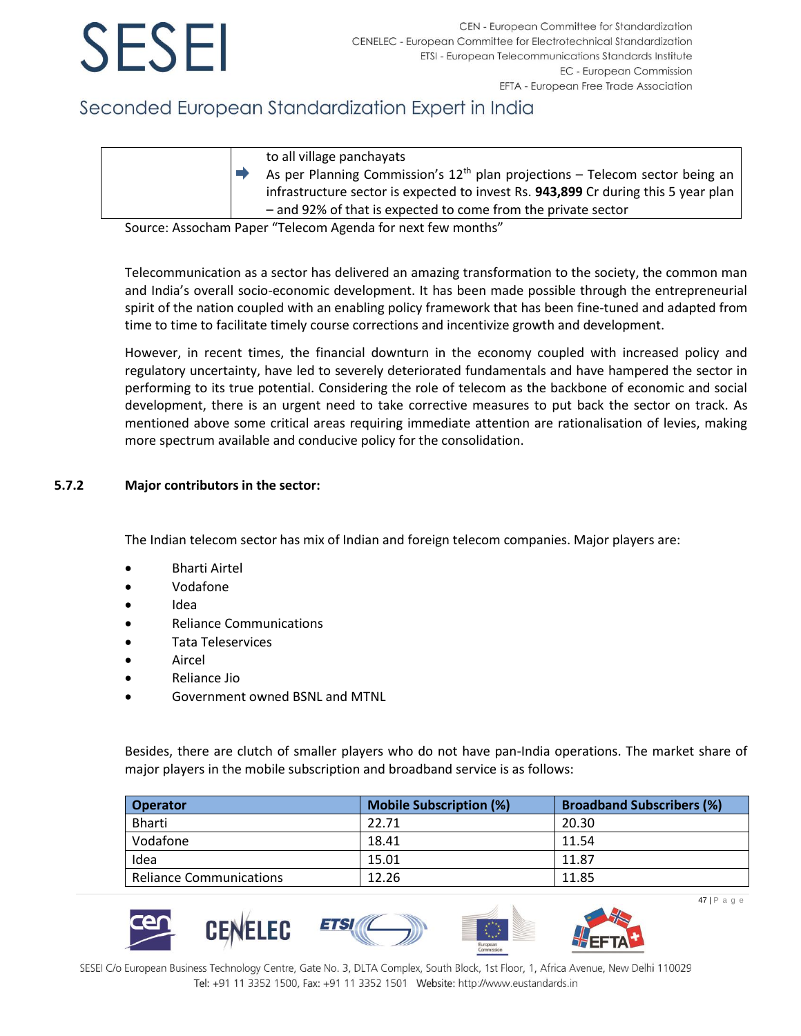| | to all village panchayats |
|---|---|
| | ➡ As per Planning Commission's 12th plan projections – Telecom sector being an infrastructure sector is expected to invest Rs. **943,899** Cr during this 5 year plan – and 92% of that is expected to come from the private sector |

Source: Assocham Paper "Telecom Agenda for next few months"

Telecommunication as a sector has delivered an amazing transformation to the society, the common man and India's overall socio-economic development. It has been made possible through the entrepreneurial spirit of the nation coupled with an enabling policy framework that has been fine-tuned and adapted from time to time to facilitate timely course corrections and incentivize growth and development.

However, in recent times, the financial downturn in the economy coupled with increased policy and regulatory uncertainty, have led to severely deteriorated fundamentals and have hampered the sector in performing to its true potential. Considering the role of telecom as the backbone of economic and social development, there is an urgent need to take corrective measures to put back the sector on track. As mentioned above some critical areas requiring immediate attention are rationalisation of levies, making more spectrum available and conducive policy for the consolidation.

### 5.7.2 Major contributors in the sector:

The Indian telecom sector has mix of Indian and foreign telecom companies. Major players are:

- Bharti Airtel
- Vodafone
- Idea
- Reliance Communications
- Tata Teleservices
- Aircel
- Reliance Jio
- Government owned BSNL and MTNL

Besides, there are clutch of smaller players who do not have pan-India operations. The market share of major players in the mobile subscription and broadband service is as follows:

| Operator | Mobile Subscription (%) | Broadband Subscribers (%) |
|---|---|---|
| Bharti | 22.71 | 20.30 |
| Vodafone | 18.41 | 11.54 |
| Idea | 15.01 | 11.87 |
| Reliance Communications | 12.26 | 11.85 |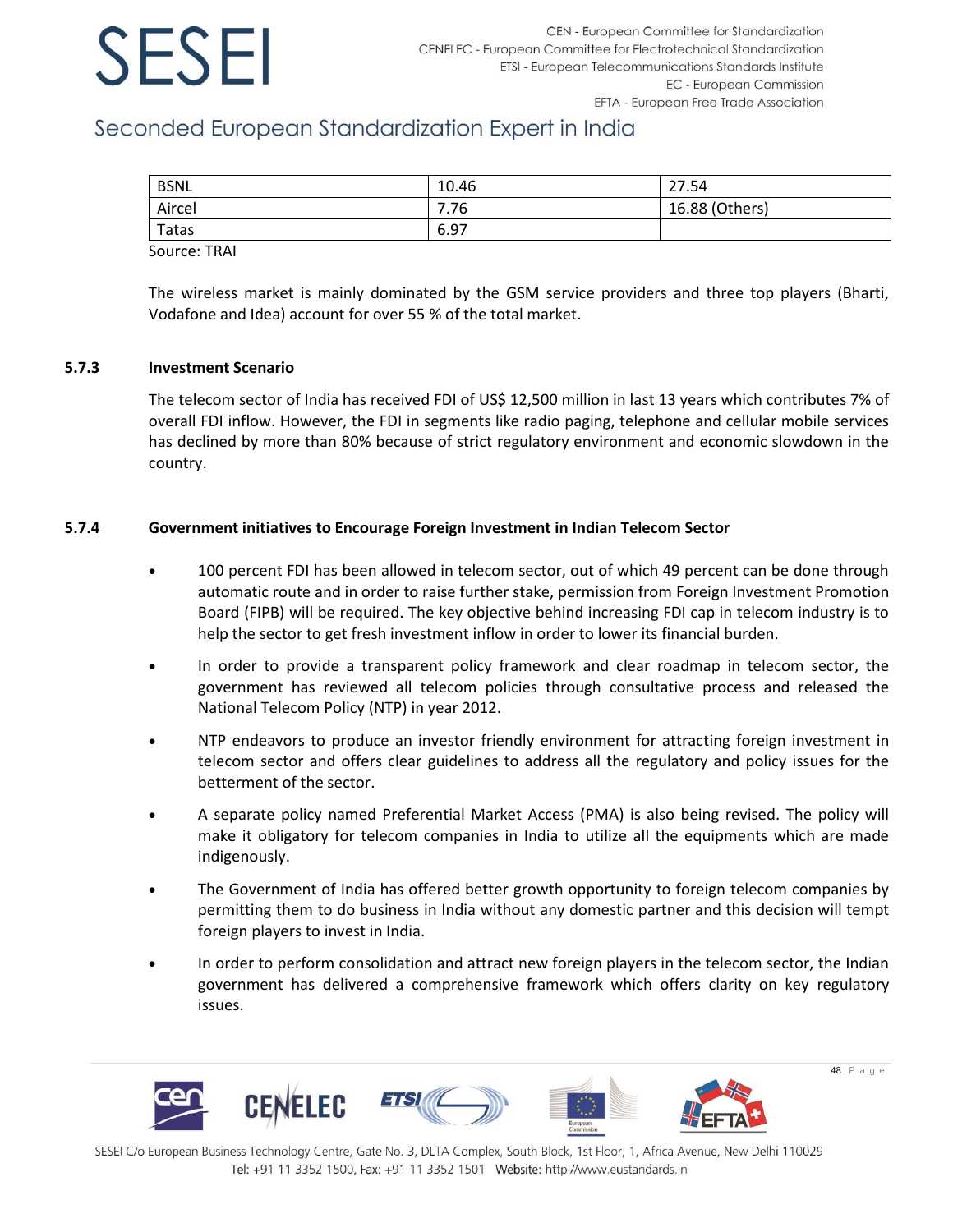| BSNL | 10.46 | 27.54 |
|---|---|---|
| Aircel | 7.76 | 16.88 (Others) |
| Tatas | 6.97 | |

Source: TRAI

The wireless market is mainly dominated by the GSM service providers and three top players (Bharti, Vodafone and Idea) account for over 55 % of the total market.

### 5.7.3 Investment Scenario

The telecom sector of India has received FDI of US$ 12,500 million in last 13 years which contributes 7% of overall FDI inflow. However, the FDI in segments like radio paging, telephone and cellular mobile services has declined by more than 80% because of strict regulatory environment and economic slowdown in the country.

### 5.7.4 Government initiatives to Encourage Foreign Investment in Indian Telecom Sector

- 100 percent FDI has been allowed in telecom sector, out of which 49 percent can be done through automatic route and in order to raise further stake, permission from Foreign Investment Promotion Board (FIPB) will be required. The key objective behind increasing FDI cap in telecom industry is to help the sector to get fresh investment inflow in order to lower its financial burden.
- In order to provide a transparent policy framework and clear roadmap in telecom sector, the government has reviewed all telecom policies through consultative process and released the National Telecom Policy (NTP) in year 2012.
- NTP endeavors to produce an investor friendly environment for attracting foreign investment in telecom sector and offers clear guidelines to address all the regulatory and policy issues for the betterment of the sector.
- A separate policy named Preferential Market Access (PMA) is also being revised. The policy will make it obligatory for telecom companies in India to utilize all the equipments which are made indigenously.
- The Government of India has offered better growth opportunity to foreign telecom companies by permitting them to do business in India without any domestic partner and this decision will tempt foreign players to invest in India.
- In order to perform consolidation and attract new foreign players in the telecom sector, the Indian government has delivered a comprehensive framework which offers clarity on key regulatory issues.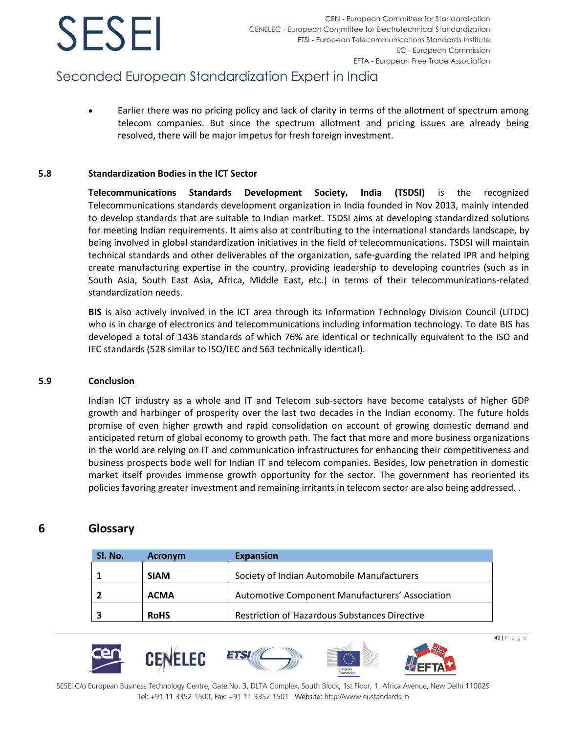- Earlier there was no pricing policy and lack of clarity in terms of the allotment of spectrum among telecom companies. But since the spectrum allotment and pricing issues are already being resolved, there will be major impetus for fresh foreign investment.

### 5.8 Standardization Bodies in the ICT Sector

**Telecommunications Standards Development Society, India (TSDSI)** is the recognized Telecommunications standards development organization in India founded in Nov 2013, mainly intended to develop standards that are suitable to Indian market. TSDSI aims at developing standardized solutions for meeting Indian requirements. It aims also at contributing to the international standards landscape, by being involved in global standardization initiatives in the field of telecommunications. TSDSI will maintain technical standards and other deliverables of the organization, safe-guarding the related IPR and helping create manufacturing expertise in the country, providing leadership to developing countries (such as in South Asia, South East Asia, Africa, Middle East, etc.) in terms of their telecommunications-related standardization needs.

**BIS** is also actively involved in the ICT area through its Information Technology Division Council (LITDC) who is in charge of electronics and telecommunications including information technology. To date BIS has developed a total of 1436 standards of which 76% are identical or technically equivalent to the ISO and IEC standards (528 similar to ISO/IEC and 563 technically identical).

### 5.9 Conclusion

Indian ICT industry as a whole and IT and Telecom sub-sectors have become catalysts of higher GDP growth and harbinger of prosperity over the last two decades in the Indian economy. The future holds promise of even higher growth and rapid consolidation on account of growing domestic demand and anticipated return of global economy to growth path. The fact that more and more business organizations in the world are relying on IT and communication infrastructures for enhancing their competitiveness and business prospects bode well for Indian IT and telecom companies. Besides, low penetration in domestic market itself provides immense growth opportunity for the sector. The government has reoriented its policies favoring greater investment and remaining irritants in telecom sector are also being addressed. .

## 6 Glossary

| Sl. No. | Acronym | Expansion |
|---|---|---|
| **1** | **SIAM** | Society of Indian Automobile Manufacturers |
| **2** | **ACMA** | Automotive Component Manufacturers' Association |
| **3** | **RoHS** | Restriction of Hazardous Substances Directive |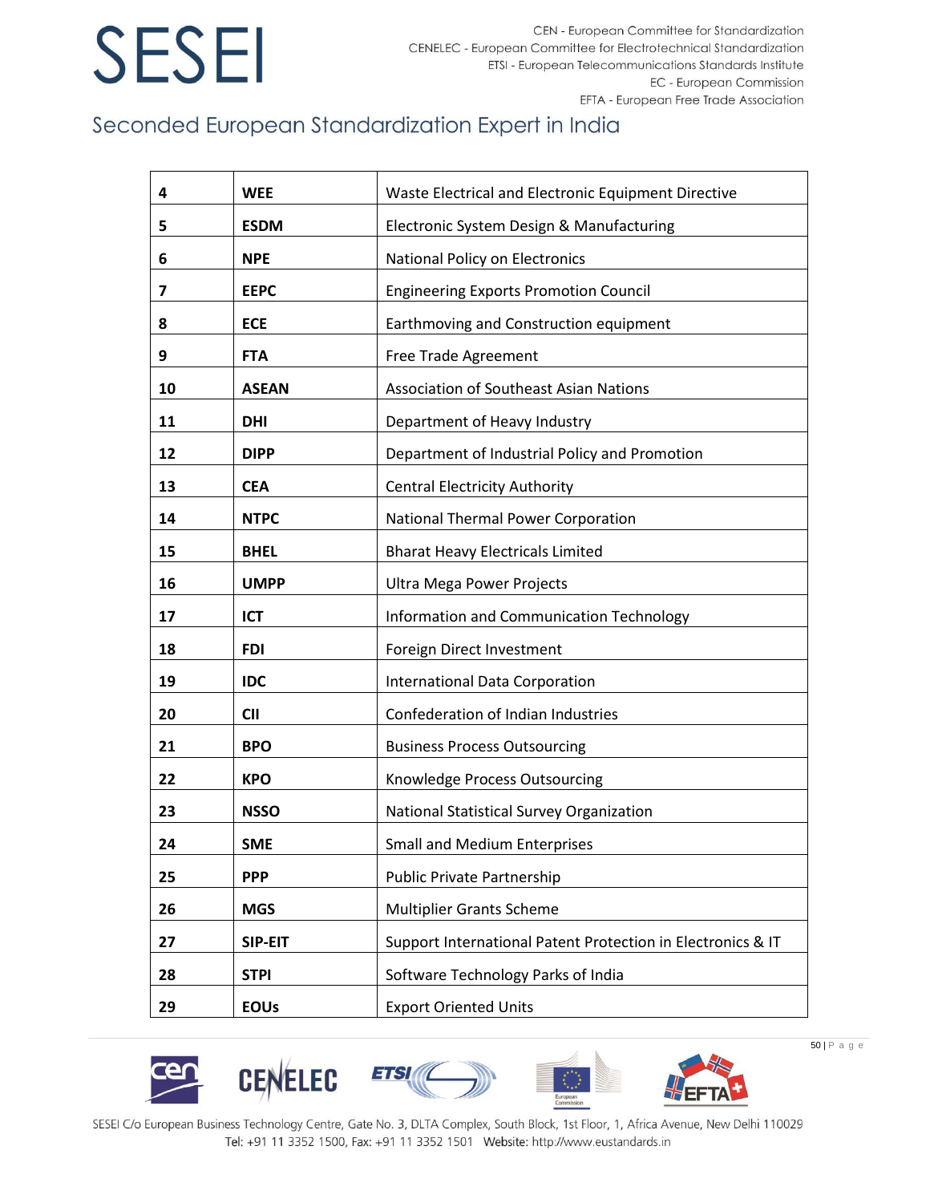| 4 | WEE | Waste Electrical and Electronic Equipment Directive |
|---|---|---|
| 5 | ESDM | Electronic System Design & Manufacturing |
| 6 | NPE | National Policy on Electronics |
| 7 | EEPC | Engineering Exports Promotion Council |
| 8 | ECE | Earthmoving and Construction equipment |
| 9 | FTA | Free Trade Agreement |
| 10 | ASEAN | Association of Southeast Asian Nations |
| 11 | DHI | Department of Heavy Industry |
| 12 | DIPP | Department of Industrial Policy and Promotion |
| 13 | CEA | Central Electricity Authority |
| 14 | NTPC | National Thermal Power Corporation |
| 15 | BHEL | Bharat Heavy Electricals Limited |
| 16 | UMPP | Ultra Mega Power Projects |
| 17 | ICT | Information and Communication Technology |
| 18 | FDI | Foreign Direct Investment |
| 19 | IDC | International Data Corporation |
| 20 | CII | Confederation of Indian Industries |
| 21 | BPO | Business Process Outsourcing |
| 22 | KPO | Knowledge Process Outsourcing |
| 23 | NSSO | National Statistical Survey Organization |
| 24 | SME | Small and Medium Enterprises |
| 25 | PPP | Public Private Partnership |
| 26 | MGS | Multiplier Grants Scheme |
| 27 | SIP-EIT | Support International Patent Protection in Electronics & IT |
| 28 | STPI | Software Technology Parks of India |
| 29 | EOUs | Export Oriented Units |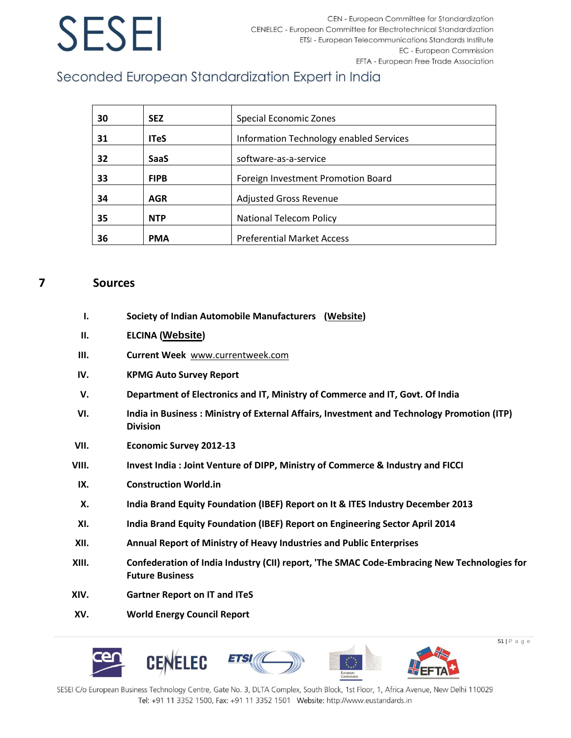| 30 | SEZ | Special Economic Zones |
|---|---|---|
| 31 | ITeS | Information Technology enabled Services |
| 32 | SaaS | software-as-a-service |
| 33 | FIPB | Foreign Investment Promotion Board |
| 34 | AGR | Adjusted Gross Revenue |
| 35 | NTP | National Telecom Policy |
| 36 | PMA | Preferential Market Access |

# 7 Sources

I. **Society of Indian Automobile Manufacturers (Website)**

II. **ELCINA (Website)**

III. **Current Week** www.currentweek.com

IV. **KPMG Auto Survey Report**

V. **Department of Electronics and IT, Ministry of Commerce and IT, Govt. Of India**

VI. **India in Business : Ministry of External Affairs, Investment and Technology Promotion (ITP) Division**

VII. **Economic Survey 2012-13**

VIII. **Invest India : Joint Venture of DIPP, Ministry of Commerce & Industry and FICCI**

IX. **Construction World.in**

X. **India Brand Equity Foundation (IBEF) Report on It & ITES Industry December 2013**

XI. **India Brand Equity Foundation (IBEF) Report on Engineering Sector April 2014**

XII. **Annual Report of Ministry of Heavy Industries and Public Enterprises**

XIII. **Confederation of India Industry (CII) report, 'The SMAC Code-Embracing New Technologies for Future Business**

XIV. **Gartner Report on IT and ITeS**

XV. **World Energy Council Report**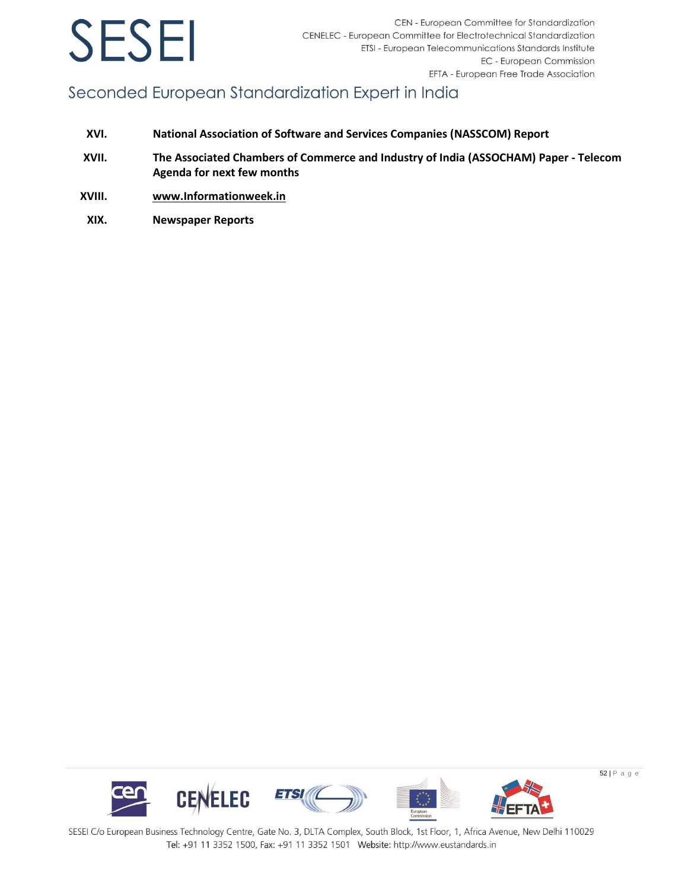XVI. **National Association of Software and Services Companies (NASSCOM) Report**

XVII. **The Associated Chambers of Commerce and Industry of India (ASSOCHAM) Paper - Telecom Agenda for next few months**

XVIII. **www.Informationweek.in**

XIX. **Newspaper Reports**